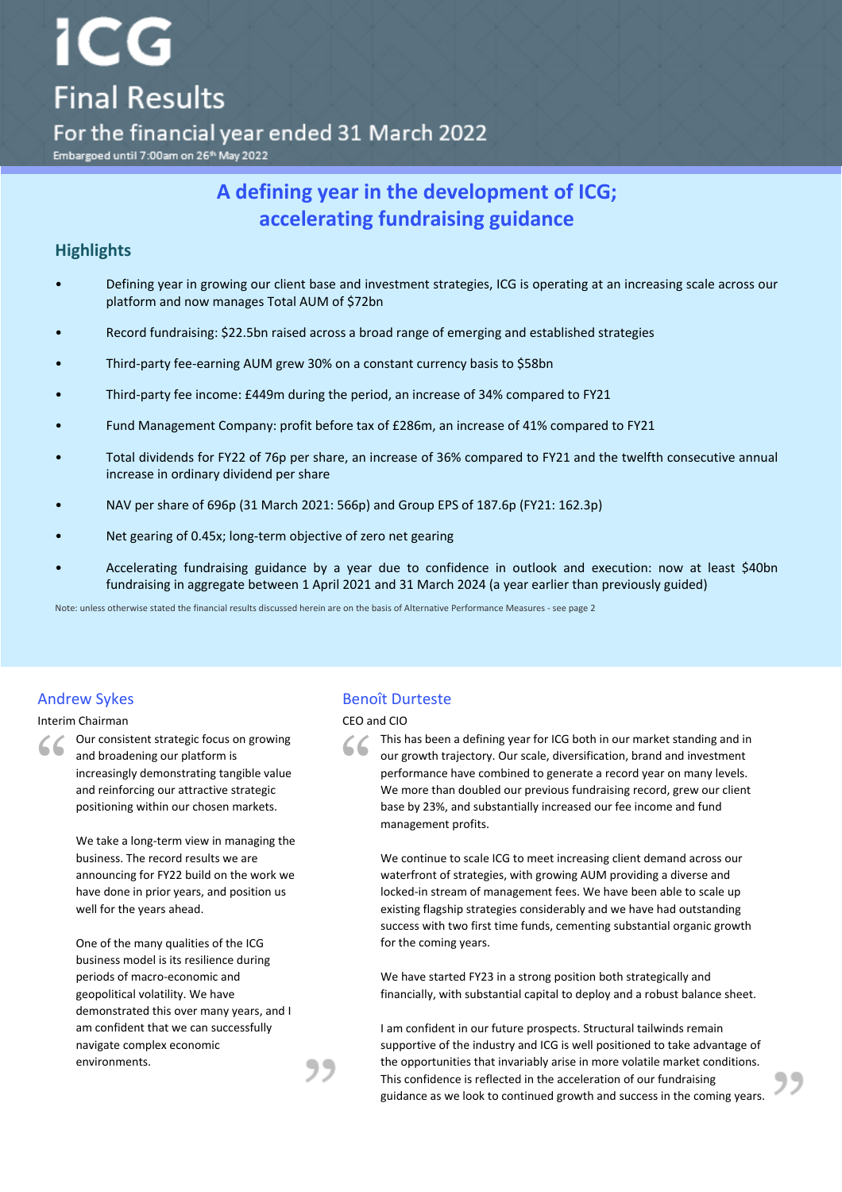# ICG

## Final Results

### For the financial year ended 31 March 2022

Embargoed until 7:00am on 26th May 2022

## A defining year in the development of ICG; accelerating fundraising guidance

### Highlights

- Defining year in growing our client base and investment strategies, ICG is operating at an increasing scale across our platform and now manages Total AUM of $72bn
- Record fundraising: $22.5bn raised across a broad range of emerging and established strategies
- Third-party fee-earning AUM grew 30% on a constant currency basis to $58bn
- Third-party fee income: £449m during the period, an increase of 34% compared to FY21
- Fund Management Company: profit before tax of £286m, an increase of 41% compared to FY21
- Total dividends for FY22 of 76p per share, an increase of 36% compared to FY21 and the twelfth consecutive annual increase in ordinary dividend per share
- NAV per share of 696p (31 March 2021: 566p) and Group EPS of 187.6p (FY21: 162.3p)
- Net gearing of 0.45x; long-term objective of zero net gearing
- Accelerating fundraising guidance by a year due to confidence in outlook and execution: now at least $40bn fundraising in aggregate between 1 April 2021 and 31 March 2024 (a year earlier than previously guided)

Note: unless otherwise stated the financial results discussed herein are on the basis of Alternative Performance Measures - see page 2

### Andrew Sykes

Interim Chairman

> Our consistent strategic focus on growing and broadening our platform is increasingly demonstrating tangible value and reinforcing our attractive strategic positioning within our chosen markets.
>
> We take a long-term view in managing the business. The record results we are announcing for FY22 build on the work we have done in prior years, and position us well for the years ahead.
>
> One of the many qualities of the ICG business model is its resilience during periods of macro-economic and geopolitical volatility. We have demonstrated this over many years, and I am confident that we can successfully navigate complex economic environments.

### Benoît Durteste

CEO and CIO

> This has been a defining year for ICG both in our market standing and in our growth trajectory. Our scale, diversification, brand and investment performance have combined to generate a record year on many levels. We more than doubled our previous fundraising record, grew our client base by 23%, and substantially increased our fee income and fund management profits.
>
> We continue to scale ICG to meet increasing client demand across our waterfront of strategies, with growing AUM providing a diverse and locked-in stream of management fees. We have been able to scale up existing flagship strategies considerably and we have had outstanding success with two first time funds, cementing substantial organic growth for the coming years.
>
> We have started FY23 in a strong position both strategically and financially, with substantial capital to deploy and a robust balance sheet.
>
> I am confident in our future prospects. Structural tailwinds remain supportive of the industry and ICG is well positioned to take advantage of the opportunities that invariably arise in more volatile market conditions. This confidence is reflected in the acceleration of our fundraising guidance as we look to continued growth and success in the coming years.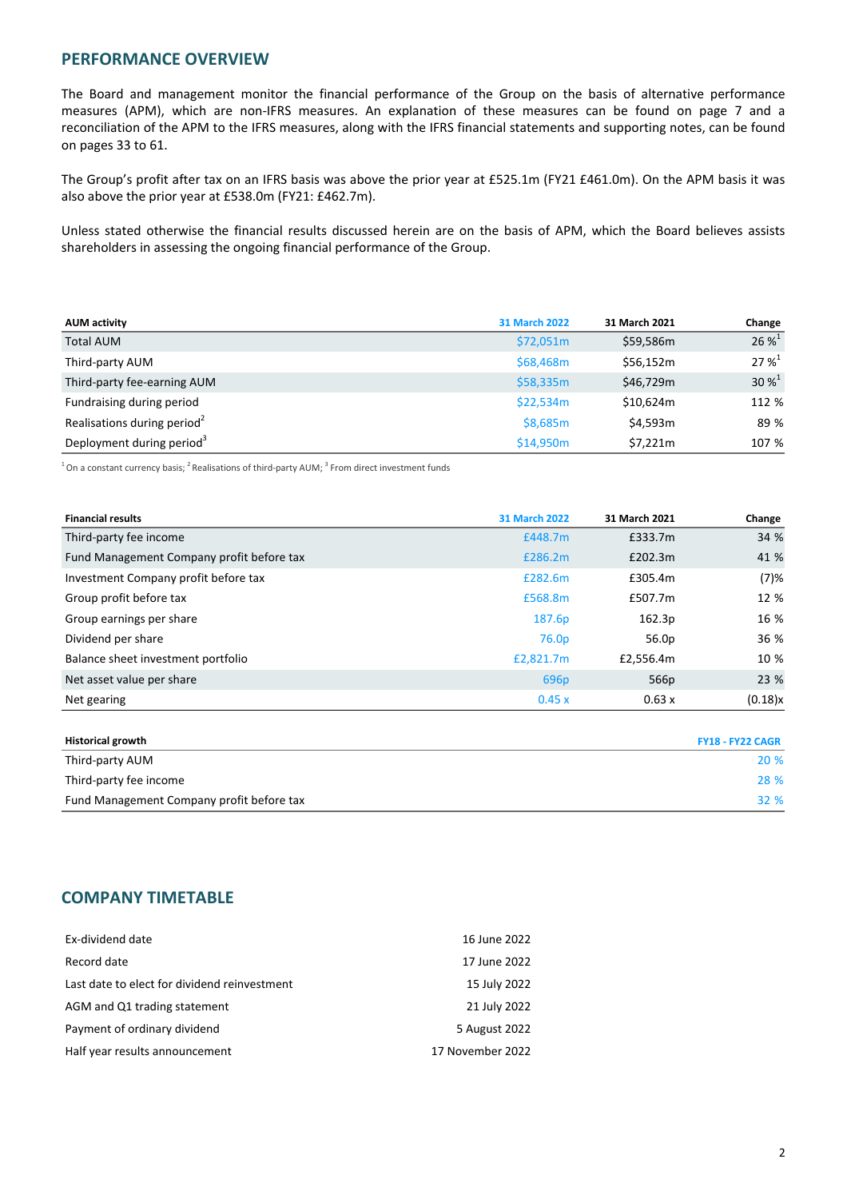## PERFORMANCE OVERVIEW

The Board and management monitor the financial performance of the Group on the basis of alternative performance measures (APM), which are non-IFRS measures. An explanation of these measures can be found on page 7 and a reconciliation of the APM to the IFRS measures, along with the IFRS financial statements and supporting notes, can be found on pages 33 to 61.

The Group's profit after tax on an IFRS basis was above the prior year at £525.1m (FY21 £461.0m). On the APM basis it was also above the prior year at £538.0m (FY21: £462.7m).

Unless stated otherwise the financial results discussed herein are on the basis of APM, which the Board believes assists shareholders in assessing the ongoing financial performance of the Group.

| AUM activity | 31 March 2022 | 31 March 2021 | Change |
|---|---|---|---|
| Total AUM | $72,051m | $59,586m | 26 %[1] |
| Third-party AUM | $68,468m | $56,152m | 27 %[1] |
| Third-party fee-earning AUM | $58,335m | $46,729m | 30 %[1] |
| Fundraising during period | $22,534m | $10,624m | 112 % |
| Realisations during period[2] | $8,685m | $4,593m | 89 % |
| Deployment during period[3] | $14,950m | $7,221m | 107 % |

[1] On a constant currency basis; [2] Realisations of third-party AUM; [3] From direct investment funds

| Financial results | 31 March 2022 | 31 March 2021 | Change |
|---|---|---|---|
| Third-party fee income | £448.7m | £333.7m | 34 % |
| Fund Management Company profit before tax | £286.2m | £202.3m | 41 % |
| Investment Company profit before tax | £282.6m | £305.4m | (7)% |
| Group profit before tax | £568.8m | £507.7m | 12 % |
| Group earnings per share | 187.6p | 162.3p | 16 % |
| Dividend per share | 76.0p | 56.0p | 36 % |
| Balance sheet investment portfolio | £2,821.7m | £2,556.4m | 10 % |
| Net asset value per share | 696p | 566p | 23 % |
| Net gearing | 0.45 x | 0.63 x | (0.18)x |

| Historical growth | FY18 - FY22 CAGR |
|---|---|
| Third-party AUM | 20 % |
| Third-party fee income | 28 % |
| Fund Management Company profit before tax | 32 % |

## COMPANY TIMETABLE

| | |
|---|---|
| Ex-dividend date | 16 June 2022 |
| Record date | 17 June 2022 |
| Last date to elect for dividend reinvestment | 15 July 2022 |
| AGM and Q1 trading statement | 21 July 2022 |
| Payment of ordinary dividend | 5 August 2022 |
| Half year results announcement | 17 November 2022 |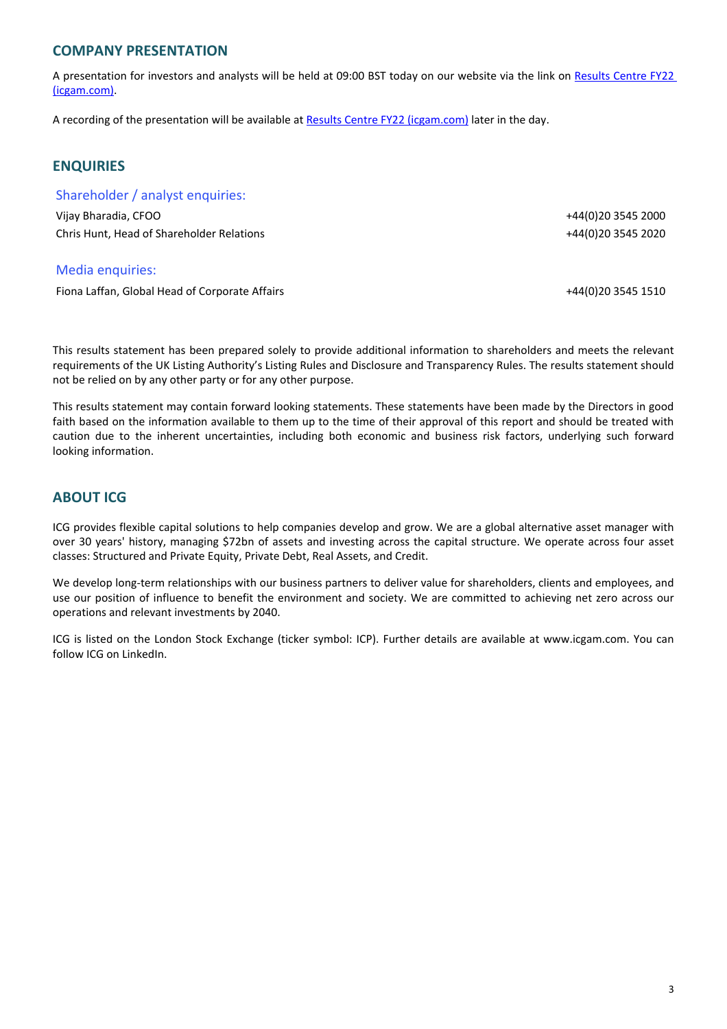## COMPANY PRESENTATION

A presentation for investors and analysts will be held at 09:00 BST today on our website via the link on [Results Centre FY22 (icgam.com)](Results Centre FY22 (icgam.com)).

A recording of the presentation will be available at [Results Centre FY22 (icgam.com)](Results Centre FY22 (icgam.com)) later in the day.

## ENQUIRIES

### Shareholder / analyst enquiries:

| | |
|---|---|
| Vijay Bharadia, CFOO | +44(0)20 3545 2000 |
| Chris Hunt, Head of Shareholder Relations | +44(0)20 3545 2020 |

### Media enquiries:

| | |
|---|---|
| Fiona Laffan, Global Head of Corporate Affairs | +44(0)20 3545 1510 |

This results statement has been prepared solely to provide additional information to shareholders and meets the relevant requirements of the UK Listing Authority's Listing Rules and Disclosure and Transparency Rules. The results statement should not be relied on by any other party or for any other purpose.

This results statement may contain forward looking statements. These statements have been made by the Directors in good faith based on the information available to them up to the time of their approval of this report and should be treated with caution due to the inherent uncertainties, including both economic and business risk factors, underlying such forward looking information.

## ABOUT ICG

ICG provides flexible capital solutions to help companies develop and grow. We are a global alternative asset manager with over 30 years' history, managing $72bn of assets and investing across the capital structure. We operate across four asset classes: Structured and Private Equity, Private Debt, Real Assets, and Credit.

We develop long-term relationships with our business partners to deliver value for shareholders, clients and employees, and use our position of influence to benefit the environment and society. We are committed to achieving net zero across our operations and relevant investments by 2040.

ICG is listed on the London Stock Exchange (ticker symbol: ICP). Further details are available at www.icgam.com. You can follow ICG on LinkedIn.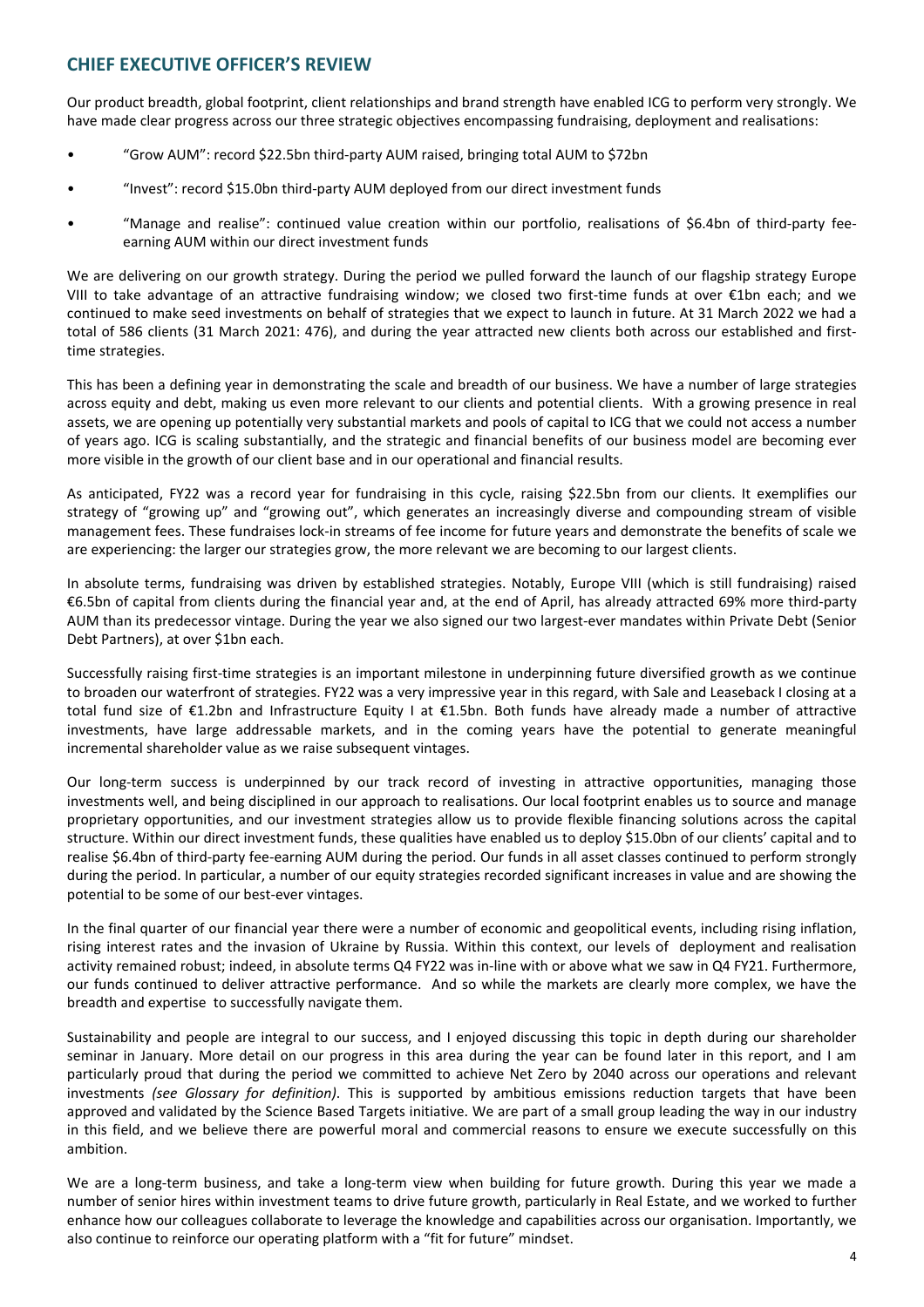## CHIEF EXECUTIVE OFFICER'S REVIEW

Our product breadth, global footprint, client relationships and brand strength have enabled ICG to perform very strongly. We have made clear progress across our three strategic objectives encompassing fundraising, deployment and realisations:

- "Grow AUM": record $22.5bn third-party AUM raised, bringing total AUM to $72bn
- "Invest": record $15.0bn third-party AUM deployed from our direct investment funds
- "Manage and realise": continued value creation within our portfolio, realisations of $6.4bn of third-party fee-earning AUM within our direct investment funds

We are delivering on our growth strategy. During the period we pulled forward the launch of our flagship strategy Europe VIII to take advantage of an attractive fundraising window; we closed two first-time funds at over €1bn each; and we continued to make seed investments on behalf of strategies that we expect to launch in future. At 31 March 2022 we had a total of 586 clients (31 March 2021: 476), and during the year attracted new clients both across our established and first-time strategies.

This has been a defining year in demonstrating the scale and breadth of our business. We have a number of large strategies across equity and debt, making us even more relevant to our clients and potential clients. With a growing presence in real assets, we are opening up potentially very substantial markets and pools of capital to ICG that we could not access a number of years ago. ICG is scaling substantially, and the strategic and financial benefits of our business model are becoming ever more visible in the growth of our client base and in our operational and financial results.

As anticipated, FY22 was a record year for fundraising in this cycle, raising $22.5bn from our clients. It exemplifies our strategy of "growing up" and "growing out", which generates an increasingly diverse and compounding stream of visible management fees. These fundraises lock-in streams of fee income for future years and demonstrate the benefits of scale we are experiencing: the larger our strategies grow, the more relevant we are becoming to our largest clients.

In absolute terms, fundraising was driven by established strategies. Notably, Europe VIII (which is still fundraising) raised €6.5bn of capital from clients during the financial year and, at the end of April, has already attracted 69% more third-party AUM than its predecessor vintage. During the year we also signed our two largest-ever mandates within Private Debt (Senior Debt Partners), at over $1bn each.

Successfully raising first-time strategies is an important milestone in underpinning future diversified growth as we continue to broaden our waterfront of strategies. FY22 was a very impressive year in this regard, with Sale and Leaseback I closing at a total fund size of €1.2bn and Infrastructure Equity I at €1.5bn. Both funds have already made a number of attractive investments, have large addressable markets, and in the coming years have the potential to generate meaningful incremental shareholder value as we raise subsequent vintages.

Our long-term success is underpinned by our track record of investing in attractive opportunities, managing those investments well, and being disciplined in our approach to realisations. Our local footprint enables us to source and manage proprietary opportunities, and our investment strategies allow us to provide flexible financing solutions across the capital structure. Within our direct investment funds, these qualities have enabled us to deploy $15.0bn of our clients' capital and to realise $6.4bn of third-party fee-earning AUM during the period. Our funds in all asset classes continued to perform strongly during the period. In particular, a number of our equity strategies recorded significant increases in value and are showing the potential to be some of our best-ever vintages.

In the final quarter of our financial year there were a number of economic and geopolitical events, including rising inflation, rising interest rates and the invasion of Ukraine by Russia. Within this context, our levels of deployment and realisation activity remained robust; indeed, in absolute terms Q4 FY22 was in-line with or above what we saw in Q4 FY21. Furthermore, our funds continued to deliver attractive performance. And so while the markets are clearly more complex, we have the breadth and expertise to successfully navigate them.

Sustainability and people are integral to our success, and I enjoyed discussing this topic in depth during our shareholder seminar in January. More detail on our progress in this area during the year can be found later in this report, and I am particularly proud that during the period we committed to achieve Net Zero by 2040 across our operations and relevant investments *(see Glossary for definition)*. This is supported by ambitious emissions reduction targets that have been approved and validated by the Science Based Targets initiative. We are part of a small group leading the way in our industry in this field, and we believe there are powerful moral and commercial reasons to ensure we execute successfully on this ambition.

We are a long-term business, and take a long-term view when building for future growth. During this year we made a number of senior hires within investment teams to drive future growth, particularly in Real Estate, and we worked to further enhance how our colleagues collaborate to leverage the knowledge and capabilities across our organisation. Importantly, we also continue to reinforce our operating platform with a "fit for future" mindset.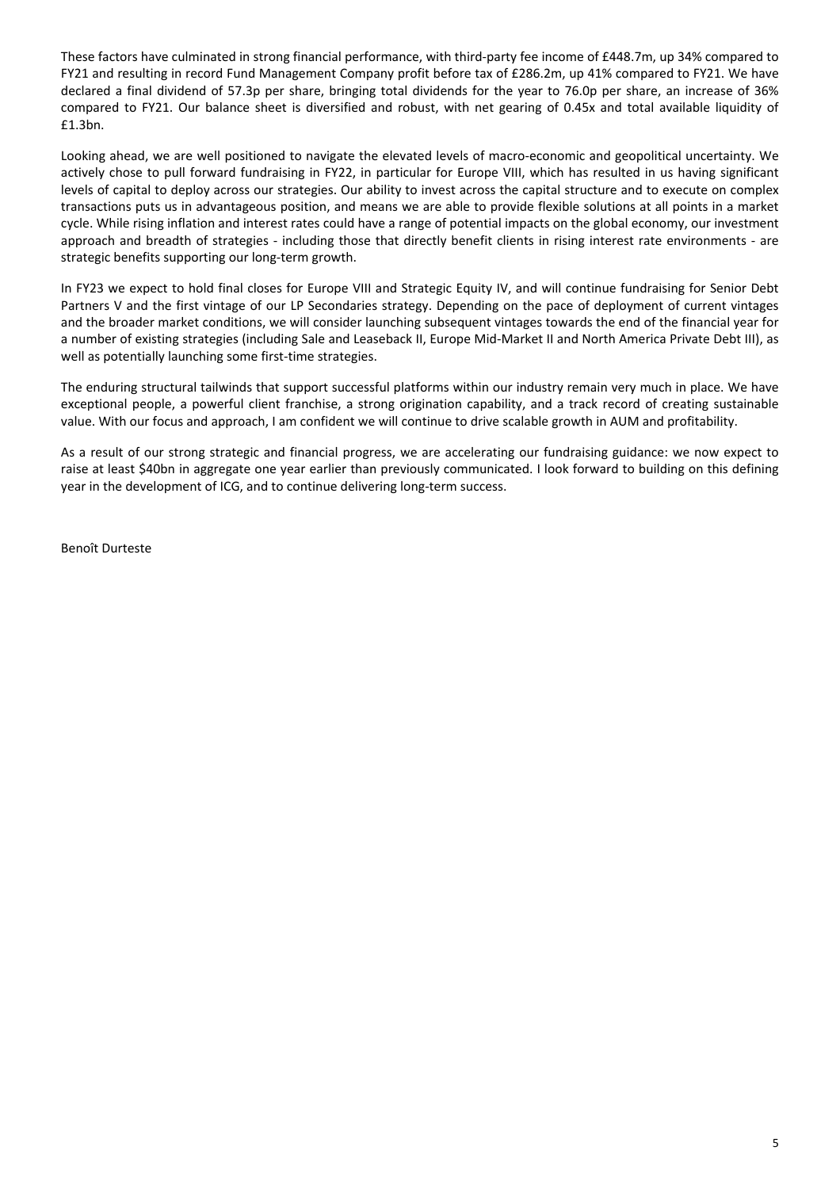These factors have culminated in strong financial performance, with third-party fee income of £448.7m, up 34% compared to FY21 and resulting in record Fund Management Company profit before tax of £286.2m, up 41% compared to FY21. We have declared a final dividend of 57.3p per share, bringing total dividends for the year to 76.0p per share, an increase of 36% compared to FY21. Our balance sheet is diversified and robust, with net gearing of 0.45x and total available liquidity of £1.3bn.

Looking ahead, we are well positioned to navigate the elevated levels of macro-economic and geopolitical uncertainty. We actively chose to pull forward fundraising in FY22, in particular for Europe VIII, which has resulted in us having significant levels of capital to deploy across our strategies. Our ability to invest across the capital structure and to execute on complex transactions puts us in advantageous position, and means we are able to provide flexible solutions at all points in a market cycle. While rising inflation and interest rates could have a range of potential impacts on the global economy, our investment approach and breadth of strategies - including those that directly benefit clients in rising interest rate environments - are strategic benefits supporting our long-term growth.

In FY23 we expect to hold final closes for Europe VIII and Strategic Equity IV, and will continue fundraising for Senior Debt Partners V and the first vintage of our LP Secondaries strategy. Depending on the pace of deployment of current vintages and the broader market conditions, we will consider launching subsequent vintages towards the end of the financial year for a number of existing strategies (including Sale and Leaseback II, Europe Mid-Market II and North America Private Debt III), as well as potentially launching some first-time strategies.

The enduring structural tailwinds that support successful platforms within our industry remain very much in place. We have exceptional people, a powerful client franchise, a strong origination capability, and a track record of creating sustainable value. With our focus and approach, I am confident we will continue to drive scalable growth in AUM and profitability.

As a result of our strong strategic and financial progress, we are accelerating our fundraising guidance: we now expect to raise at least $40bn in aggregate one year earlier than previously communicated. I look forward to building on this defining year in the development of ICG, and to continue delivering long-term success.

Benoît Durteste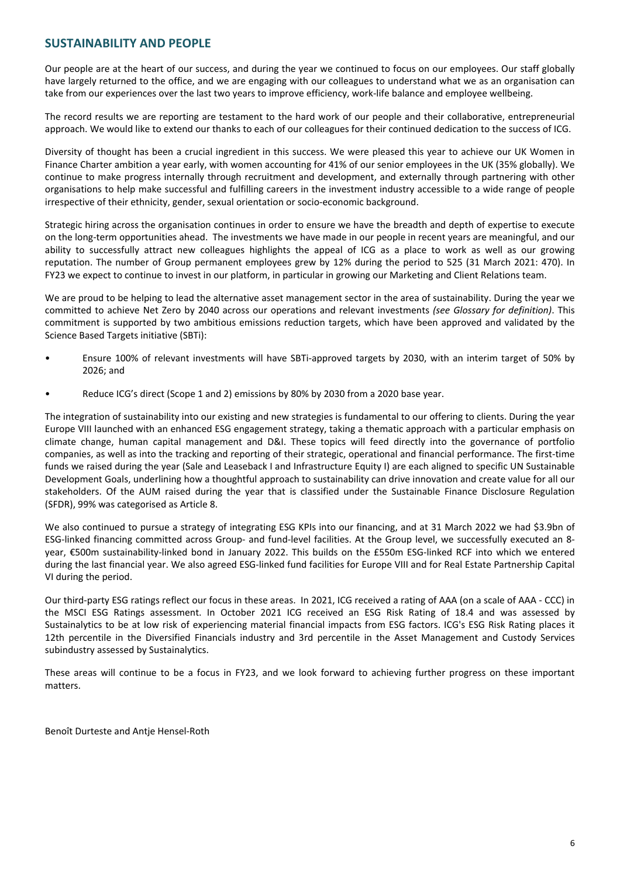## SUSTAINABILITY AND PEOPLE

Our people are at the heart of our success, and during the year we continued to focus on our employees. Our staff globally have largely returned to the office, and we are engaging with our colleagues to understand what we as an organisation can take from our experiences over the last two years to improve efficiency, work-life balance and employee wellbeing.

The record results we are reporting are testament to the hard work of our people and their collaborative, entrepreneurial approach. We would like to extend our thanks to each of our colleagues for their continued dedication to the success of ICG.

Diversity of thought has been a crucial ingredient in this success. We were pleased this year to achieve our UK Women in Finance Charter ambition a year early, with women accounting for 41% of our senior employees in the UK (35% globally). We continue to make progress internally through recruitment and development, and externally through partnering with other organisations to help make successful and fulfilling careers in the investment industry accessible to a wide range of people irrespective of their ethnicity, gender, sexual orientation or socio-economic background.

Strategic hiring across the organisation continues in order to ensure we have the breadth and depth of expertise to execute on the long-term opportunities ahead. The investments we have made in our people in recent years are meaningful, and our ability to successfully attract new colleagues highlights the appeal of ICG as a place to work as well as our growing reputation. The number of Group permanent employees grew by 12% during the period to 525 (31 March 2021: 470). In FY23 we expect to continue to invest in our platform, in particular in growing our Marketing and Client Relations team.

We are proud to be helping to lead the alternative asset management sector in the area of sustainability. During the year we committed to achieve Net Zero by 2040 across our operations and relevant investments *(see Glossary for definition)*. This commitment is supported by two ambitious emissions reduction targets, which have been approved and validated by the Science Based Targets initiative (SBTi):

- Ensure 100% of relevant investments will have SBTi-approved targets by 2030, with an interim target of 50% by 2026; and
- Reduce ICG's direct (Scope 1 and 2) emissions by 80% by 2030 from a 2020 base year.

The integration of sustainability into our existing and new strategies is fundamental to our offering to clients. During the year Europe VIII launched with an enhanced ESG engagement strategy, taking a thematic approach with a particular emphasis on climate change, human capital management and D&I. These topics will feed directly into the governance of portfolio companies, as well as into the tracking and reporting of their strategic, operational and financial performance. The first-time funds we raised during the year (Sale and Leaseback I and Infrastructure Equity I) are each aligned to specific UN Sustainable Development Goals, underlining how a thoughtful approach to sustainability can drive innovation and create value for all our stakeholders. Of the AUM raised during the year that is classified under the Sustainable Finance Disclosure Regulation (SFDR), 99% was categorised as Article 8.

We also continued to pursue a strategy of integrating ESG KPIs into our financing, and at 31 March 2022 we had $3.9bn of ESG-linked financing committed across Group- and fund-level facilities. At the Group level, we successfully executed an 8-year, €500m sustainability-linked bond in January 2022. This builds on the £550m ESG-linked RCF into which we entered during the last financial year. We also agreed ESG-linked fund facilities for Europe VIII and for Real Estate Partnership Capital VI during the period.

Our third-party ESG ratings reflect our focus in these areas. In 2021, ICG received a rating of AAA (on a scale of AAA - CCC) in the MSCI ESG Ratings assessment. In October 2021 ICG received an ESG Risk Rating of 18.4 and was assessed by Sustainalytics to be at low risk of experiencing material financial impacts from ESG factors. ICG's ESG Risk Rating places it 12th percentile in the Diversified Financials industry and 3rd percentile in the Asset Management and Custody Services subindustry assessed by Sustainalytics.

These areas will continue to be a focus in FY23, and we look forward to achieving further progress on these important matters.

Benoît Durteste and Antje Hensel-Roth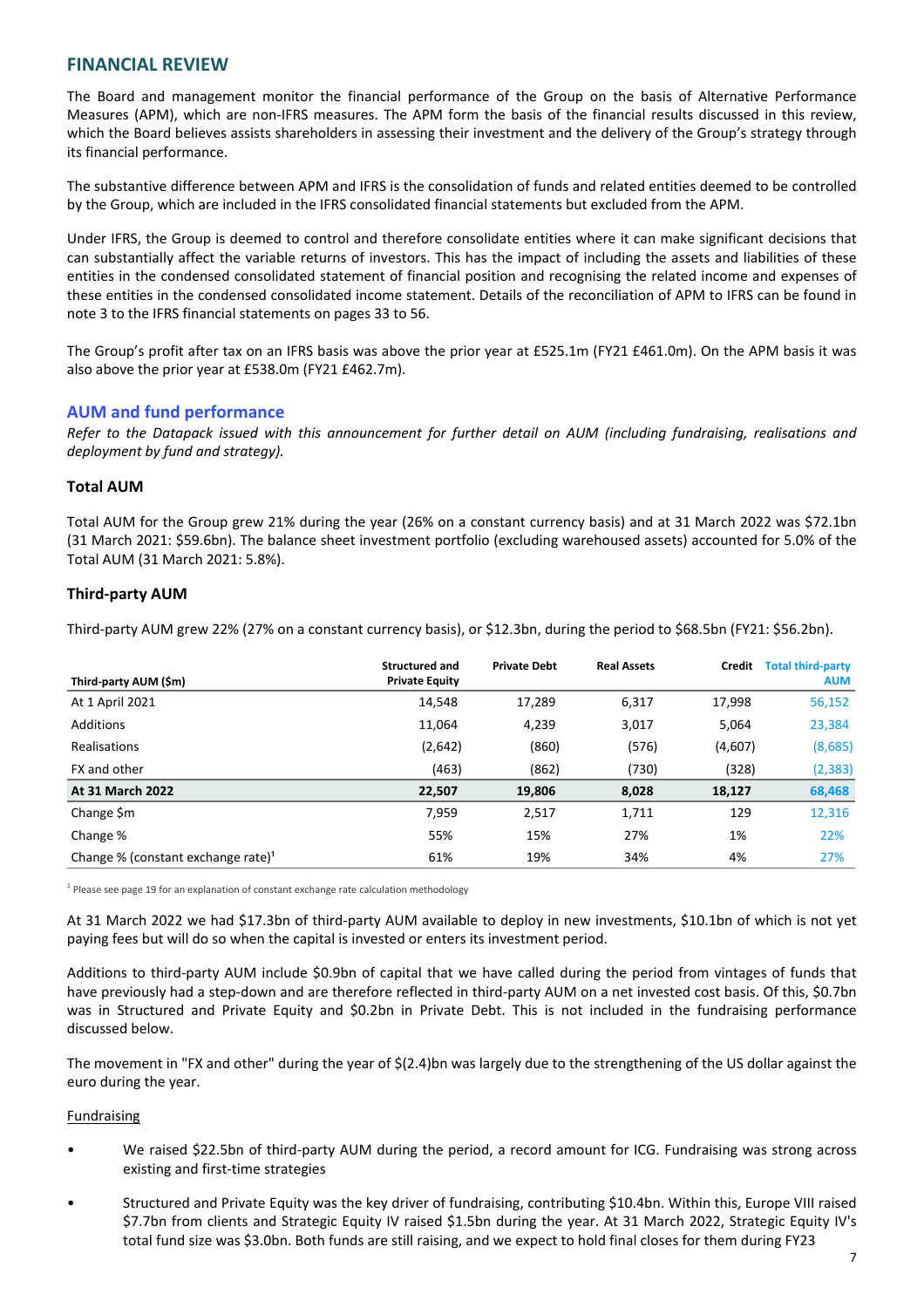## FINANCIAL REVIEW

The Board and management monitor the financial performance of the Group on the basis of Alternative Performance Measures (APM), which are non-IFRS measures. The APM form the basis of the financial results discussed in this review, which the Board believes assists shareholders in assessing their investment and the delivery of the Group's strategy through its financial performance.

The substantive difference between APM and IFRS is the consolidation of funds and related entities deemed to be controlled by the Group, which are included in the IFRS consolidated financial statements but excluded from the APM.

Under IFRS, the Group is deemed to control and therefore consolidate entities where it can make significant decisions that can substantially affect the variable returns of investors. This has the impact of including the assets and liabilities of these entities in the condensed consolidated statement of financial position and recognising the related income and expenses of these entities in the condensed consolidated income statement. Details of the reconciliation of APM to IFRS can be found in note 3 to the IFRS financial statements on pages 33 to 56.

The Group's profit after tax on an IFRS basis was above the prior year at £525.1m (FY21 £461.0m). On the APM basis it was also above the prior year at £538.0m (FY21 £462.7m).

### AUM and fund performance

*Refer to the Datapack issued with this announcement for further detail on AUM (including fundraising, realisations and deployment by fund and strategy).*

#### Total AUM

Total AUM for the Group grew 21% during the year (26% on a constant currency basis) and at 31 March 2022 was $72.1bn (31 March 2021: $59.6bn). The balance sheet investment portfolio (excluding warehoused assets) accounted for 5.0% of the Total AUM (31 March 2021: 5.8%).

#### Third-party AUM

Third-party AUM grew 22% (27% on a constant currency basis), or $12.3bn, during the period to $68.5bn (FY21: $56.2bn).

| Third-party AUM ($m) | Structured and Private Equity | Private Debt | Real Assets | Credit | Total third-party AUM |
|---|---|---|---|---|---|
| At 1 April 2021 | 14,548 | 17,289 | 6,317 | 17,998 | 56,152 |
| Additions | 11,064 | 4,239 | 3,017 | 5,064 | 23,384 |
| Realisations | (2,642) | (860) | (576) | (4,607) | (8,685) |
| FX and other | (463) | (862) | (730) | (328) | (2,383) |
| **At 31 March 2022** | **22,507** | **19,806** | **8,028** | **18,127** | **68,468** |
| Change $m | 7,959 | 2,517 | 1,711 | 129 | 12,316 |
| Change % | 55% | 15% | 27% | 1% | 22% |
| Change % (constant exchange rate)[1] | 61% | 19% | 34% | 4% | 27% |

[1] Please see page 19 for an explanation of constant exchange rate calculation methodology

At 31 March 2022 we had $17.3bn of third-party AUM available to deploy in new investments, $10.1bn of which is not yet paying fees but will do so when the capital is invested or enters its investment period.

Additions to third-party AUM include $0.9bn of capital that we have called during the period from vintages of funds that have previously had a step-down and are therefore reflected in third-party AUM on a net invested cost basis. Of this, $0.7bn was in Structured and Private Equity and $0.2bn in Private Debt. This is not included in the fundraising performance discussed below.

The movement in "FX and other" during the year of $(2.4)bn was largely due to the strengthening of the US dollar against the euro during the year.

<u>Fundraising</u>

- We raised $22.5bn of third-party AUM during the period, a record amount for ICG. Fundraising was strong across existing and first-time strategies
- Structured and Private Equity was the key driver of fundraising, contributing $10.4bn. Within this, Europe VIII raised $7.7bn from clients and Strategic Equity IV raised $1.5bn during the year. At 31 March 2022, Strategic Equity IV's total fund size was $3.0bn. Both funds are still raising, and we expect to hold final closes for them during FY23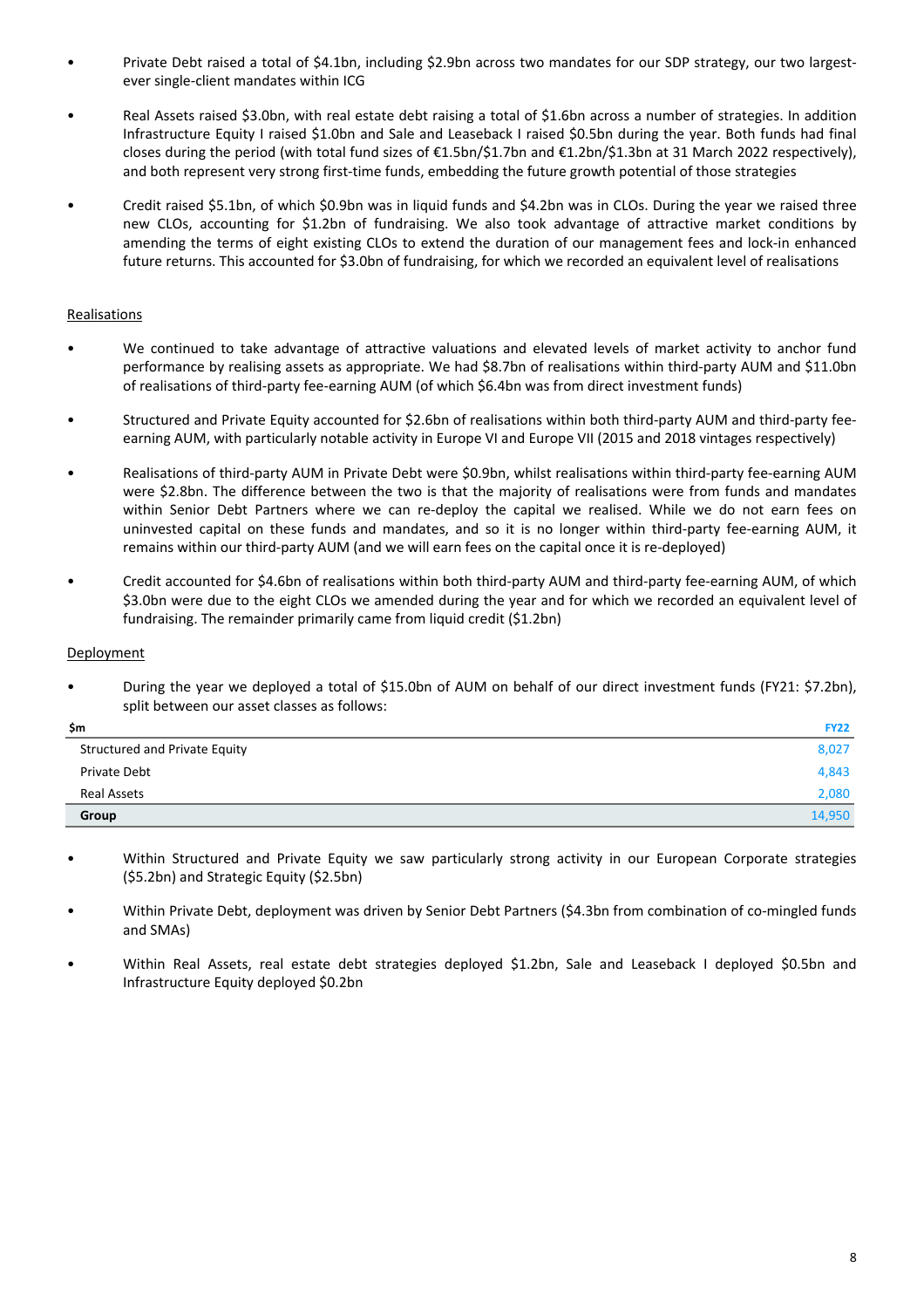- Private Debt raised a total of $4.1bn, including $2.9bn across two mandates for our SDP strategy, our two largest-ever single-client mandates within ICG
- Real Assets raised $3.0bn, with real estate debt raising a total of $1.6bn across a number of strategies. In addition Infrastructure Equity I raised $1.0bn and Sale and Leaseback I raised $0.5bn during the year. Both funds had final closes during the period (with total fund sizes of €1.5bn/$1.7bn and €1.2bn/$1.3bn at 31 March 2022 respectively), and both represent very strong first-time funds, embedding the future growth potential of those strategies
- Credit raised $5.1bn, of which $0.9bn was in liquid funds and $4.2bn was in CLOs. During the year we raised three new CLOs, accounting for $1.2bn of fundraising. We also took advantage of attractive market conditions by amending the terms of eight existing CLOs to extend the duration of our management fees and lock-in enhanced future returns. This accounted for $3.0bn of fundraising, for which we recorded an equivalent level of realisations

Realisations

- We continued to take advantage of attractive valuations and elevated levels of market activity to anchor fund performance by realising assets as appropriate. We had $8.7bn of realisations within third-party AUM and $11.0bn of realisations of third-party fee-earning AUM (of which $6.4bn was from direct investment funds)
- Structured and Private Equity accounted for $2.6bn of realisations within both third-party AUM and third-party fee-earning AUM, with particularly notable activity in Europe VI and Europe VII (2015 and 2018 vintages respectively)
- Realisations of third-party AUM in Private Debt were $0.9bn, whilst realisations within third-party fee-earning AUM were $2.8bn. The difference between the two is that the majority of realisations were from funds and mandates within Senior Debt Partners where we can re-deploy the capital we realised. While we do not earn fees on uninvested capital on these funds and mandates, and so it is no longer within third-party fee-earning AUM, it remains within our third-party AUM (and we will earn fees on the capital once it is re-deployed)
- Credit accounted for $4.6bn of realisations within both third-party AUM and third-party fee-earning AUM, of which $3.0bn were due to the eight CLOs we amended during the year and for which we recorded an equivalent level of fundraising. The remainder primarily came from liquid credit ($1.2bn)

Deployment

- During the year we deployed a total of $15.0bn of AUM on behalf of our direct investment funds (FY21: $7.2bn), split between our asset classes as follows:

| $m | FY22 |
|---|---|
| Structured and Private Equity | 8,027 |
| Private Debt | 4,843 |
| Real Assets | 2,080 |
| **Group** | 14,950 |

- Within Structured and Private Equity we saw particularly strong activity in our European Corporate strategies ($5.2bn) and Strategic Equity ($2.5bn)
- Within Private Debt, deployment was driven by Senior Debt Partners ($4.3bn from combination of co-mingled funds and SMAs)
- Within Real Assets, real estate debt strategies deployed $1.2bn, Sale and Leaseback I deployed $0.5bn and Infrastructure Equity deployed $0.2bn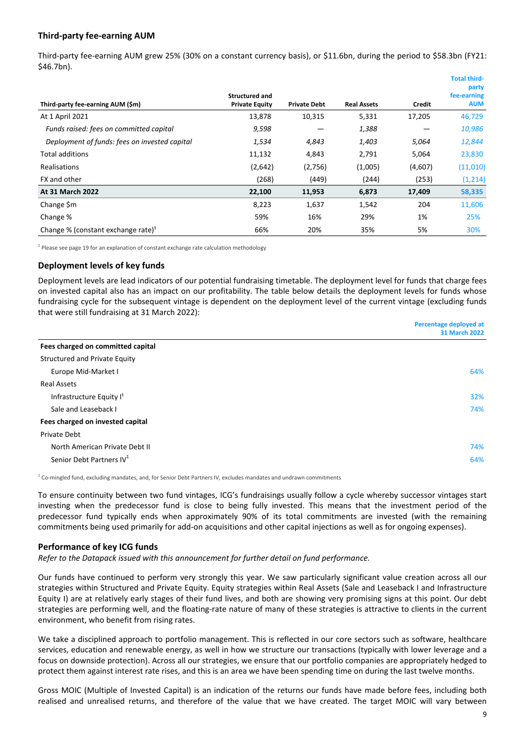## Third-party fee-earning AUM

Third-party fee-earning AUM grew 25% (30% on a constant currency basis), or $11.6bn, during the period to $58.3bn (FY21: $46.7bn).

| Third-party fee-earning AUM ($m) | Structured and Private Equity | Private Debt | Real Assets | Credit | Total third-party fee-earning AUM |
|---|---|---|---|---|---|
| At 1 April 2021 | 13,878 | 10,315 | 5,331 | 17,205 | 46,729 |
| *Funds raised: fees on committed capital* | *9,598* | *—* | *1,388* | *—* | *10,986* |
| *Deployment of funds: fees on invested capital* | *1,534* | *4,843* | *1,403* | *5,064* | *12,844* |
| Total additions | 11,132 | 4,843 | 2,791 | 5,064 | 23,830 |
| Realisations | (2,642) | (2,756) | (1,005) | (4,607) | (11,010) |
| FX and other | (268) | (449) | (244) | (253) | (1,214) |
| **At 31 March 2022** | **22,100** | **11,953** | **6,873** | **17,409** | **58,335** |
| Change $m | 8,223 | 1,637 | 1,542 | 204 | 11,606 |
| Change % | 59% | 16% | 29% | 1% | 25% |
| Change % (constant exchange rate)[1] | 66% | 20% | 35% | 5% | 30% |

[1] Please see page 19 for an explanation of constant exchange rate calculation methodology

## Deployment levels of key funds

Deployment levels are lead indicators of our potential fundraising timetable. The deployment level for funds that charge fees on invested capital also has an impact on our profitability. The table below details the deployment levels for funds whose fundraising cycle for the subsequent vintage is dependent on the deployment level of the current vintage (excluding funds that were still fundraising at 31 March 2022):

| | Percentage deployed at 31 March 2022 |
|---|---|
| **Fees charged on committed capital** | |
| Structured and Private Equity | |
| Europe Mid-Market I | 64% |
| Real Assets | |
| Infrastructure Equity I[1] | 32% |
| Sale and Leaseback I | 74% |
| **Fees charged on invested capital** | |
| Private Debt | |
| North American Private Debt II | 74% |
| Senior Debt Partners IV[1] | 64% |

[1] Co-mingled fund, excluding mandates, and, for Senior Debt Partners IV, excludes mandates and undrawn commitments

To ensure continuity between two fund vintages, ICG's fundraisings usually follow a cycle whereby successor vintages start investing when the predecessor fund is close to being fully invested. This means that the investment period of the predecessor fund typically ends when approximately 90% of its total commitments are invested (with the remaining commitments being used primarily for add-on acquisitions and other capital injections as well as for ongoing expenses).

## Performance of key ICG funds

*Refer to the Datapack issued with this announcement for further detail on fund performance.*

Our funds have continued to perform very strongly this year. We saw particularly significant value creation across all our strategies within Structured and Private Equity. Equity strategies within Real Assets (Sale and Leaseback I and Infrastructure Equity I) are at relatively early stages of their fund lives, and both are showing very promising signs at this point. Our debt strategies are performing well, and the floating-rate nature of many of these strategies is attractive to clients in the current environment, who benefit from rising rates.

We take a disciplined approach to portfolio management. This is reflected in our core sectors such as software, healthcare services, education and renewable energy, as well in how we structure our transactions (typically with lower leverage and a focus on downside protection). Across all our strategies, we ensure that our portfolio companies are appropriately hedged to protect them against interest rate rises, and this is an area we have been spending time on during the last twelve months.

Gross MOIC (Multiple of Invested Capital) is an indication of the returns our funds have made before fees, including both realised and unrealised returns, and therefore of the value that we have created. The target MOIC will vary between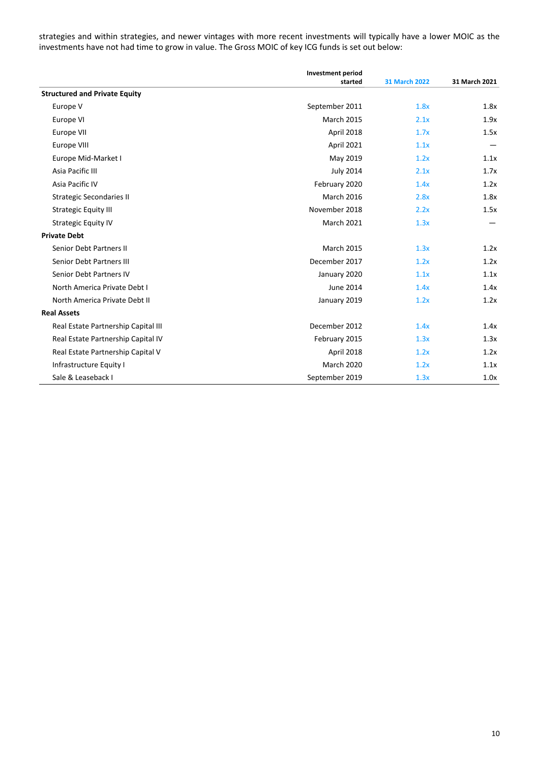strategies and within strategies, and newer vintages with more recent investments will typically have a lower MOIC as the investments have not had time to grow in value. The Gross MOIC of key ICG funds is set out below:

| | Investment period started | 31 March 2022 | 31 March 2021 |
|---|---|---|---|
| **Structured and Private Equity** | | | |
| Europe V | September 2011 | 1.8x | 1.8x |
| Europe VI | March 2015 | 2.1x | 1.9x |
| Europe VII | April 2018 | 1.7x | 1.5x |
| Europe VIII | April 2021 | 1.1x | — |
| Europe Mid-Market I | May 2019 | 1.2x | 1.1x |
| Asia Pacific III | July 2014 | 2.1x | 1.7x |
| Asia Pacific IV | February 2020 | 1.4x | 1.2x |
| Strategic Secondaries II | March 2016 | 2.8x | 1.8x |
| Strategic Equity III | November 2018 | 2.2x | 1.5x |
| Strategic Equity IV | March 2021 | 1.3x | — |
| **Private Debt** | | | |
| Senior Debt Partners II | March 2015 | 1.3x | 1.2x |
| Senior Debt Partners III | December 2017 | 1.2x | 1.2x |
| Senior Debt Partners IV | January 2020 | 1.1x | 1.1x |
| North America Private Debt I | June 2014 | 1.4x | 1.4x |
| North America Private Debt II | January 2019 | 1.2x | 1.2x |
| **Real Assets** | | | |
| Real Estate Partnership Capital III | December 2012 | 1.4x | 1.4x |
| Real Estate Partnership Capital IV | February 2015 | 1.3x | 1.3x |
| Real Estate Partnership Capital V | April 2018 | 1.2x | 1.2x |
| Infrastructure Equity I | March 2020 | 1.2x | 1.1x |
| Sale & Leaseback I | September 2019 | 1.3x | 1.0x |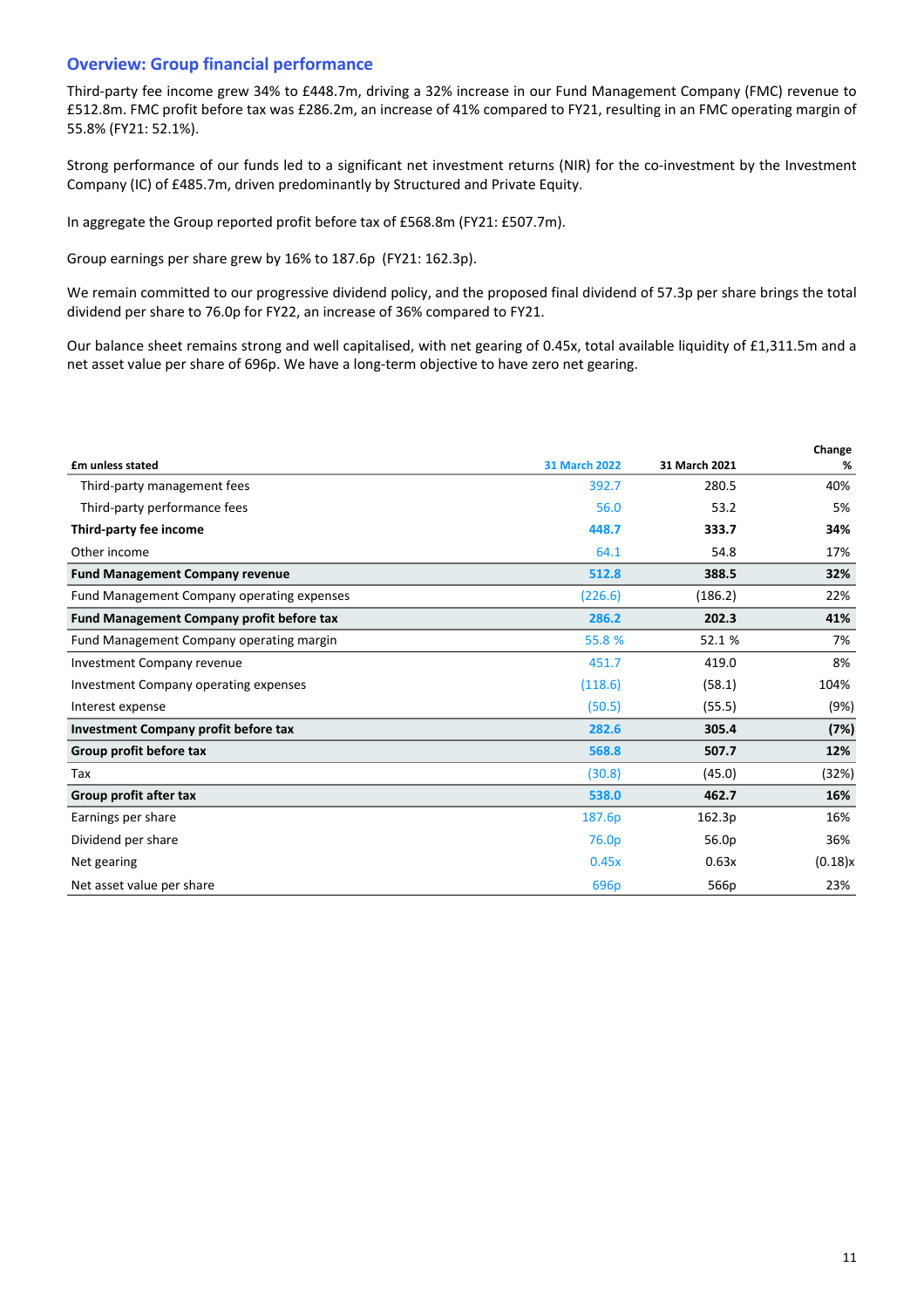## Overview: Group financial performance

Third-party fee income grew 34% to £448.7m, driving a 32% increase in our Fund Management Company (FMC) revenue to £512.8m. FMC profit before tax was £286.2m, an increase of 41% compared to FY21, resulting in an FMC operating margin of 55.8% (FY21: 52.1%).

Strong performance of our funds led to a significant net investment returns (NIR) for the co-investment by the Investment Company (IC) of £485.7m, driven predominantly by Structured and Private Equity.

In aggregate the Group reported profit before tax of £568.8m (FY21: £507.7m).

Group earnings per share grew by 16% to 187.6p (FY21: 162.3p).

We remain committed to our progressive dividend policy, and the proposed final dividend of 57.3p per share brings the total dividend per share to 76.0p for FY22, an increase of 36% compared to FY21.

Our balance sheet remains strong and well capitalised, with net gearing of 0.45x, total available liquidity of £1,311.5m and a net asset value per share of 696p. We have a long-term objective to have zero net gearing.

| £m unless stated | 31 March 2022 | 31 March 2021 | Change % |
|---|---|---|---|
| Third-party management fees | 392.7 | 280.5 | 40% |
| Third-party performance fees | 56.0 | 53.2 | 5% |
| **Third-party fee income** | **448.7** | **333.7** | **34%** |
| Other income | 64.1 | 54.8 | 17% |
| **Fund Management Company revenue** | **512.8** | **388.5** | **32%** |
| Fund Management Company operating expenses | (226.6) | (186.2) | 22% |
| **Fund Management Company profit before tax** | **286.2** | **202.3** | **41%** |
| Fund Management Company operating margin | 55.8 % | 52.1 % | 7% |
| Investment Company revenue | 451.7 | 419.0 | 8% |
| Investment Company operating expenses | (118.6) | (58.1) | 104% |
| Interest expense | (50.5) | (55.5) | (9%) |
| **Investment Company profit before tax** | **282.6** | **305.4** | **(7%)** |
| **Group profit before tax** | **568.8** | **507.7** | **12%** |
| Tax | (30.8) | (45.0) | (32%) |
| **Group profit after tax** | **538.0** | **462.7** | **16%** |
| Earnings per share | 187.6p | 162.3p | 16% |
| Dividend per share | 76.0p | 56.0p | 36% |
| Net gearing | 0.45x | 0.63x | (0.18)x |
| Net asset value per share | 696p | 566p | 23% |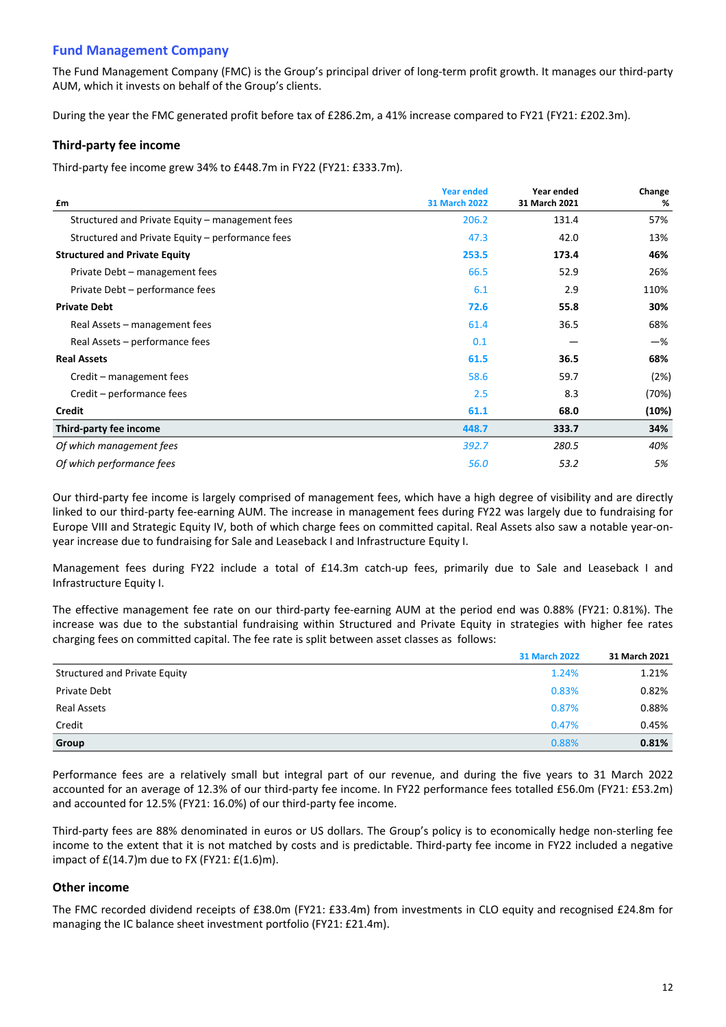## Fund Management Company

The Fund Management Company (FMC) is the Group's principal driver of long-term profit growth. It manages our third-party AUM, which it invests on behalf of the Group's clients.

During the year the FMC generated profit before tax of £286.2m, a 41% increase compared to FY21 (FY21: £202.3m).

### Third-party fee income

Third-party fee income grew 34% to £448.7m in FY22 (FY21: £333.7m).

| £m | Year ended 31 March 2022 | Year ended 31 March 2021 | Change % |
|---|---|---|---|
| Structured and Private Equity – management fees | 206.2 | 131.4 | 57% |
| Structured and Private Equity – performance fees | 47.3 | 42.0 | 13% |
| **Structured and Private Equity** | **253.5** | **173.4** | **46%** |
| Private Debt – management fees | 66.5 | 52.9 | 26% |
| Private Debt – performance fees | 6.1 | 2.9 | 110% |
| **Private Debt** | **72.6** | **55.8** | **30%** |
| Real Assets – management fees | 61.4 | 36.5 | 68% |
| Real Assets – performance fees | 0.1 | — | —% |
| **Real Assets** | **61.5** | **36.5** | **68%** |
| Credit – management fees | 58.6 | 59.7 | (2%) |
| Credit – performance fees | 2.5 | 8.3 | (70%) |
| **Credit** | **61.1** | **68.0** | **(10%)** |
| **Third-party fee income** | **448.7** | **333.7** | **34%** |
| *Of which management fees* | *392.7* | *280.5* | *40%* |
| *Of which performance fees* | *56.0* | *53.2* | *5%* |

Our third-party fee income is largely comprised of management fees, which have a high degree of visibility and are directly linked to our third-party fee-earning AUM. The increase in management fees during FY22 was largely due to fundraising for Europe VIII and Strategic Equity IV, both of which charge fees on committed capital. Real Assets also saw a notable year-on-year increase due to fundraising for Sale and Leaseback I and Infrastructure Equity I.

Management fees during FY22 include a total of £14.3m catch-up fees, primarily due to Sale and Leaseback I and Infrastructure Equity I.

The effective management fee rate on our third-party fee-earning AUM at the period end was 0.88% (FY21: 0.81%). The increase was due to the substantial fundraising within Structured and Private Equity in strategies with higher fee rates charging fees on committed capital. The fee rate is split between asset classes as follows:

| | 31 March 2022 | 31 March 2021 |
|---|---|---|
| Structured and Private Equity | 1.24% | 1.21% |
| Private Debt | 0.83% | 0.82% |
| Real Assets | 0.87% | 0.88% |
| Credit | 0.47% | 0.45% |
| **Group** | **0.88%** | **0.81%** |

Performance fees are a relatively small but integral part of our revenue, and during the five years to 31 March 2022 accounted for an average of 12.3% of our third-party fee income. In FY22 performance fees totalled £56.0m (FY21: £53.2m) and accounted for 12.5% (FY21: 16.0%) of our third-party fee income.

Third-party fees are 88% denominated in euros or US dollars. The Group's policy is to economically hedge non-sterling fee income to the extent that it is not matched by costs and is predictable. Third-party fee income in FY22 included a negative impact of £(14.7)m due to FX (FY21: £(1.6)m).

### Other income

The FMC recorded dividend receipts of £38.0m (FY21: £33.4m) from investments in CLO equity and recognised £24.8m for managing the IC balance sheet investment portfolio (FY21: £21.4m).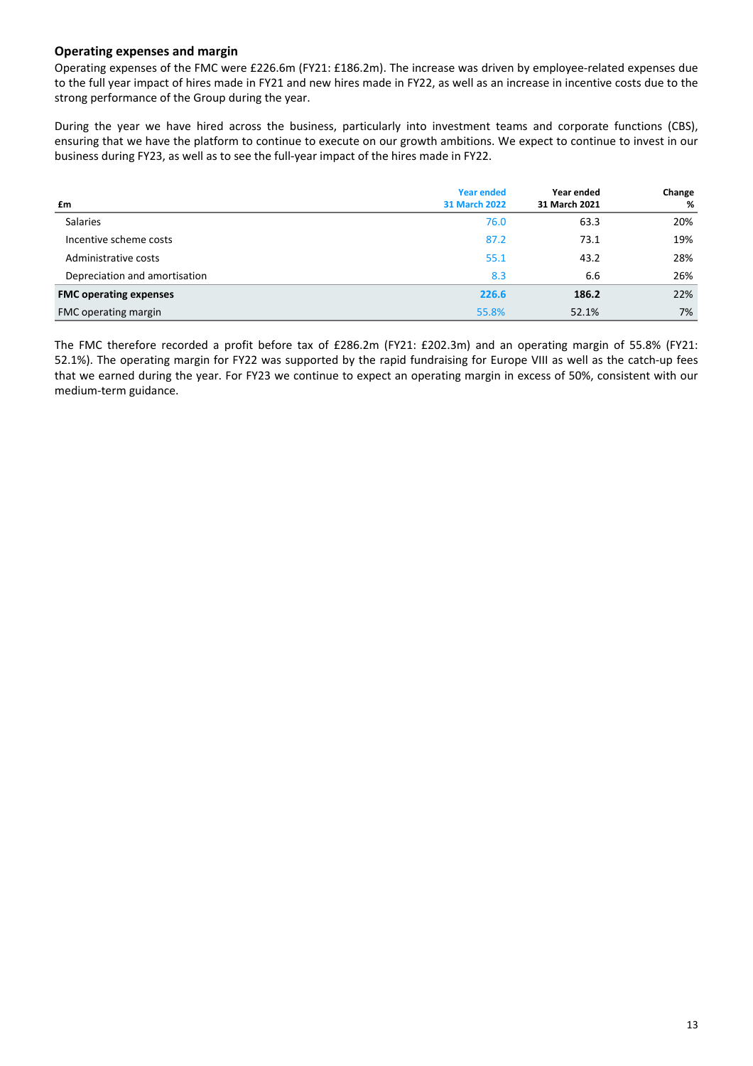## Operating expenses and margin

Operating expenses of the FMC were £226.6m (FY21: £186.2m). The increase was driven by employee-related expenses due to the full year impact of hires made in FY21 and new hires made in FY22, as well as an increase in incentive costs due to the strong performance of the Group during the year.

During the year we have hired across the business, particularly into investment teams and corporate functions (CBS), ensuring that we have the platform to continue to execute on our growth ambitions. We expect to continue to invest in our business during FY23, as well as to see the full-year impact of the hires made in FY22.

| £m | Year ended 31 March 2022 | Year ended 31 March 2021 | Change % |
|---|---|---|---|
| Salaries | 76.0 | 63.3 | 20% |
| Incentive scheme costs | 87.2 | 73.1 | 19% |
| Administrative costs | 55.1 | 43.2 | 28% |
| Depreciation and amortisation | 8.3 | 6.6 | 26% |
| **FMC operating expenses** | **226.6** | **186.2** | 22% |
| FMC operating margin | 55.8% | 52.1% | 7% |

The FMC therefore recorded a profit before tax of £286.2m (FY21: £202.3m) and an operating margin of 55.8% (FY21: 52.1%). The operating margin for FY22 was supported by the rapid fundraising for Europe VIII as well as the catch-up fees that we earned during the year. For FY23 we continue to expect an operating margin in excess of 50%, consistent with our medium-term guidance.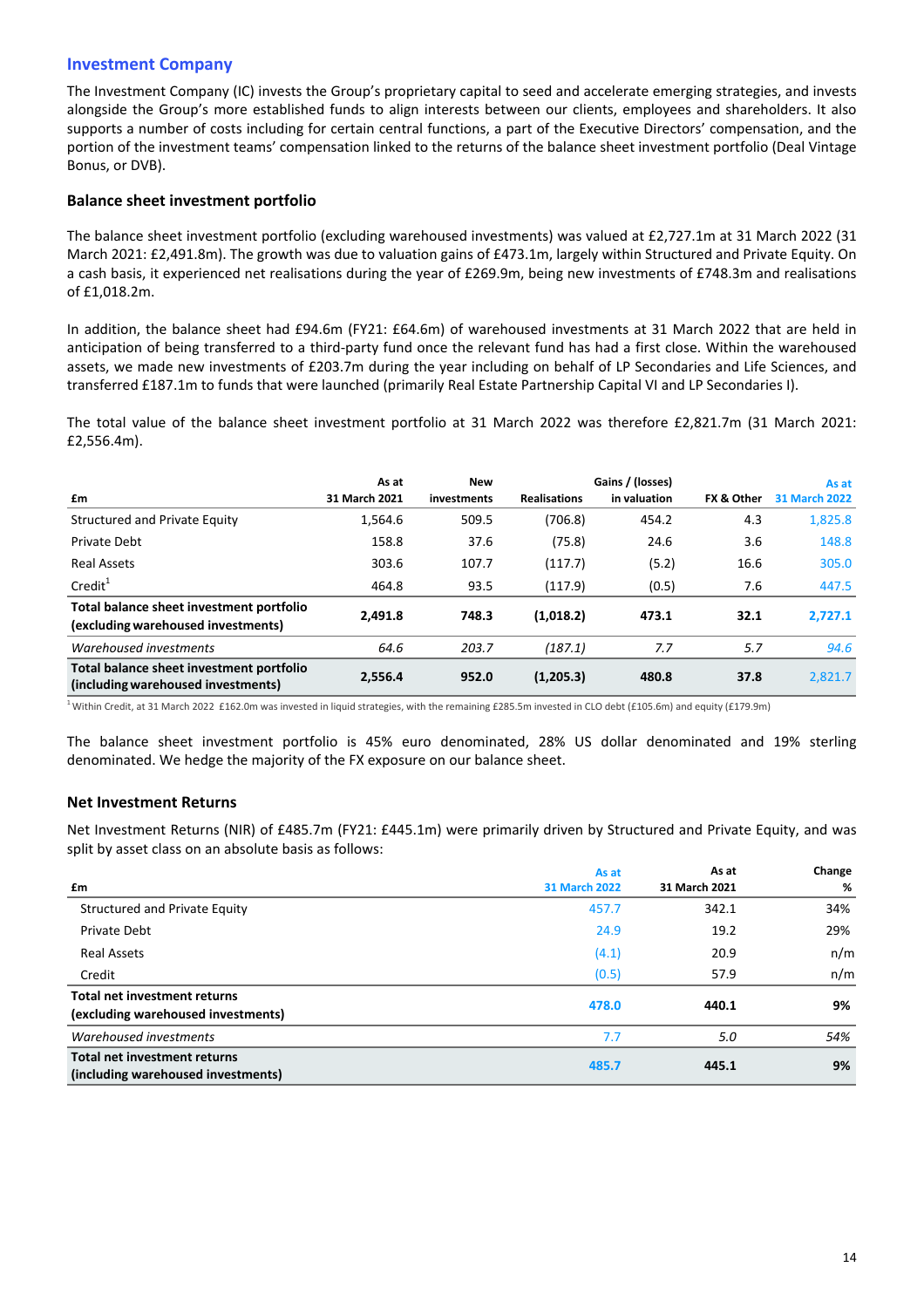## Investment Company

The Investment Company (IC) invests the Group's proprietary capital to seed and accelerate emerging strategies, and invests alongside the Group's more established funds to align interests between our clients, employees and shareholders. It also supports a number of costs including for certain central functions, a part of the Executive Directors' compensation, and the portion of the investment teams' compensation linked to the returns of the balance sheet investment portfolio (Deal Vintage Bonus, or DVB).

### Balance sheet investment portfolio

The balance sheet investment portfolio (excluding warehoused investments) was valued at £2,727.1m at 31 March 2022 (31 March 2021: £2,491.8m). The growth was due to valuation gains of £473.1m, largely within Structured and Private Equity. On a cash basis, it experienced net realisations during the year of £269.9m, being new investments of £748.3m and realisations of £1,018.2m.

In addition, the balance sheet had £94.6m (FY21: £64.6m) of warehoused investments at 31 March 2022 that are held in anticipation of being transferred to a third-party fund once the relevant fund has had a first close. Within the warehoused assets, we made new investments of £203.7m during the year including on behalf of LP Secondaries and Life Sciences, and transferred £187.1m to funds that were launched (primarily Real Estate Partnership Capital VI and LP Secondaries I).

The total value of the balance sheet investment portfolio at 31 March 2022 was therefore £2,821.7m (31 March 2021: £2,556.4m).

| £m | As at 31 March 2021 | New investments | Realisations | Gains / (losses) in valuation | FX & Other | As at 31 March 2022 |
|---|---|---|---|---|---|---|
| Structured and Private Equity | 1,564.6 | 509.5 | (706.8) | 454.2 | 4.3 | 1,825.8 |
| Private Debt | 158.8 | 37.6 | (75.8) | 24.6 | 3.6 | 148.8 |
| Real Assets | 303.6 | 107.7 | (117.7) | (5.2) | 16.6 | 305.0 |
| Credit[1] | 464.8 | 93.5 | (117.9) | (0.5) | 7.6 | 447.5 |
| **Total balance sheet investment portfolio (excluding warehoused investments)** | **2,491.8** | **748.3** | **(1,018.2)** | **473.1** | **32.1** | **2,727.1** |
| *Warehoused investments* | *64.6* | *203.7* | *(187.1)* | *7.7* | *5.7* | *94.6* |
| **Total balance sheet investment portfolio (including warehoused investments)** | **2,556.4** | **952.0** | **(1,205.3)** | **480.8** | **37.8** | 2,821.7 |

[1] Within Credit, at 31 March 2022 £162.0m was invested in liquid strategies, with the remaining £285.5m invested in CLO debt (£105.6m) and equity (£179.9m)

The balance sheet investment portfolio is 45% euro denominated, 28% US dollar denominated and 19% sterling denominated. We hedge the majority of the FX exposure on our balance sheet.

### Net Investment Returns

Net Investment Returns (NIR) of £485.7m (FY21: £445.1m) were primarily driven by Structured and Private Equity, and was split by asset class on an absolute basis as follows:

| £m | As at 31 March 2022 | As at 31 March 2021 | Change % |
|---|---|---|---|
| Structured and Private Equity | 457.7 | 342.1 | 34% |
| Private Debt | 24.9 | 19.2 | 29% |
| Real Assets | (4.1) | 20.9 | n/m |
| Credit | (0.5) | 57.9 | n/m |
| **Total net investment returns (excluding warehoused investments)** | **478.0** | **440.1** | **9%** |
| *Warehoused investments* | *7.7* | *5.0* | *54%* |
| **Total net investment returns (including warehoused investments)** | **485.7** | **445.1** | **9%** |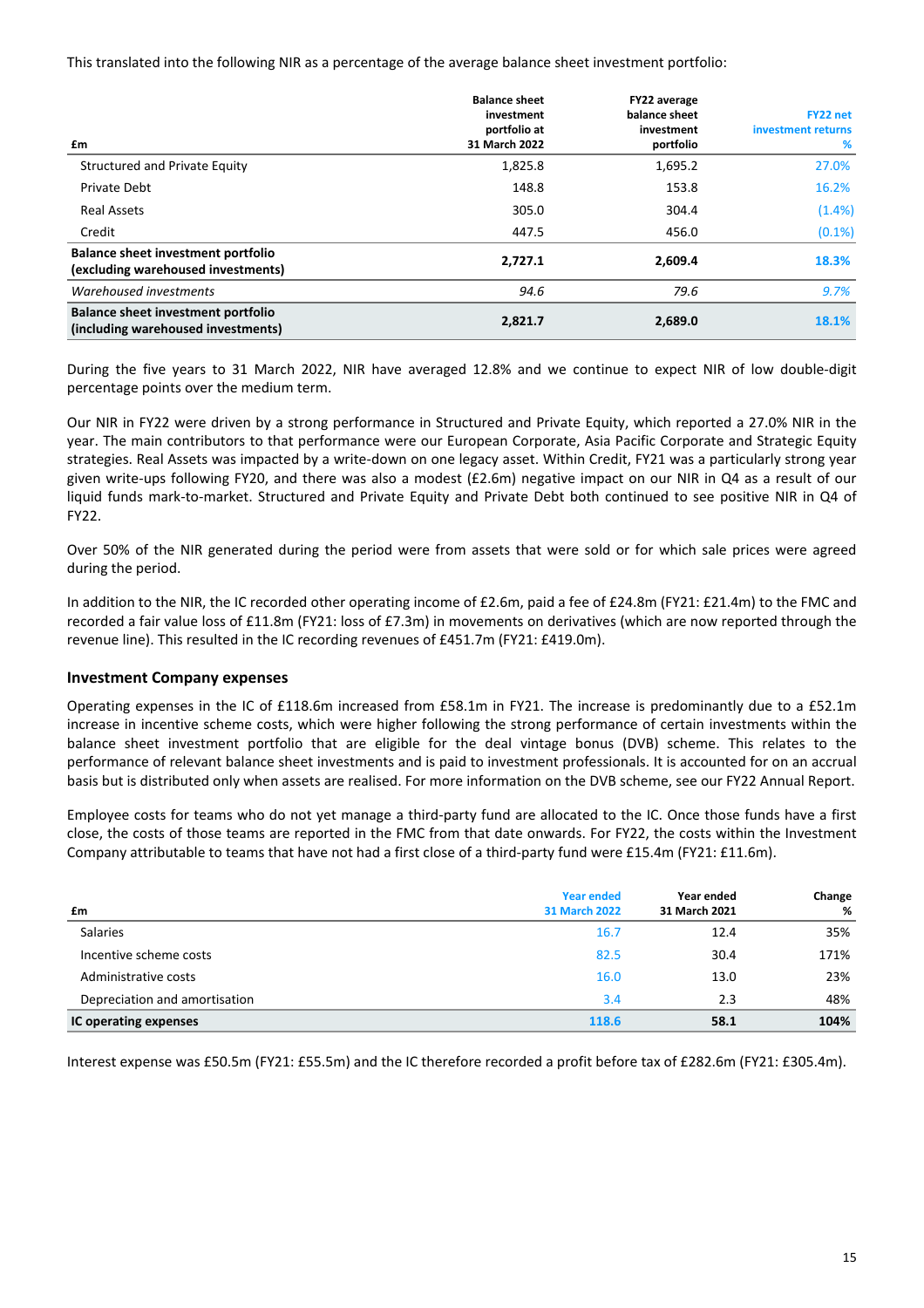This translated into the following NIR as a percentage of the average balance sheet investment portfolio:

| £m | Balance sheet investment portfolio at 31 March 2022 | FY22 average balance sheet investment portfolio | FY22 net investment returns % |
|---|---|---|---|
| Structured and Private Equity | 1,825.8 | 1,695.2 | 27.0% |
| Private Debt | 148.8 | 153.8 | 16.2% |
| Real Assets | 305.0 | 304.4 | (1.4%) |
| Credit | 447.5 | 456.0 | (0.1%) |
| **Balance sheet investment portfolio (excluding warehoused investments)** | **2,727.1** | **2,609.4** | **18.3%** |
| *Warehoused investments* | *94.6* | *79.6* | *9.7%* |
| **Balance sheet investment portfolio (including warehoused investments)** | **2,821.7** | **2,689.0** | **18.1%** |

During the five years to 31 March 2022, NIR have averaged 12.8% and we continue to expect NIR of low double-digit percentage points over the medium term.

Our NIR in FY22 were driven by a strong performance in Structured and Private Equity, which reported a 27.0% NIR in the year. The main contributors to that performance were our European Corporate, Asia Pacific Corporate and Strategic Equity strategies. Real Assets was impacted by a write-down on one legacy asset. Within Credit, FY21 was a particularly strong year given write-ups following FY20, and there was also a modest (£2.6m) negative impact on our NIR in Q4 as a result of our liquid funds mark-to-market. Structured and Private Equity and Private Debt both continued to see positive NIR in Q4 of FY22.

Over 50% of the NIR generated during the period were from assets that were sold or for which sale prices were agreed during the period.

In addition to the NIR, the IC recorded other operating income of £2.6m, paid a fee of £24.8m (FY21: £21.4m) to the FMC and recorded a fair value loss of £11.8m (FY21: loss of £7.3m) in movements on derivatives (which are now reported through the revenue line). This resulted in the IC recording revenues of £451.7m (FY21: £419.0m).

### Investment Company expenses

Operating expenses in the IC of £118.6m increased from £58.1m in FY21. The increase is predominantly due to a £52.1m increase in incentive scheme costs, which were higher following the strong performance of certain investments within the balance sheet investment portfolio that are eligible for the deal vintage bonus (DVB) scheme. This relates to the performance of relevant balance sheet investments and is paid to investment professionals. It is accounted for on an accrual basis but is distributed only when assets are realised. For more information on the DVB scheme, see our FY22 Annual Report.

Employee costs for teams who do not yet manage a third-party fund are allocated to the IC. Once those funds have a first close, the costs of those teams are reported in the FMC from that date onwards. For FY22, the costs within the Investment Company attributable to teams that have not had a first close of a third-party fund were £15.4m (FY21: £11.6m).

| £m | Year ended 31 March 2022 | Year ended 31 March 2021 | Change % |
|---|---|---|---|
| Salaries | 16.7 | 12.4 | 35% |
| Incentive scheme costs | 82.5 | 30.4 | 171% |
| Administrative costs | 16.0 | 13.0 | 23% |
| Depreciation and amortisation | 3.4 | 2.3 | 48% |
| **IC operating expenses** | **118.6** | **58.1** | **104%** |

Interest expense was £50.5m (FY21: £55.5m) and the IC therefore recorded a profit before tax of £282.6m (FY21: £305.4m).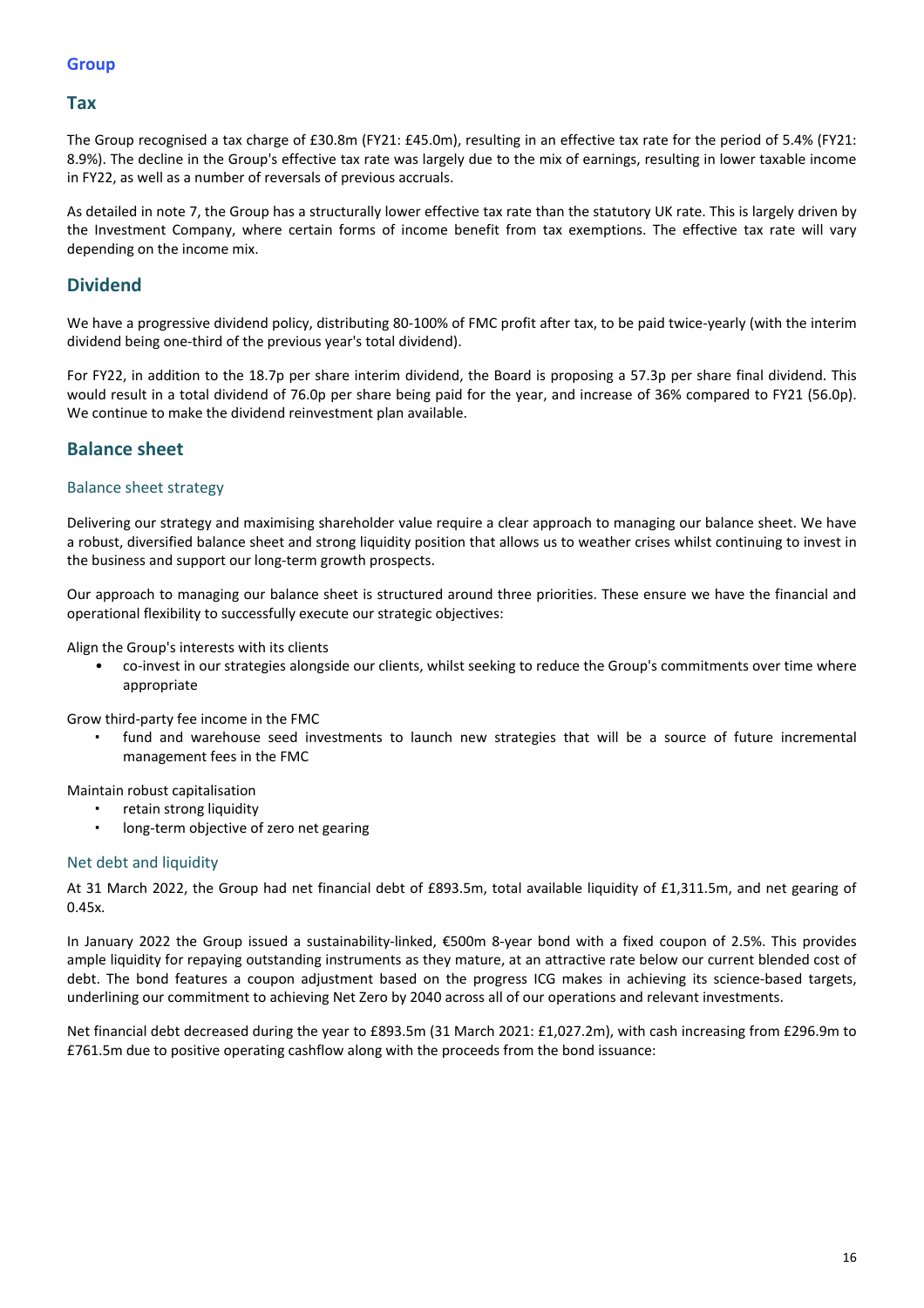## Group

## Tax

The Group recognised a tax charge of £30.8m (FY21: £45.0m), resulting in an effective tax rate for the period of 5.4% (FY21: 8.9%). The decline in the Group's effective tax rate was largely due to the mix of earnings, resulting in lower taxable income in FY22, as well as a number of reversals of previous accruals.

As detailed in note 7, the Group has a structurally lower effective tax rate than the statutory UK rate. This is largely driven by the Investment Company, where certain forms of income benefit from tax exemptions. The effective tax rate will vary depending on the income mix.

## Dividend

We have a progressive dividend policy, distributing 80-100% of FMC profit after tax, to be paid twice-yearly (with the interim dividend being one-third of the previous year's total dividend).

For FY22, in addition to the 18.7p per share interim dividend, the Board is proposing a 57.3p per share final dividend. This would result in a total dividend of 76.0p per share being paid for the year, and increase of 36% compared to FY21 (56.0p). We continue to make the dividend reinvestment plan available.

## Balance sheet

### Balance sheet strategy

Delivering our strategy and maximising shareholder value require a clear approach to managing our balance sheet. We have a robust, diversified balance sheet and strong liquidity position that allows us to weather crises whilst continuing to invest in the business and support our long-term growth prospects.

Our approach to managing our balance sheet is structured around three priorities. These ensure we have the financial and operational flexibility to successfully execute our strategic objectives:

Align the Group's interests with its clients

- co-invest in our strategies alongside our clients, whilst seeking to reduce the Group's commitments over time where appropriate

Grow third-party fee income in the FMC

- fund and warehouse seed investments to launch new strategies that will be a source of future incremental management fees in the FMC

Maintain robust capitalisation

- retain strong liquidity
- long-term objective of zero net gearing

### Net debt and liquidity

At 31 March 2022, the Group had net financial debt of £893.5m, total available liquidity of £1,311.5m, and net gearing of 0.45x.

In January 2022 the Group issued a sustainability-linked, €500m 8-year bond with a fixed coupon of 2.5%. This provides ample liquidity for repaying outstanding instruments as they mature, at an attractive rate below our current blended cost of debt. The bond features a coupon adjustment based on the progress ICG makes in achieving its science-based targets, underlining our commitment to achieving Net Zero by 2040 across all of our operations and relevant investments.

Net financial debt decreased during the year to £893.5m (31 March 2021: £1,027.2m), with cash increasing from £296.9m to £761.5m due to positive operating cashflow along with the proceeds from the bond issuance: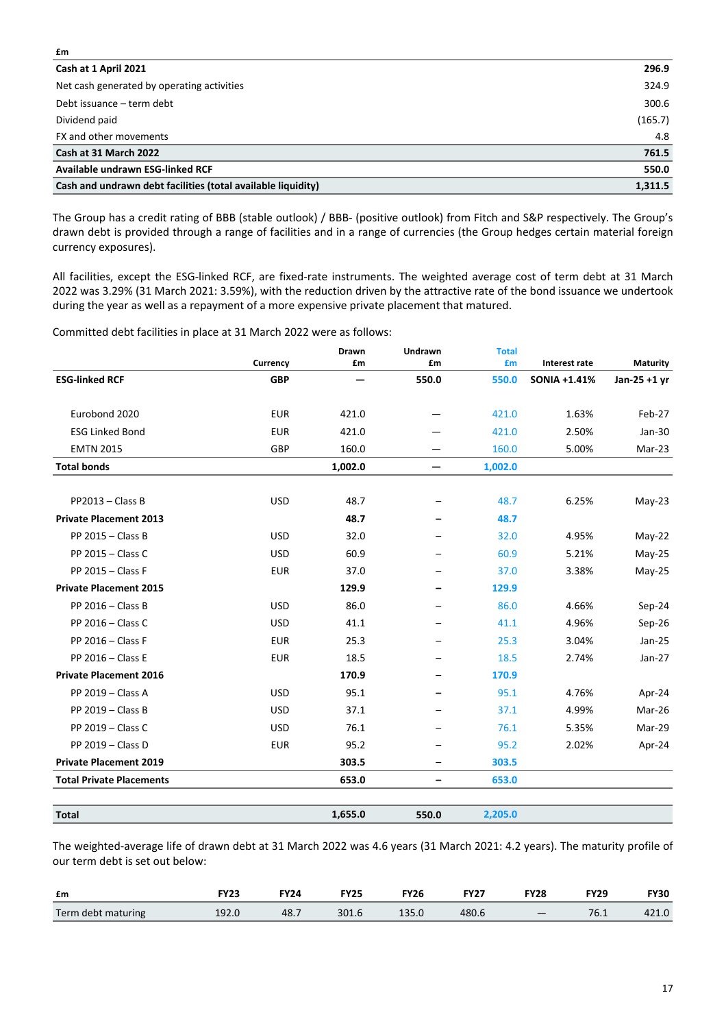| £m | |
|---|---|
| **Cash at 1 April 2021** | **296.9** |
| Net cash generated by operating activities | 324.9 |
| Debt issuance – term debt | 300.6 |
| Dividend paid | (165.7) |
| FX and other movements | 4.8 |
| **Cash at 31 March 2022** | **761.5** |
| **Available undrawn ESG-linked RCF** | **550.0** |
| **Cash and undrawn debt facilities (total available liquidity)** | **1,311.5** |

The Group has a credit rating of BBB (stable outlook) / BBB- (positive outlook) from Fitch and S&P respectively. The Group's drawn debt is provided through a range of facilities and in a range of currencies (the Group hedges certain material foreign currency exposures).

All facilities, except the ESG-linked RCF, are fixed-rate instruments. The weighted average cost of term debt at 31 March 2022 was 3.29% (31 March 2021: 3.59%), with the reduction driven by the attractive rate of the bond issuance we undertook during the year as well as a repayment of a more expensive private placement that matured.

Committed debt facilities in place at 31 March 2022 were as follows:

| | Currency | Drawn £m | Undrawn £m | Total £m | Interest rate | Maturity |
|---|---|---|---|---|---|---|
| **ESG-linked RCF** | **GBP** | **—** | **550.0** | **550.0** | **SONIA +1.41%** | **Jan-25 +1 yr** |
| Eurobond 2020 | EUR | 421.0 | — | 421.0 | 1.63% | Feb-27 |
| ESG Linked Bond | EUR | 421.0 | — | 421.0 | 2.50% | Jan-30 |
| EMTN 2015 | GBP | 160.0 | — | 160.0 | 5.00% | Mar-23 |
| **Total bonds** | | **1,002.0** | **—** | **1,002.0** | | |
| PP2013 – Class B | USD | 48.7 | – | 48.7 | 6.25% | May-23 |
| **Private Placement 2013** | | **48.7** | **–** | **48.7** | | |
| PP 2015 – Class B | USD | 32.0 | – | 32.0 | 4.95% | May-22 |
| PP 2015 – Class C | USD | 60.9 | – | 60.9 | 5.21% | May-25 |
| PP 2015 – Class F | EUR | 37.0 | – | 37.0 | 3.38% | May-25 |
| **Private Placement 2015** | | **129.9** | **–** | **129.9** | | |
| PP 2016 – Class B | USD | 86.0 | – | 86.0 | 4.66% | Sep-24 |
| PP 2016 – Class C | USD | 41.1 | – | 41.1 | 4.96% | Sep-26 |
| PP 2016 – Class F | EUR | 25.3 | – | 25.3 | 3.04% | Jan-25 |
| PP 2016 – Class E | EUR | 18.5 | – | 18.5 | 2.74% | Jan-27 |
| **Private Placement 2016** | | **170.9** | **–** | **170.9** | | |
| PP 2019 – Class A | USD | 95.1 | – | 95.1 | 4.76% | Apr-24 |
| PP 2019 – Class B | USD | 37.1 | – | 37.1 | 4.99% | Mar-26 |
| PP 2019 – Class C | USD | 76.1 | – | 76.1 | 5.35% | Mar-29 |
| PP 2019 – Class D | EUR | 95.2 | – | 95.2 | 2.02% | Apr-24 |
| **Private Placement 2019** | | **303.5** | **–** | **303.5** | | |
| **Total Private Placements** | | **653.0** | **–** | **653.0** | | |
| **Total** | | **1,655.0** | **550.0** | **2,205.0** | | |

The weighted-average life of drawn debt at 31 March 2022 was 4.6 years (31 March 2021: 4.2 years). The maturity profile of our term debt is set out below:

| £m | FY23 | FY24 | FY25 | FY26 | FY27 | FY28 | FY29 | FY30 |
|---|---|---|---|---|---|---|---|---|
| Term debt maturing | 192.0 | 48.7 | 301.6 | 135.0 | 480.6 | — | 76.1 | 421.0 |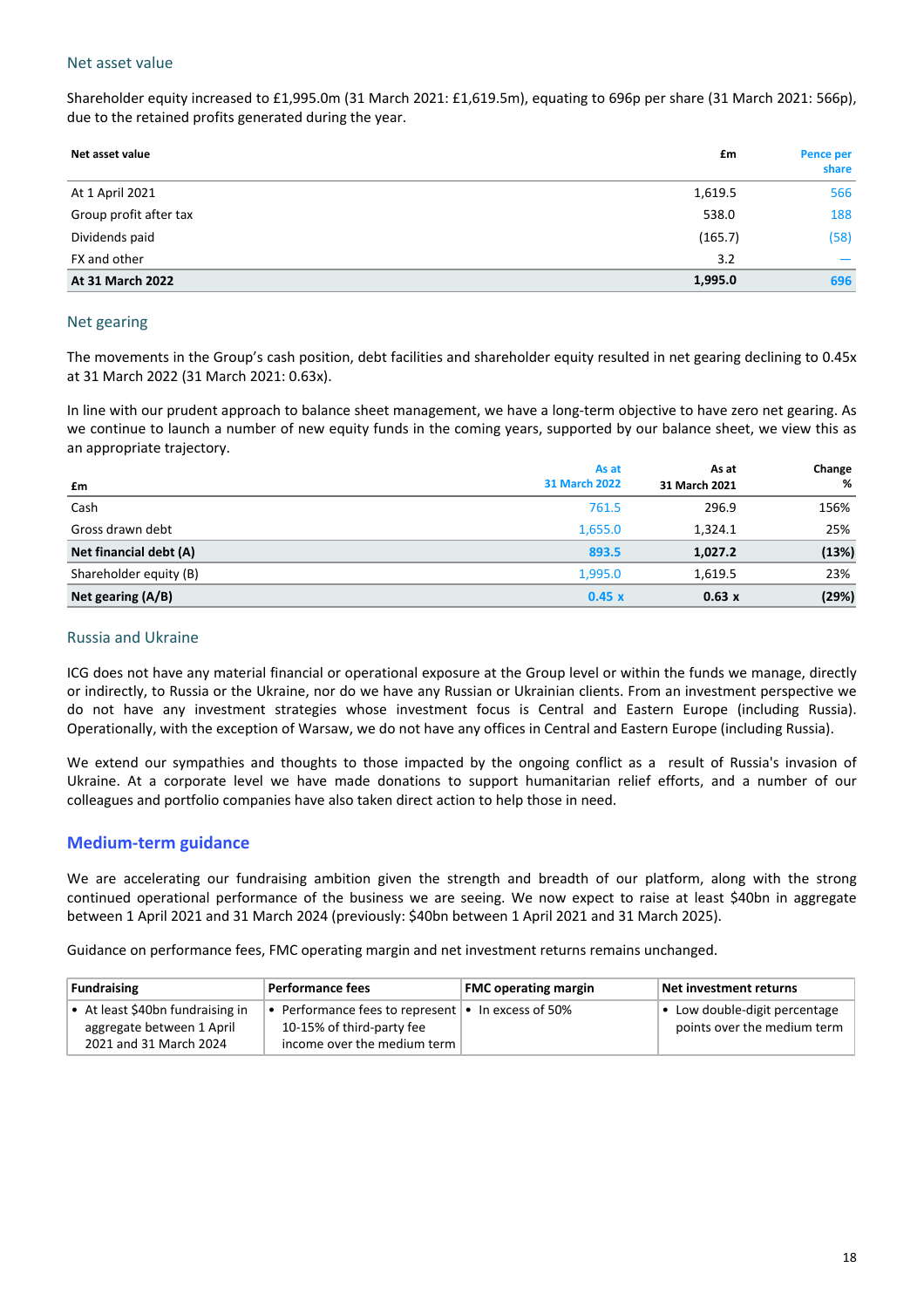### Net asset value

Shareholder equity increased to £1,995.0m (31 March 2021: £1,619.5m), equating to 696p per share (31 March 2021: 566p), due to the retained profits generated during the year.

| Net asset value | £m | Pence per share |
|---|---|---|
| At 1 April 2021 | 1,619.5 | 566 |
| Group profit after tax | 538.0 | 188 |
| Dividends paid | (165.7) | (58) |
| FX and other | 3.2 | — |
| **At 31 March 2022** | **1,995.0** | **696** |

### Net gearing

The movements in the Group's cash position, debt facilities and shareholder equity resulted in net gearing declining to 0.45x at 31 March 2022 (31 March 2021: 0.63x).

In line with our prudent approach to balance sheet management, we have a long-term objective to have zero net gearing. As we continue to launch a number of new equity funds in the coming years, supported by our balance sheet, we view this as an appropriate trajectory.

| £m | As at 31 March 2022 | As at 31 March 2021 | Change % |
|---|---|---|---|
| Cash | 761.5 | 296.9 | 156% |
| Gross drawn debt | 1,655.0 | 1,324.1 | 25% |
| **Net financial debt (A)** | **893.5** | **1,027.2** | **(13%)** |
| Shareholder equity (B) | 1,995.0 | 1,619.5 | 23% |
| **Net gearing (A/B)** | **0.45 x** | **0.63 x** | **(29%)** |

### Russia and Ukraine

ICG does not have any material financial or operational exposure at the Group level or within the funds we manage, directly or indirectly, to Russia or the Ukraine, nor do we have any Russian or Ukrainian clients. From an investment perspective we do not have any investment strategies whose investment focus is Central and Eastern Europe (including Russia). Operationally, with the exception of Warsaw, we do not have any offices in Central and Eastern Europe (including Russia).

We extend our sympathies and thoughts to those impacted by the ongoing conflict as a result of Russia's invasion of Ukraine. At a corporate level we have made donations to support humanitarian relief efforts, and a number of our colleagues and portfolio companies have also taken direct action to help those in need.

## Medium-term guidance

We are accelerating our fundraising ambition given the strength and breadth of our platform, along with the strong continued operational performance of the business we are seeing. We now expect to raise at least $40bn in aggregate between 1 April 2021 and 31 March 2024 (previously: $40bn between 1 April 2021 and 31 March 2025).

Guidance on performance fees, FMC operating margin and net investment returns remains unchanged.

| Fundraising | Performance fees | FMC operating margin | Net investment returns |
|---|---|---|---|
| • At least $40bn fundraising in aggregate between 1 April 2021 and 31 March 2024 | • Performance fees to represent 10-15% of third-party fee income over the medium term | • In excess of 50% | • Low double-digit percentage points over the medium term |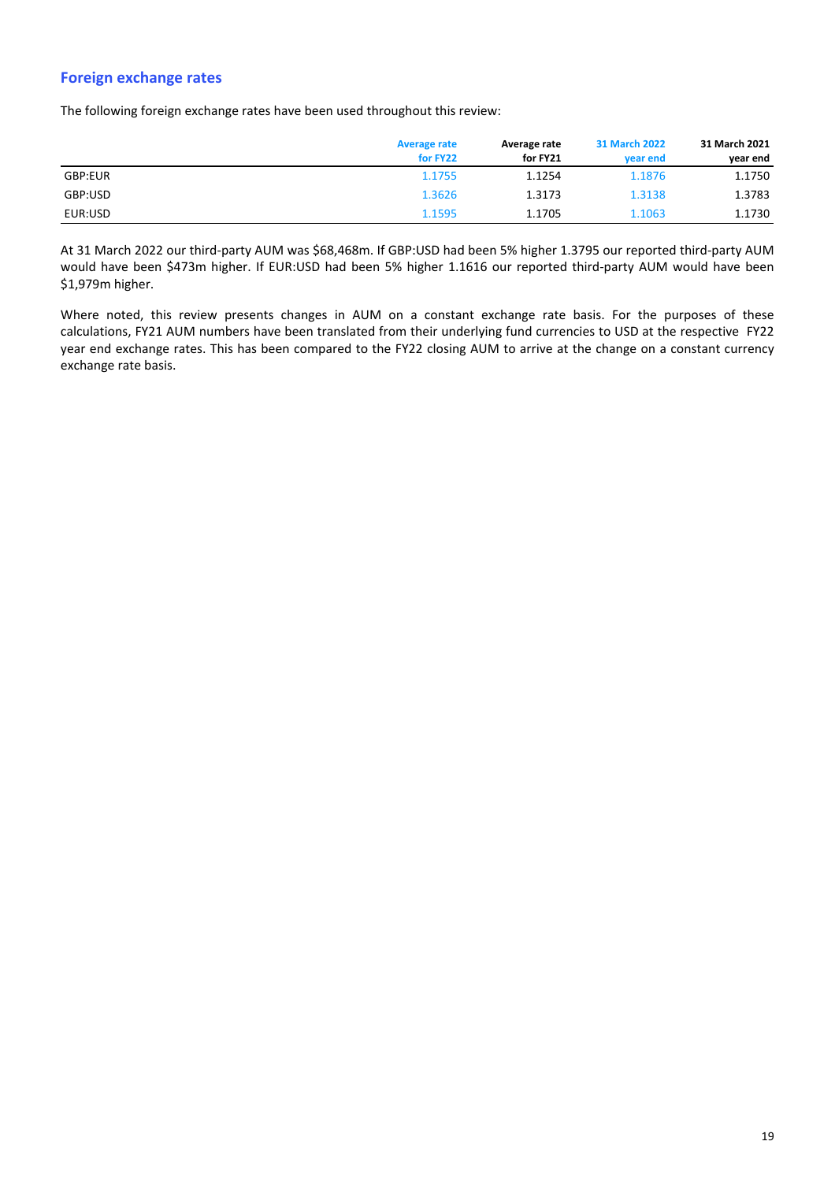## Foreign exchange rates

The following foreign exchange rates have been used throughout this review:

| | Average rate for FY22 | Average rate for FY21 | 31 March 2022 year end | 31 March 2021 year end |
|---|---|---|---|---|
| GBP:EUR | 1.1755 | 1.1254 | 1.1876 | 1.1750 |
| GBP:USD | 1.3626 | 1.3173 | 1.3138 | 1.3783 |
| EUR:USD | 1.1595 | 1.1705 | 1.1063 | 1.1730 |

At 31 March 2022 our third-party AUM was $68,468m. If GBP:USD had been 5% higher 1.3795 our reported third-party AUM would have been $473m higher. If EUR:USD had been 5% higher 1.1616 our reported third-party AUM would have been $1,979m higher.

Where noted, this review presents changes in AUM on a constant exchange rate basis. For the purposes of these calculations, FY21 AUM numbers have been translated from their underlying fund currencies to USD at the respective FY22 year end exchange rates. This has been compared to the FY22 closing AUM to arrive at the change on a constant currency exchange rate basis.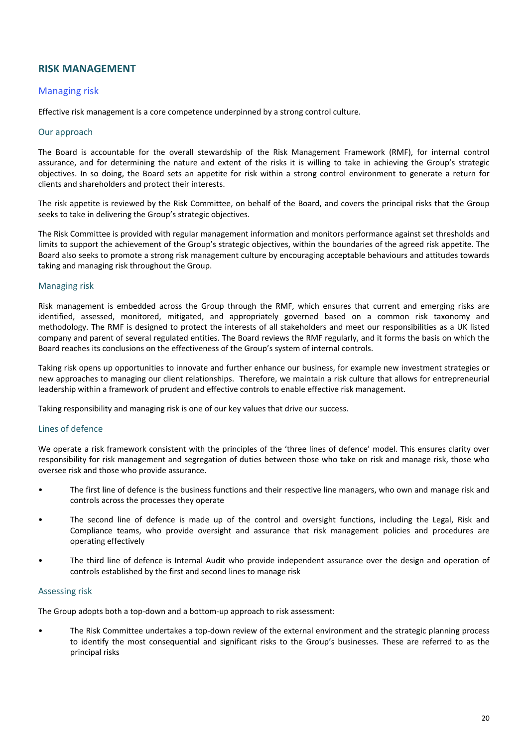## RISK MANAGEMENT

### Managing risk

Effective risk management is a core competence underpinned by a strong control culture.

#### Our approach

The Board is accountable for the overall stewardship of the Risk Management Framework (RMF), for internal control assurance, and for determining the nature and extent of the risks it is willing to take in achieving the Group's strategic objectives. In so doing, the Board sets an appetite for risk within a strong control environment to generate a return for clients and shareholders and protect their interests.

The risk appetite is reviewed by the Risk Committee, on behalf of the Board, and covers the principal risks that the Group seeks to take in delivering the Group's strategic objectives.

The Risk Committee is provided with regular management information and monitors performance against set thresholds and limits to support the achievement of the Group's strategic objectives, within the boundaries of the agreed risk appetite. The Board also seeks to promote a strong risk management culture by encouraging acceptable behaviours and attitudes towards taking and managing risk throughout the Group.

#### Managing risk

Risk management is embedded across the Group through the RMF, which ensures that current and emerging risks are identified, assessed, monitored, mitigated, and appropriately governed based on a common risk taxonomy and methodology. The RMF is designed to protect the interests of all stakeholders and meet our responsibilities as a UK listed company and parent of several regulated entities. The Board reviews the RMF regularly, and it forms the basis on which the Board reaches its conclusions on the effectiveness of the Group's system of internal controls.

Taking risk opens up opportunities to innovate and further enhance our business, for example new investment strategies or new approaches to managing our client relationships. Therefore, we maintain a risk culture that allows for entrepreneurial leadership within a framework of prudent and effective controls to enable effective risk management.

Taking responsibility and managing risk is one of our key values that drive our success.

#### Lines of defence

We operate a risk framework consistent with the principles of the 'three lines of defence' model. This ensures clarity over responsibility for risk management and segregation of duties between those who take on risk and manage risk, those who oversee risk and those who provide assurance.

- The first line of defence is the business functions and their respective line managers, who own and manage risk and controls across the processes they operate
- The second line of defence is made up of the control and oversight functions, including the Legal, Risk and Compliance teams, who provide oversight and assurance that risk management policies and procedures are operating effectively
- The third line of defence is Internal Audit who provide independent assurance over the design and operation of controls established by the first and second lines to manage risk

#### Assessing risk

The Group adopts both a top-down and a bottom-up approach to risk assessment:

- The Risk Committee undertakes a top-down review of the external environment and the strategic planning process to identify the most consequential and significant risks to the Group's businesses. These are referred to as the principal risks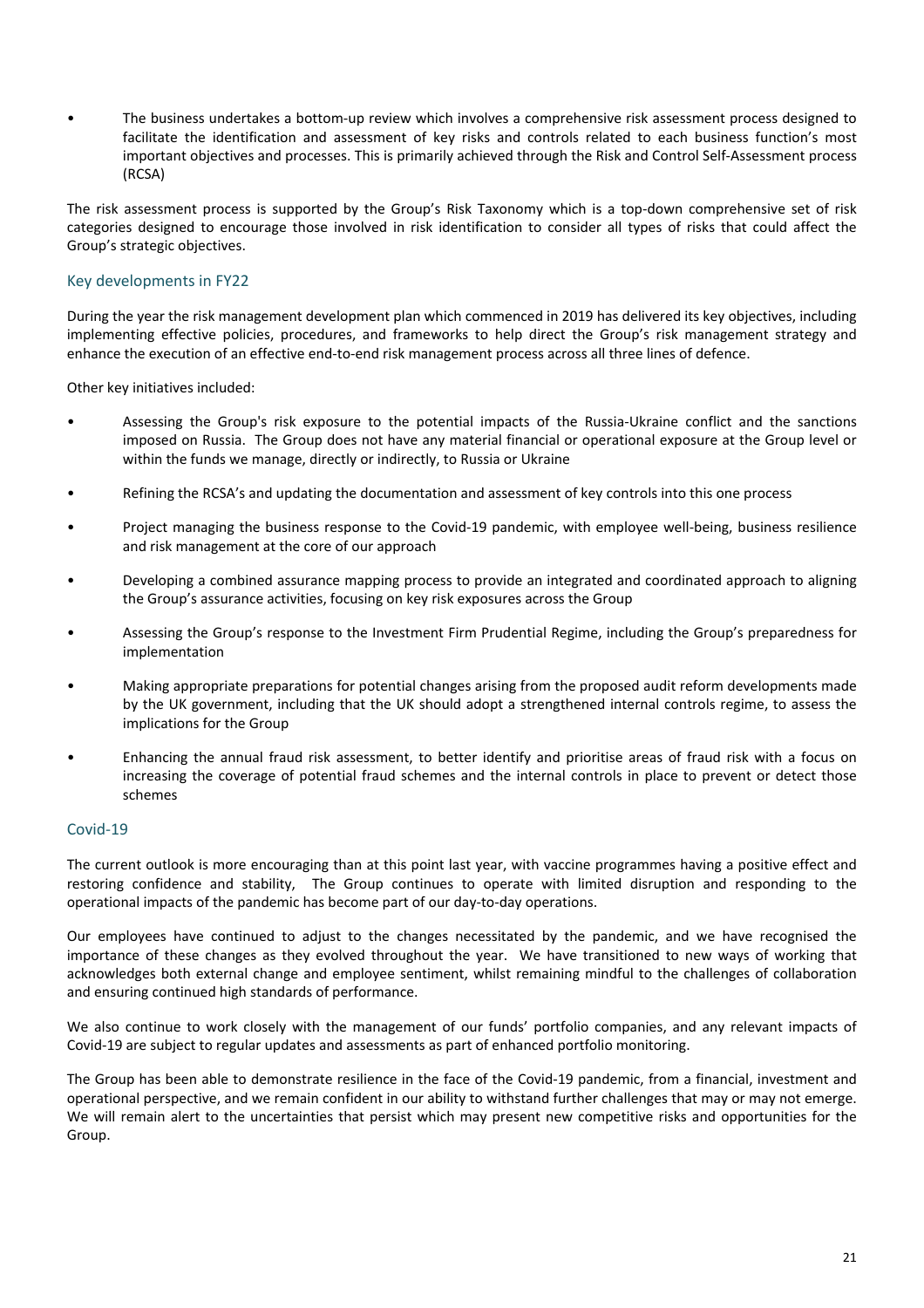- The business undertakes a bottom-up review which involves a comprehensive risk assessment process designed to facilitate the identification and assessment of key risks and controls related to each business function's most important objectives and processes. This is primarily achieved through the Risk and Control Self-Assessment process (RCSA)

The risk assessment process is supported by the Group's Risk Taxonomy which is a top-down comprehensive set of risk categories designed to encourage those involved in risk identification to consider all types of risks that could affect the Group's strategic objectives.

## Key developments in FY22

During the year the risk management development plan which commenced in 2019 has delivered its key objectives, including implementing effective policies, procedures, and frameworks to help direct the Group's risk management strategy and enhance the execution of an effective end-to-end risk management process across all three lines of defence.

Other key initiatives included:

- Assessing the Group's risk exposure to the potential impacts of the Russia-Ukraine conflict and the sanctions imposed on Russia. The Group does not have any material financial or operational exposure at the Group level or within the funds we manage, directly or indirectly, to Russia or Ukraine
- Refining the RCSA's and updating the documentation and assessment of key controls into this one process
- Project managing the business response to the Covid-19 pandemic, with employee well-being, business resilience and risk management at the core of our approach
- Developing a combined assurance mapping process to provide an integrated and coordinated approach to aligning the Group's assurance activities, focusing on key risk exposures across the Group
- Assessing the Group's response to the Investment Firm Prudential Regime, including the Group's preparedness for implementation
- Making appropriate preparations for potential changes arising from the proposed audit reform developments made by the UK government, including that the UK should adopt a strengthened internal controls regime, to assess the implications for the Group
- Enhancing the annual fraud risk assessment, to better identify and prioritise areas of fraud risk with a focus on increasing the coverage of potential fraud schemes and the internal controls in place to prevent or detect those schemes

## Covid-19

The current outlook is more encouraging than at this point last year, with vaccine programmes having a positive effect and restoring confidence and stability, The Group continues to operate with limited disruption and responding to the operational impacts of the pandemic has become part of our day-to-day operations.

Our employees have continued to adjust to the changes necessitated by the pandemic, and we have recognised the importance of these changes as they evolved throughout the year. We have transitioned to new ways of working that acknowledges both external change and employee sentiment, whilst remaining mindful to the challenges of collaboration and ensuring continued high standards of performance.

We also continue to work closely with the management of our funds' portfolio companies, and any relevant impacts of Covid-19 are subject to regular updates and assessments as part of enhanced portfolio monitoring.

The Group has been able to demonstrate resilience in the face of the Covid-19 pandemic, from a financial, investment and operational perspective, and we remain confident in our ability to withstand further challenges that may or may not emerge. We will remain alert to the uncertainties that persist which may present new competitive risks and opportunities for the Group.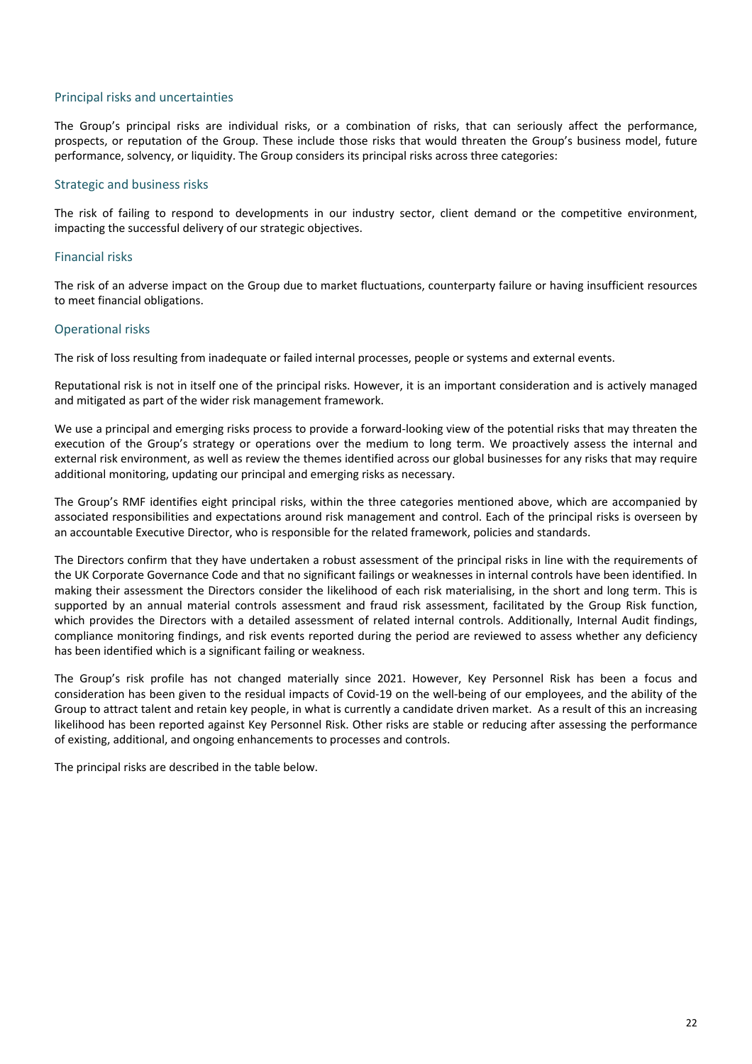## Principal risks and uncertainties

The Group's principal risks are individual risks, or a combination of risks, that can seriously affect the performance, prospects, or reputation of the Group. These include those risks that would threaten the Group's business model, future performance, solvency, or liquidity. The Group considers its principal risks across three categories:

### Strategic and business risks

The risk of failing to respond to developments in our industry sector, client demand or the competitive environment, impacting the successful delivery of our strategic objectives.

### Financial risks

The risk of an adverse impact on the Group due to market fluctuations, counterparty failure or having insufficient resources to meet financial obligations.

### Operational risks

The risk of loss resulting from inadequate or failed internal processes, people or systems and external events.

Reputational risk is not in itself one of the principal risks. However, it is an important consideration and is actively managed and mitigated as part of the wider risk management framework.

We use a principal and emerging risks process to provide a forward-looking view of the potential risks that may threaten the execution of the Group's strategy or operations over the medium to long term. We proactively assess the internal and external risk environment, as well as review the themes identified across our global businesses for any risks that may require additional monitoring, updating our principal and emerging risks as necessary.

The Group's RMF identifies eight principal risks, within the three categories mentioned above, which are accompanied by associated responsibilities and expectations around risk management and control. Each of the principal risks is overseen by an accountable Executive Director, who is responsible for the related framework, policies and standards.

The Directors confirm that they have undertaken a robust assessment of the principal risks in line with the requirements of the UK Corporate Governance Code and that no significant failings or weaknesses in internal controls have been identified. In making their assessment the Directors consider the likelihood of each risk materialising, in the short and long term. This is supported by an annual material controls assessment and fraud risk assessment, facilitated by the Group Risk function, which provides the Directors with a detailed assessment of related internal controls. Additionally, Internal Audit findings, compliance monitoring findings, and risk events reported during the period are reviewed to assess whether any deficiency has been identified which is a significant failing or weakness.

The Group's risk profile has not changed materially since 2021. However, Key Personnel Risk has been a focus and consideration has been given to the residual impacts of Covid-19 on the well-being of our employees, and the ability of the Group to attract talent and retain key people, in what is currently a candidate driven market. As a result of this an increasing likelihood has been reported against Key Personnel Risk. Other risks are stable or reducing after assessing the performance of existing, additional, and ongoing enhancements to processes and controls.

The principal risks are described in the table below.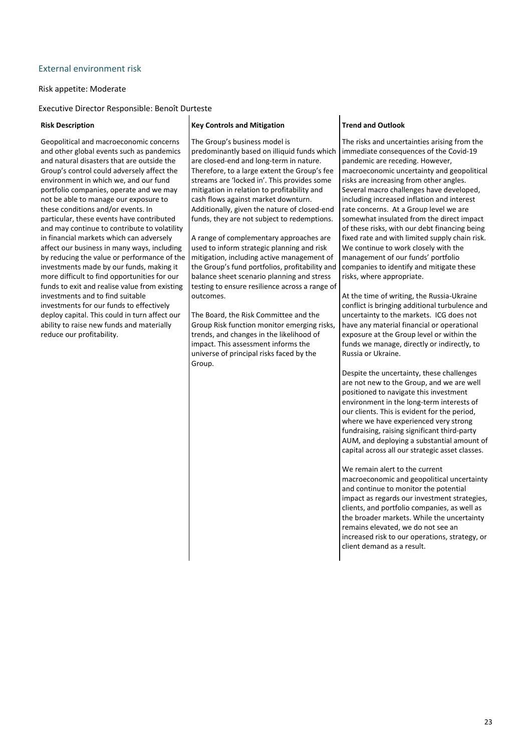## External environment risk

Risk appetite: Moderate

Executive Director Responsible: Benoît Durteste

### Risk Description

Geopolitical and macroeconomic concerns and other global events such as pandemics and natural disasters that are outside the Group's control could adversely affect the environment in which we, and our fund portfolio companies, operate and we may not be able to manage our exposure to these conditions and/or events. In particular, these events have contributed and may continue to contribute to volatility in financial markets which can adversely affect our business in many ways, including by reducing the value or performance of the investments made by our funds, making it more difficult to find opportunities for our funds to exit and realise value from existing investments and to find suitable investments for our funds to effectively deploy capital. This could in turn affect our ability to raise new funds and materially reduce our profitability.

### Key Controls and Mitigation

The Group's business model is predominantly based on illiquid funds which are closed-end and long-term in nature. Therefore, to a large extent the Group's fee streams are 'locked in'. This provides some mitigation in relation to profitability and cash flows against market downturn. Additionally, given the nature of closed-end funds, they are not subject to redemptions.

A range of complementary approaches are used to inform strategic planning and risk mitigation, including active management of the Group's fund portfolios, profitability and balance sheet scenario planning and stress testing to ensure resilience across a range of outcomes.

The Board, the Risk Committee and the Group Risk function monitor emerging risks, trends, and changes in the likelihood of impact. This assessment informs the universe of principal risks faced by the Group.

### Trend and Outlook

The risks and uncertainties arising from the immediate consequences of the Covid-19 pandemic are receding. However, macroeconomic uncertainty and geopolitical risks are increasing from other angles. Several macro challenges have developed, including increased inflation and interest rate concerns. At a Group level we are somewhat insulated from the direct impact of these risks, with our debt financing being fixed rate and with limited supply chain risk. We continue to work closely with the management of our funds' portfolio companies to identify and mitigate these risks, where appropriate.

At the time of writing, the Russia-Ukraine conflict is bringing additional turbulence and uncertainty to the markets. ICG does not have any material financial or operational exposure at the Group level or within the funds we manage, directly or indirectly, to Russia or Ukraine.

Despite the uncertainty, these challenges are not new to the Group, and we are well positioned to navigate this investment environment in the long-term interests of our clients. This is evident for the period, where we have experienced very strong fundraising, raising significant third-party AUM, and deploying a substantial amount of capital across all our strategic asset classes.

We remain alert to the current macroeconomic and geopolitical uncertainty and continue to monitor the potential impact as regards our investment strategies, clients, and portfolio companies, as well as the broader markets. While the uncertainty remains elevated, we do not see an increased risk to our operations, strategy, or client demand as a result.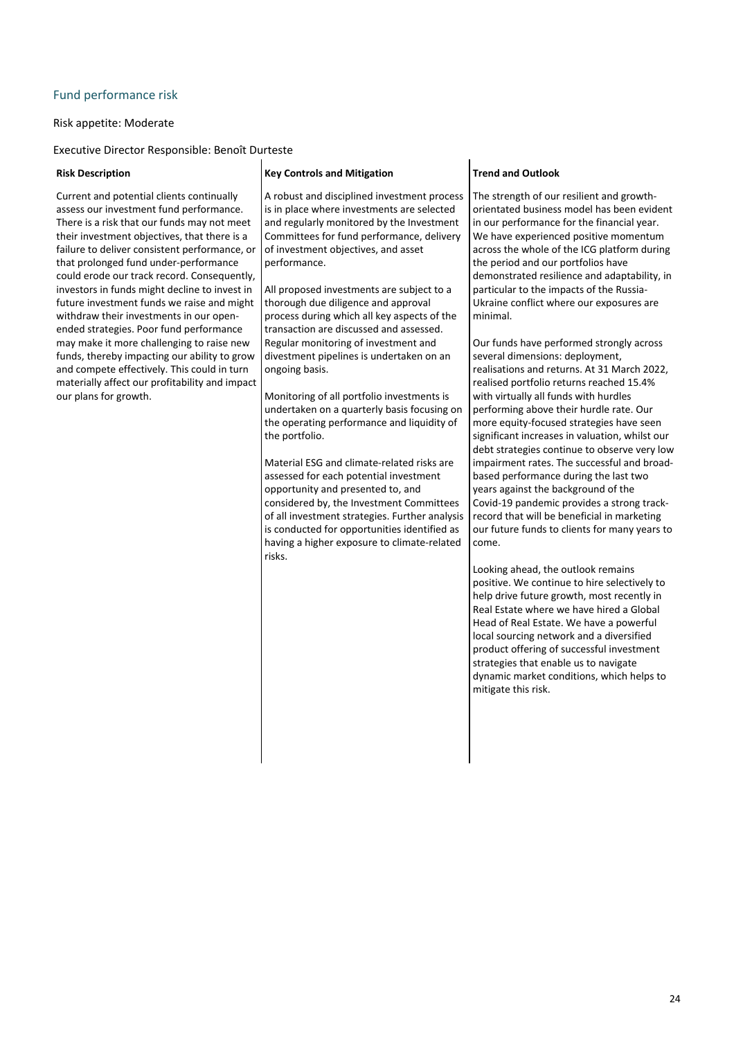## Fund performance risk

Risk appetite: Moderate

Executive Director Responsible: Benoît Durteste

### Risk Description

Current and potential clients continually assess our investment fund performance. There is a risk that our funds may not meet their investment objectives, that there is a failure to deliver consistent performance, or that prolonged fund under-performance could erode our track record. Consequently, investors in funds might decline to invest in future investment funds we raise and might withdraw their investments in our open-ended strategies. Poor fund performance may make it more challenging to raise new funds, thereby impacting our ability to grow and compete effectively. This could in turn materially affect our profitability and impact our plans for growth.

### Key Controls and Mitigation

A robust and disciplined investment process is in place where investments are selected and regularly monitored by the Investment Committees for fund performance, delivery of investment objectives, and asset performance.

All proposed investments are subject to a thorough due diligence and approval process during which all key aspects of the transaction are discussed and assessed. Regular monitoring of investment and divestment pipelines is undertaken on an ongoing basis.

Monitoring of all portfolio investments is undertaken on a quarterly basis focusing on the operating performance and liquidity of the portfolio.

Material ESG and climate-related risks are assessed for each potential investment opportunity and presented to, and considered by, the Investment Committees of all investment strategies. Further analysis is conducted for opportunities identified as having a higher exposure to climate-related risks.

### Trend and Outlook

The strength of our resilient and growth-orientated business model has been evident in our performance for the financial year. We have experienced positive momentum across the whole of the ICG platform during the period and our portfolios have demonstrated resilience and adaptability, in particular to the impacts of the Russia-Ukraine conflict where our exposures are minimal.

Our funds have performed strongly across several dimensions: deployment, realisations and returns. At 31 March 2022, realised portfolio returns reached 15.4% with virtually all funds with hurdles performing above their hurdle rate. Our more equity-focused strategies have seen significant increases in valuation, whilst our debt strategies continue to observe very low impairment rates. The successful and broad-based performance during the last two years against the background of the Covid-19 pandemic provides a strong track-record that will be beneficial in marketing our future funds to clients for many years to come.

Looking ahead, the outlook remains positive. We continue to hire selectively to help drive future growth, most recently in Real Estate where we have hired a Global Head of Real Estate. We have a powerful local sourcing network and a diversified product offering of successful investment strategies that enable us to navigate dynamic market conditions, which helps to mitigate this risk.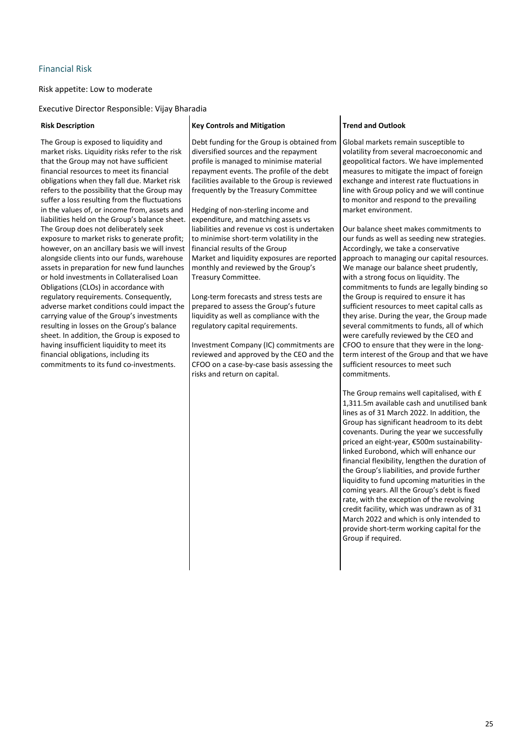## Financial Risk

Risk appetite: Low to moderate

Executive Director Responsible: Vijay Bharadia

| Risk Description | Key Controls and Mitigation | Trend and Outlook |
|---|---|---|
| The Group is exposed to liquidity and market risks. Liquidity risks refer to the risk that the Group may not have sufficient financial resources to meet its financial obligations when they fall due. Market risk refers to the possibility that the Group may suffer a loss resulting from the fluctuations in the values of, or income from, assets and liabilities held on the Group's balance sheet. The Group does not deliberately seek exposure to market risks to generate profit; however, on an ancillary basis we will invest alongside clients into our funds, warehouse assets in preparation for new fund launches or hold investments in Collateralised Loan Obligations (CLOs) in accordance with regulatory requirements. Consequently, adverse market conditions could impact the carrying value of the Group's investments resulting in losses on the Group's balance sheet. In addition, the Group is exposed to having insufficient liquidity to meet its financial obligations, including its commitments to its fund co-investments. | Debt funding for the Group is obtained from diversified sources and the repayment profile is managed to minimise material repayment events. The profile of the debt facilities available to the Group is reviewed frequently by the Treasury Committee<br><br>Hedging of non-sterling income and expenditure, and matching assets vs liabilities and revenue vs cost is undertaken to minimise short-term volatility in the financial results of the Group<br>Market and liquidity exposures are reported monthly and reviewed by the Group's Treasury Committee.<br><br>Long-term forecasts and stress tests are prepared to assess the Group's future liquidity as well as compliance with the regulatory capital requirements.<br><br>Investment Company (IC) commitments are reviewed and approved by the CEO and the CFOO on a case-by-case basis assessing the risks and return on capital. | Global markets remain susceptible to volatility from several macroeconomic and geopolitical factors. We have implemented measures to mitigate the impact of foreign exchange and interest rate fluctuations in line with Group policy and we will continue to monitor and respond to the prevailing market environment.<br><br>Our balance sheet makes commitments to our funds as well as seeding new strategies. Accordingly, we take a conservative approach to managing our capital resources. We manage our balance sheet prudently, with a strong focus on liquidity. The commitments to funds are legally binding so the Group is required to ensure it has sufficient resources to meet capital calls as they arise. During the year, the Group made several commitments to funds, all of which were carefully reviewed by the CEO and CFOO to ensure that they were in the long-term interest of the Group and that we have sufficient resources to meet such commitments.<br><br>The Group remains well capitalised, with £ 1,311.5m available cash and unutilised bank lines as of 31 March 2022. In addition, the Group has significant headroom to its debt covenants. During the year we successfully priced an eight-year, €500m sustainability-linked Eurobond, which will enhance our financial flexibility, lengthen the duration of the Group's liabilities, and provide further liquidity to fund upcoming maturities in the coming years. All the Group's debt is fixed rate, with the exception of the revolving credit facility, which was undrawn as of 31 March 2022 and which is only intended to provide short-term working capital for the Group if required. |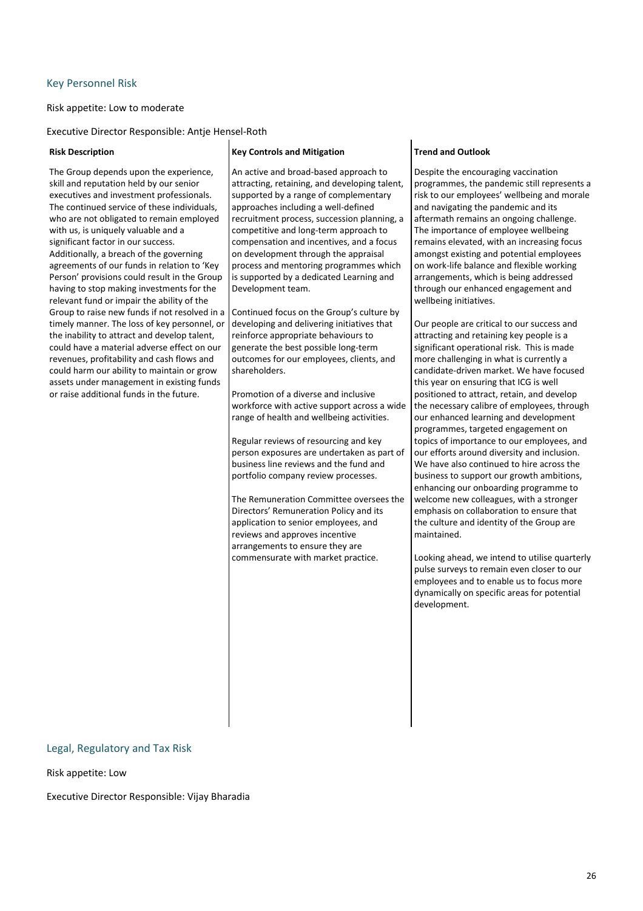## Key Personnel Risk

Risk appetite: Low to moderate

Executive Director Responsible: Antje Hensel-Roth

**Risk Description**

The Group depends upon the experience, skill and reputation held by our senior executives and investment professionals. The continued service of these individuals, who are not obligated to remain employed with us, is uniquely valuable and a significant factor in our success. Additionally, a breach of the governing agreements of our funds in relation to 'Key Person' provisions could result in the Group having to stop making investments for the relevant fund or impair the ability of the Group to raise new funds if not resolved in a timely manner. The loss of key personnel, or the inability to attract and develop talent, could have a material adverse effect on our revenues, profitability and cash flows and could harm our ability to maintain or grow assets under management in existing funds or raise additional funds in the future.

**Key Controls and Mitigation**

An active and broad-based approach to attracting, retaining, and developing talent, supported by a range of complementary approaches including a well-defined recruitment process, succession planning, a competitive and long-term approach to compensation and incentives, and a focus on development through the appraisal process and mentoring programmes which is supported by a dedicated Learning and Development team.

Continued focus on the Group's culture by developing and delivering initiatives that reinforce appropriate behaviours to generate the best possible long-term outcomes for our employees, clients, and shareholders.

Promotion of a diverse and inclusive workforce with active support across a wide range of health and wellbeing activities.

Regular reviews of resourcing and key person exposures are undertaken as part of business line reviews and the fund and portfolio company review processes.

The Remuneration Committee oversees the Directors' Remuneration Policy and its application to senior employees, and reviews and approves incentive arrangements to ensure they are commensurate with market practice.

**Trend and Outlook**

Despite the encouraging vaccination programmes, the pandemic still represents a risk to our employees' wellbeing and morale and navigating the pandemic and its aftermath remains an ongoing challenge. The importance of employee wellbeing remains elevated, with an increasing focus amongst existing and potential employees on work-life balance and flexible working arrangements, which is being addressed through our enhanced engagement and wellbeing initiatives.

Our people are critical to our success and attracting and retaining key people is a significant operational risk. This is made more challenging in what is currently a candidate-driven market. We have focused this year on ensuring that ICG is well positioned to attract, retain, and develop the necessary calibre of employees, through our enhanced learning and development programmes, targeted engagement on topics of importance to our employees, and our efforts around diversity and inclusion. We have also continued to hire across the business to support our growth ambitions, enhancing our onboarding programme to welcome new colleagues, with a stronger emphasis on collaboration to ensure that the culture and identity of the Group are maintained.

Looking ahead, we intend to utilise quarterly pulse surveys to remain even closer to our employees and to enable us to focus more dynamically on specific areas for potential development.

## Legal, Regulatory and Tax Risk

Risk appetite: Low

Executive Director Responsible: Vijay Bharadia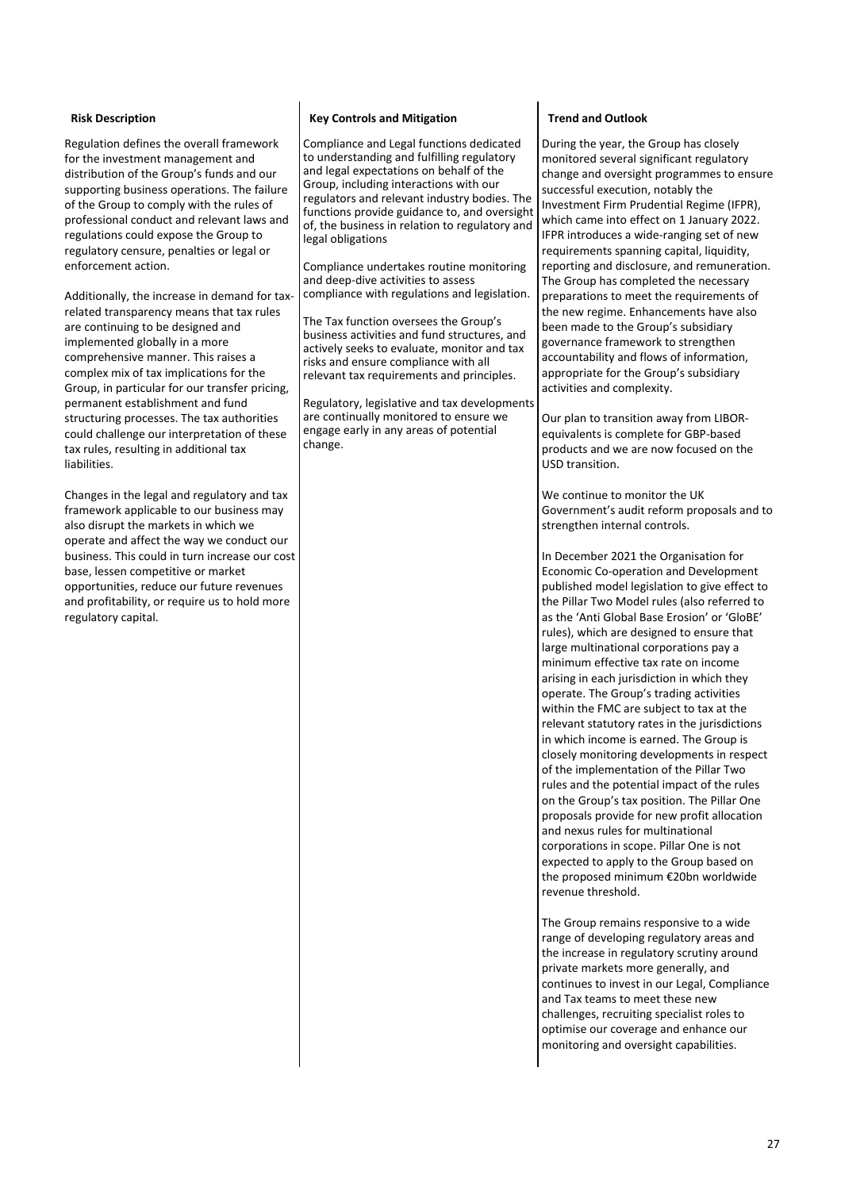### Risk Description

Regulation defines the overall framework for the investment management and distribution of the Group's funds and our supporting business operations. The failure of the Group to comply with the rules of professional conduct and relevant laws and regulations could expose the Group to regulatory censure, penalties or legal or enforcement action.

Additionally, the increase in demand for tax-related transparency means that tax rules are continuing to be designed and implemented globally in a more comprehensive manner. This raises a complex mix of tax implications for the Group, in particular for our transfer pricing, permanent establishment and fund structuring processes. The tax authorities could challenge our interpretation of these tax rules, resulting in additional tax liabilities.

Changes in the legal and regulatory and tax framework applicable to our business may also disrupt the markets in which we operate and affect the way we conduct our business. This could in turn increase our cost base, lessen competitive or market opportunities, reduce our future revenues and profitability, or require us to hold more regulatory capital.

### Key Controls and Mitigation

Compliance and Legal functions dedicated to understanding and fulfilling regulatory and legal expectations on behalf of the Group, including interactions with our regulators and relevant industry bodies. The functions provide guidance to, and oversight of, the business in relation to regulatory and legal obligations

Compliance undertakes routine monitoring and deep-dive activities to assess compliance with regulations and legislation.

The Tax function oversees the Group's business activities and fund structures, and actively seeks to evaluate, monitor and tax risks and ensure compliance with all relevant tax requirements and principles.

Regulatory, legislative and tax developments are continually monitored to ensure we engage early in any areas of potential change.

### Trend and Outlook

During the year, the Group has closely monitored several significant regulatory change and oversight programmes to ensure successful execution, notably the Investment Firm Prudential Regime (IFPR), which came into effect on 1 January 2022. IFPR introduces a wide-ranging set of new requirements spanning capital, liquidity, reporting and disclosure, and remuneration. The Group has completed the necessary preparations to meet the requirements of the new regime. Enhancements have also been made to the Group's subsidiary governance framework to strengthen accountability and flows of information, appropriate for the Group's subsidiary activities and complexity.

Our plan to transition away from LIBOR-equivalents is complete for GBP-based products and we are now focused on the USD transition.

We continue to monitor the UK Government's audit reform proposals and to strengthen internal controls.

In December 2021 the Organisation for Economic Co-operation and Development published model legislation to give effect to the Pillar Two Model rules (also referred to as the 'Anti Global Base Erosion' or 'GloBE' rules), which are designed to ensure that large multinational corporations pay a minimum effective tax rate on income arising in each jurisdiction in which they operate. The Group's trading activities within the FMC are subject to tax at the relevant statutory rates in the jurisdictions in which income is earned. The Group is closely monitoring developments in respect of the implementation of the Pillar Two rules and the potential impact of the rules on the Group's tax position. The Pillar One proposals provide for new profit allocation and nexus rules for multinational corporations in scope. Pillar One is not expected to apply to the Group based on the proposed minimum €20bn worldwide revenue threshold.

The Group remains responsive to a wide range of developing regulatory areas and the increase in regulatory scrutiny around private markets more generally, and continues to invest in our Legal, Compliance and Tax teams to meet these new challenges, recruiting specialist roles to optimise our coverage and enhance our monitoring and oversight capabilities.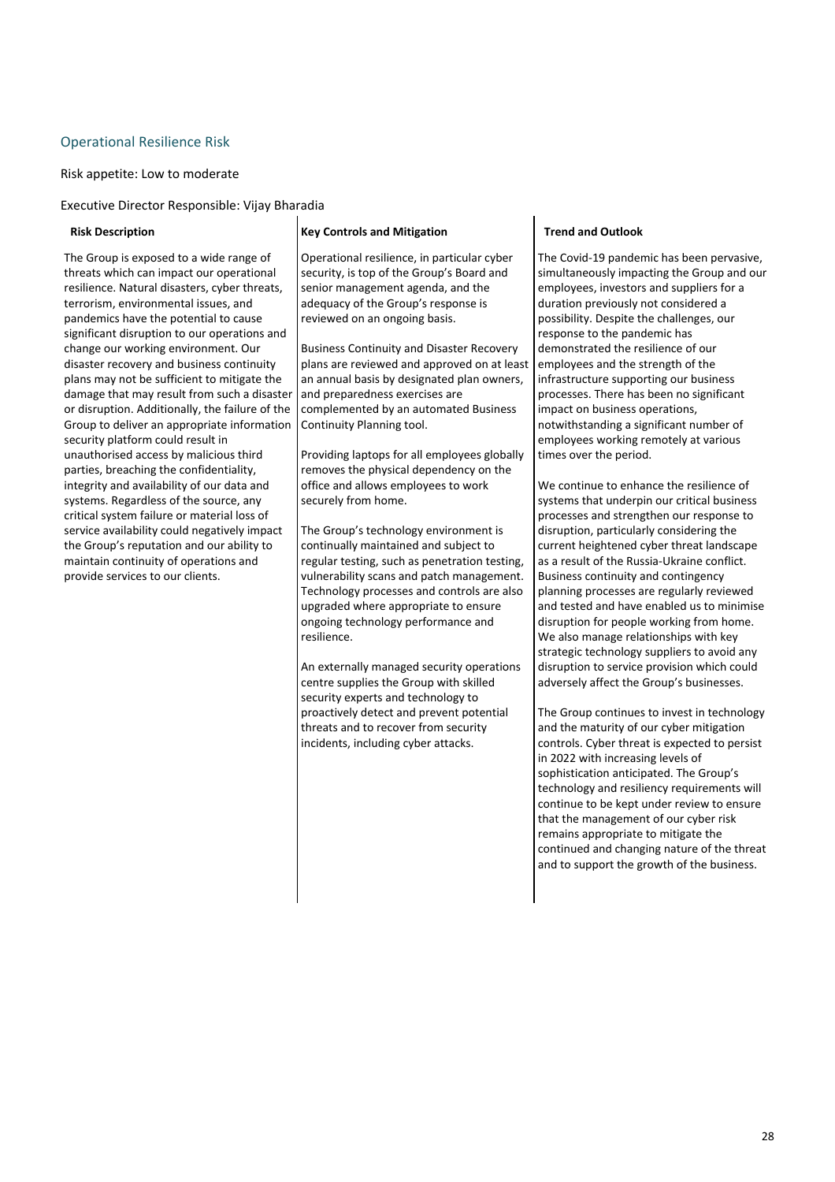## Operational Resilience Risk

Risk appetite: Low to moderate

Executive Director Responsible: Vijay Bharadia

**Risk Description**

The Group is exposed to a wide range of threats which can impact our operational resilience. Natural disasters, cyber threats, terrorism, environmental issues, and pandemics have the potential to cause significant disruption to our operations and change our working environment. Our disaster recovery and business continuity plans may not be sufficient to mitigate the damage that may result from such a disaster or disruption. Additionally, the failure of the Group to deliver an appropriate information security platform could result in unauthorised access by malicious third parties, breaching the confidentiality, integrity and availability of our data and systems. Regardless of the source, any critical system failure or material loss of service availability could negatively impact the Group's reputation and our ability to maintain continuity of operations and provide services to our clients.

**Key Controls and Mitigation**

Operational resilience, in particular cyber security, is top of the Group's Board and senior management agenda, and the adequacy of the Group's response is reviewed on an ongoing basis.

Business Continuity and Disaster Recovery plans are reviewed and approved on at least an annual basis by designated plan owners, and preparedness exercises are complemented by an automated Business Continuity Planning tool.

Providing laptops for all employees globally removes the physical dependency on the office and allows employees to work securely from home.

The Group's technology environment is continually maintained and subject to regular testing, such as penetration testing, vulnerability scans and patch management. Technology processes and controls are also upgraded where appropriate to ensure ongoing technology performance and resilience.

An externally managed security operations centre supplies the Group with skilled security experts and technology to proactively detect and prevent potential threats and to recover from security incidents, including cyber attacks.

**Trend and Outlook**

The Covid-19 pandemic has been pervasive, simultaneously impacting the Group and our employees, investors and suppliers for a duration previously not considered a possibility. Despite the challenges, our response to the pandemic has demonstrated the resilience of our employees and the strength of the infrastructure supporting our business processes. There has been no significant impact on business operations, notwithstanding a significant number of employees working remotely at various times over the period.

We continue to enhance the resilience of systems that underpin our critical business processes and strengthen our response to disruption, particularly considering the current heightened cyber threat landscape as a result of the Russia-Ukraine conflict. Business continuity and contingency planning processes are regularly reviewed and tested and have enabled us to minimise disruption for people working from home. We also manage relationships with key strategic technology suppliers to avoid any disruption to service provision which could adversely affect the Group's businesses.

The Group continues to invest in technology and the maturity of our cyber mitigation controls. Cyber threat is expected to persist in 2022 with increasing levels of sophistication anticipated. The Group's technology and resiliency requirements will continue to be kept under review to ensure that the management of our cyber risk remains appropriate to mitigate the continued and changing nature of the threat and to support the growth of the business.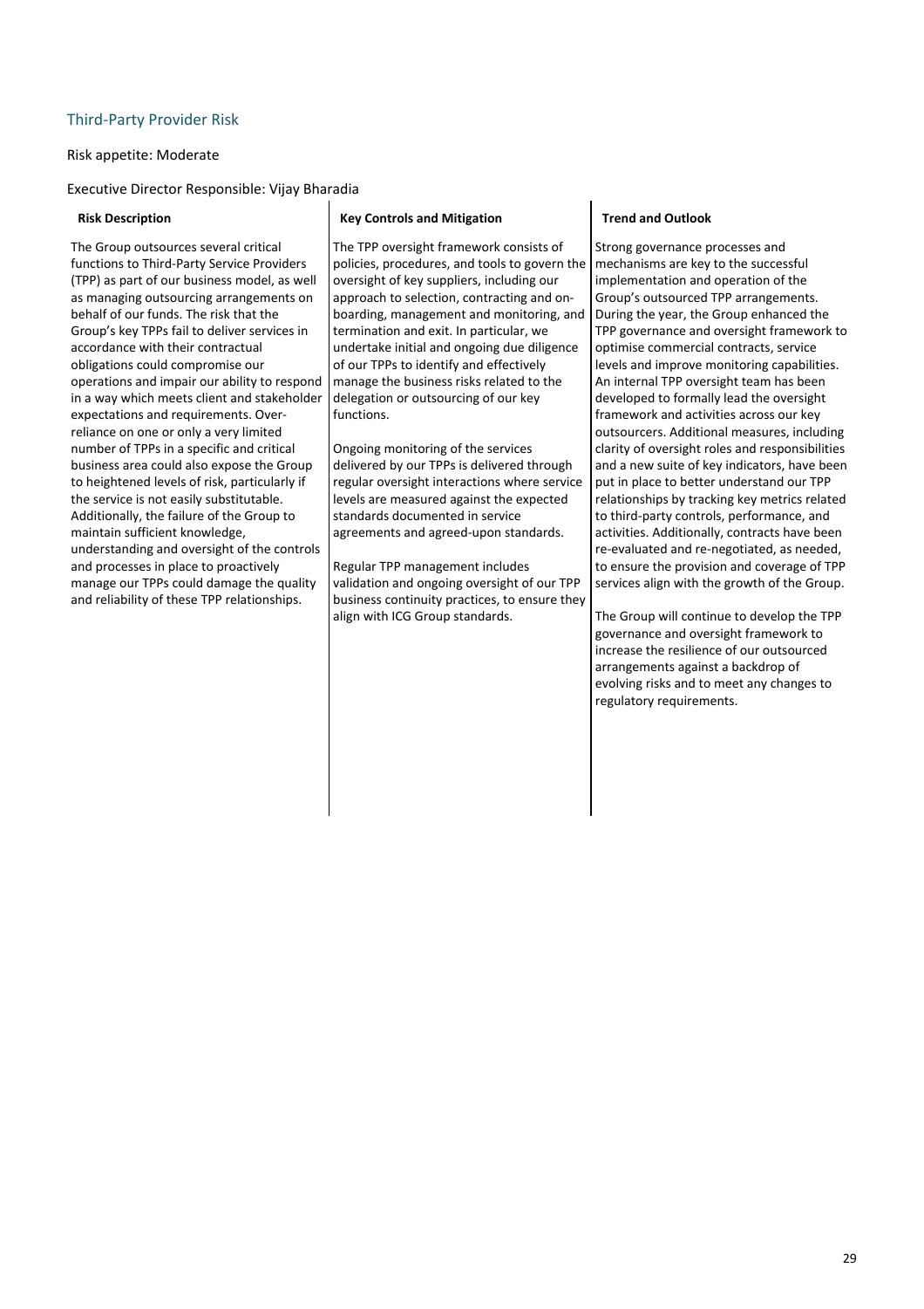## Third-Party Provider Risk

Risk appetite: Moderate

Executive Director Responsible: Vijay Bharadia

**Risk Description**

The Group outsources several critical functions to Third-Party Service Providers (TPP) as part of our business model, as well as managing outsourcing arrangements on behalf of our funds. The risk that the Group's key TPPs fail to deliver services in accordance with their contractual obligations could compromise our operations and impair our ability to respond in a way which meets client and stakeholder expectations and requirements. Over-reliance on one or only a very limited number of TPPs in a specific and critical business area could also expose the Group to heightened levels of risk, particularly if the service is not easily substitutable. Additionally, the failure of the Group to maintain sufficient knowledge, understanding and oversight of the controls and processes in place to proactively manage our TPPs could damage the quality and reliability of these TPP relationships.

**Key Controls and Mitigation**

The TPP oversight framework consists of policies, procedures, and tools to govern the oversight of key suppliers, including our approach to selection, contracting and on-boarding, management and monitoring, and termination and exit. In particular, we undertake initial and ongoing due diligence of our TPPs to identify and effectively manage the business risks related to the delegation or outsourcing of our key functions.

Ongoing monitoring of the services delivered by our TPPs is delivered through regular oversight interactions where service levels are measured against the expected standards documented in service agreements and agreed-upon standards.

Regular TPP management includes validation and ongoing oversight of our TPP business continuity practices, to ensure they align with ICG Group standards.

**Trend and Outlook**

Strong governance processes and mechanisms are key to the successful implementation and operation of the Group's outsourced TPP arrangements. During the year, the Group enhanced the TPP governance and oversight framework to optimise commercial contracts, service levels and improve monitoring capabilities. An internal TPP oversight team has been developed to formally lead the oversight framework and activities across our key outsourcers. Additional measures, including clarity of oversight roles and responsibilities and a new suite of key indicators, have been put in place to better understand our TPP relationships by tracking key metrics related to third-party controls, performance, and activities. Additionally, contracts have been re-evaluated and re-negotiated, as needed, to ensure the provision and coverage of TPP services align with the growth of the Group.

The Group will continue to develop the TPP governance and oversight framework to increase the resilience of our outsourced arrangements against a backdrop of evolving risks and to meet any changes to regulatory requirements.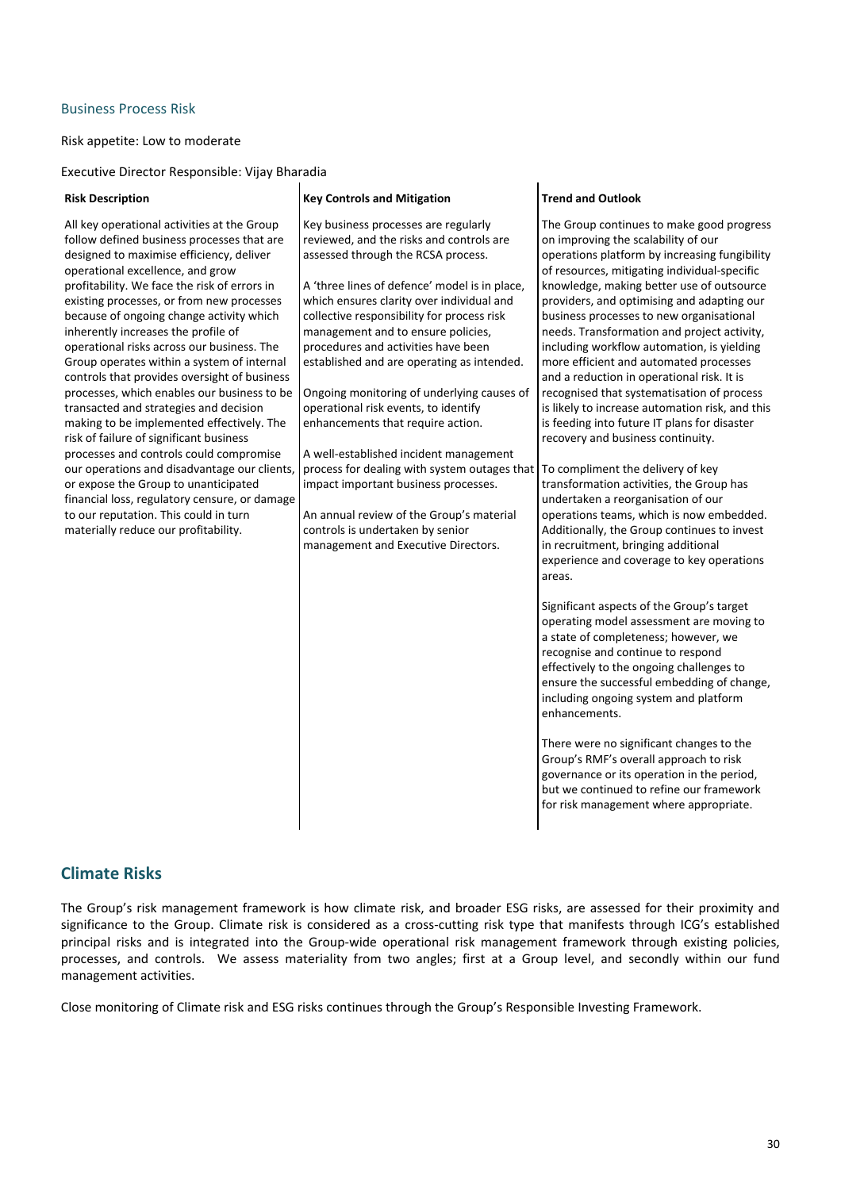### Business Process Risk

Risk appetite: Low to moderate

Executive Director Responsible: Vijay Bharadia

| Risk Description | Key Controls and Mitigation | Trend and Outlook |
|---|---|---|
| All key operational activities at the Group follow defined business processes that are designed to maximise efficiency, deliver operational excellence, and grow profitability. We face the risk of errors in existing processes, or from new processes because of ongoing change activity which inherently increases the profile of operational risks across our business. The Group operates within a system of internal controls that provides oversight of business processes, which enables our business to be transacted and strategies and decision making to be implemented effectively. The risk of failure of significant business processes and controls could compromise our operations and disadvantage our clients, or expose the Group to unanticipated financial loss, regulatory censure, or damage to our reputation. This could in turn materially reduce our profitability. | Key business processes are regularly reviewed, and the risks and controls are assessed through the RCSA process.<br><br>A 'three lines of defence' model is in place, which ensures clarity over individual and collective responsibility for process risk management and to ensure policies, procedures and activities have been established and are operating as intended.<br><br>Ongoing monitoring of underlying causes of operational risk events, to identify enhancements that require action.<br><br>A well-established incident management process for dealing with system outages that impact important business processes.<br><br>An annual review of the Group's material controls is undertaken by senior management and Executive Directors. | The Group continues to make good progress on improving the scalability of our operations platform by increasing fungibility of resources, mitigating individual-specific knowledge, making better use of outsource providers, and optimising and adapting our business processes to new organisational needs. Transformation and project activity, including workflow automation, is yielding more efficient and automated processes and a reduction in operational risk. It is recognised that systematisation of process is likely to increase automation risk, and this is feeding into future IT plans for disaster recovery and business continuity.<br><br>To compliment the delivery of key transformation activities, the Group has undertaken a reorganisation of our operations teams, which is now embedded. Additionally, the Group continues to invest in recruitment, bringing additional experience and coverage to key operations areas.<br><br>Significant aspects of the Group's target operating model assessment are moving to a state of completeness; however, we recognise and continue to respond effectively to the ongoing challenges to ensure the successful embedding of change, including ongoing system and platform enhancements.<br><br>There were no significant changes to the Group's RMF's overall approach to risk governance or its operation in the period, but we continued to refine our framework for risk management where appropriate. |

## Climate Risks

The Group's risk management framework is how climate risk, and broader ESG risks, are assessed for their proximity and significance to the Group. Climate risk is considered as a cross-cutting risk type that manifests through ICG's established principal risks and is integrated into the Group-wide operational risk management framework through existing policies, processes, and controls. We assess materiality from two angles; first at a Group level, and secondly within our fund management activities.

Close monitoring of Climate risk and ESG risks continues through the Group's Responsible Investing Framework.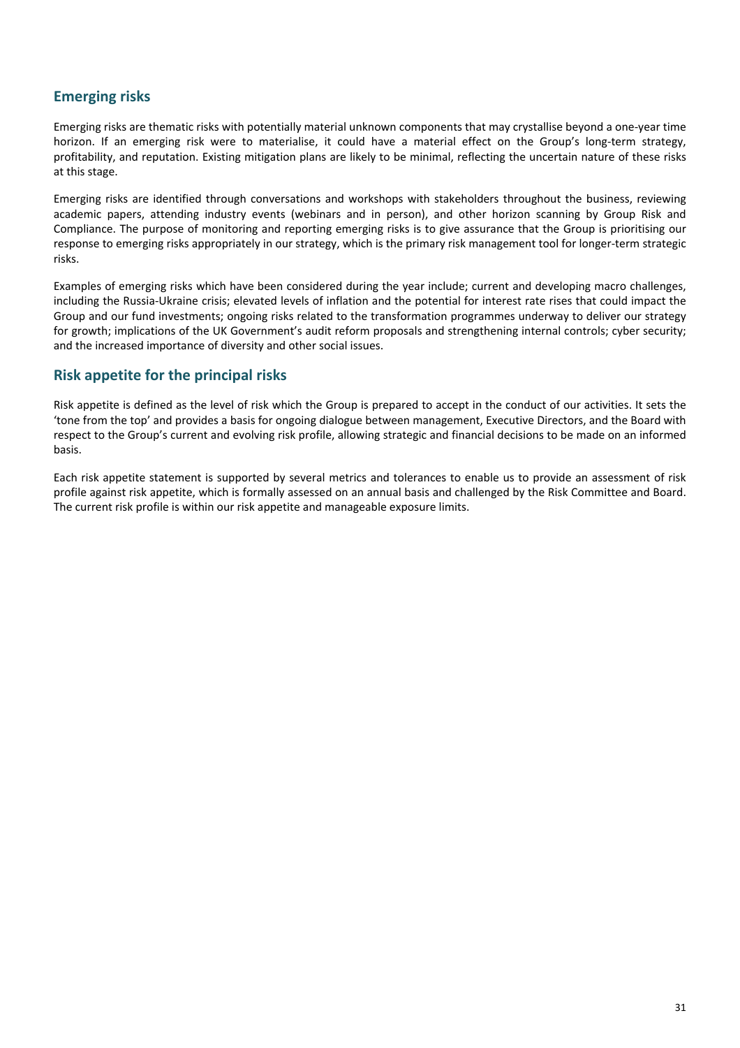## Emerging risks

Emerging risks are thematic risks with potentially material unknown components that may crystallise beyond a one-year time horizon. If an emerging risk were to materialise, it could have a material effect on the Group's long-term strategy, profitability, and reputation. Existing mitigation plans are likely to be minimal, reflecting the uncertain nature of these risks at this stage.

Emerging risks are identified through conversations and workshops with stakeholders throughout the business, reviewing academic papers, attending industry events (webinars and in person), and other horizon scanning by Group Risk and Compliance. The purpose of monitoring and reporting emerging risks is to give assurance that the Group is prioritising our response to emerging risks appropriately in our strategy, which is the primary risk management tool for longer-term strategic risks.

Examples of emerging risks which have been considered during the year include; current and developing macro challenges, including the Russia-Ukraine crisis; elevated levels of inflation and the potential for interest rate rises that could impact the Group and our fund investments; ongoing risks related to the transformation programmes underway to deliver our strategy for growth; implications of the UK Government's audit reform proposals and strengthening internal controls; cyber security; and the increased importance of diversity and other social issues.

## Risk appetite for the principal risks

Risk appetite is defined as the level of risk which the Group is prepared to accept in the conduct of our activities. It sets the 'tone from the top' and provides a basis for ongoing dialogue between management, Executive Directors, and the Board with respect to the Group's current and evolving risk profile, allowing strategic and financial decisions to be made on an informed basis.

Each risk appetite statement is supported by several metrics and tolerances to enable us to provide an assessment of risk profile against risk appetite, which is formally assessed on an annual basis and challenged by the Risk Committee and Board. The current risk profile is within our risk appetite and manageable exposure limits.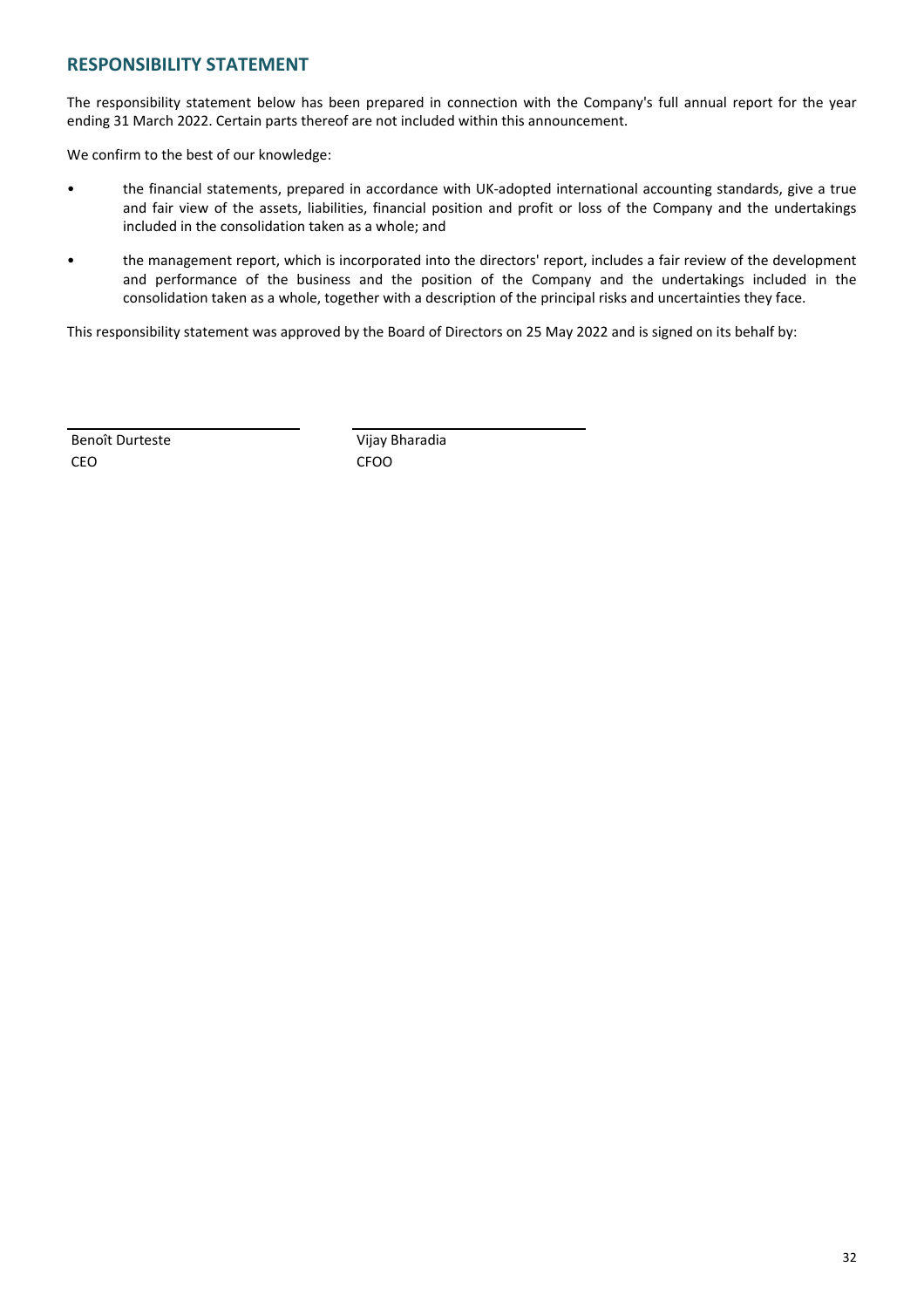## RESPONSIBILITY STATEMENT

The responsibility statement below has been prepared in connection with the Company's full annual report for the year ending 31 March 2022. Certain parts thereof are not included within this announcement.

We confirm to the best of our knowledge:

- the financial statements, prepared in accordance with UK-adopted international accounting standards, give a true and fair view of the assets, liabilities, financial position and profit or loss of the Company and the undertakings included in the consolidation taken as a whole; and
- the management report, which is incorporated into the directors' report, includes a fair review of the development and performance of the business and the position of the Company and the undertakings included in the consolidation taken as a whole, together with a description of the principal risks and uncertainties they face.

This responsibility statement was approved by the Board of Directors on 25 May 2022 and is signed on its behalf by:

| Benoît Durteste | Vijay Bharadia |
|---|---|
| CEO | CFOO |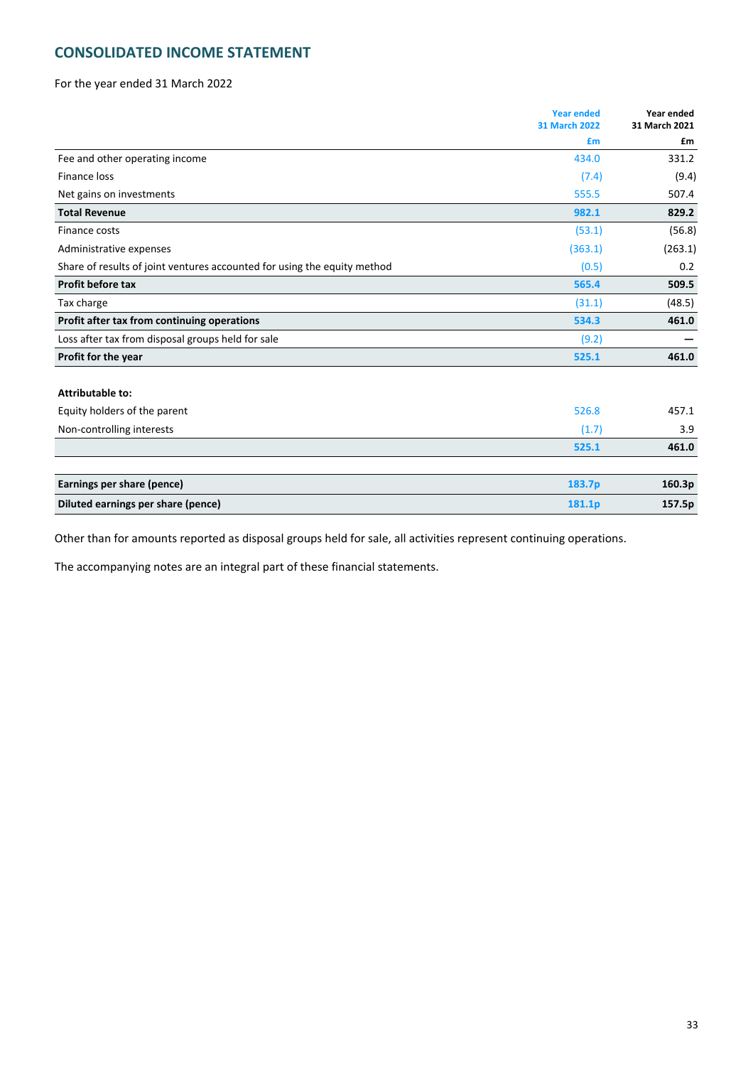## CONSOLIDATED INCOME STATEMENT

For the year ended 31 March 2022

| | Year ended 31 March 2022 £m | Year ended 31 March 2021 £m |
|---|---|---|
| Fee and other operating income | 434.0 | 331.2 |
| Finance loss | (7.4) | (9.4) |
| Net gains on investments | 555.5 | 507.4 |
| **Total Revenue** | **982.1** | **829.2** |
| Finance costs | (53.1) | (56.8) |
| Administrative expenses | (363.1) | (263.1) |
| Share of results of joint ventures accounted for using the equity method | (0.5) | 0.2 |
| **Profit before tax** | **565.4** | **509.5** |
| Tax charge | (31.1) | (48.5) |
| **Profit after tax from continuing operations** | **534.3** | **461.0** |
| Loss after tax from disposal groups held for sale | (9.2) | — |
| **Profit for the year** | **525.1** | **461.0** |
| | | |
| **Attributable to:** | | |
| Equity holders of the parent | 526.8 | 457.1 |
| Non-controlling interests | (1.7) | 3.9 |
| | **525.1** | **461.0** |
| | | |
| **Earnings per share (pence)** | **183.7p** | **160.3p** |
| **Diluted earnings per share (pence)** | **181.1p** | **157.5p** |

Other than for amounts reported as disposal groups held for sale, all activities represent continuing operations.

The accompanying notes are an integral part of these financial statements.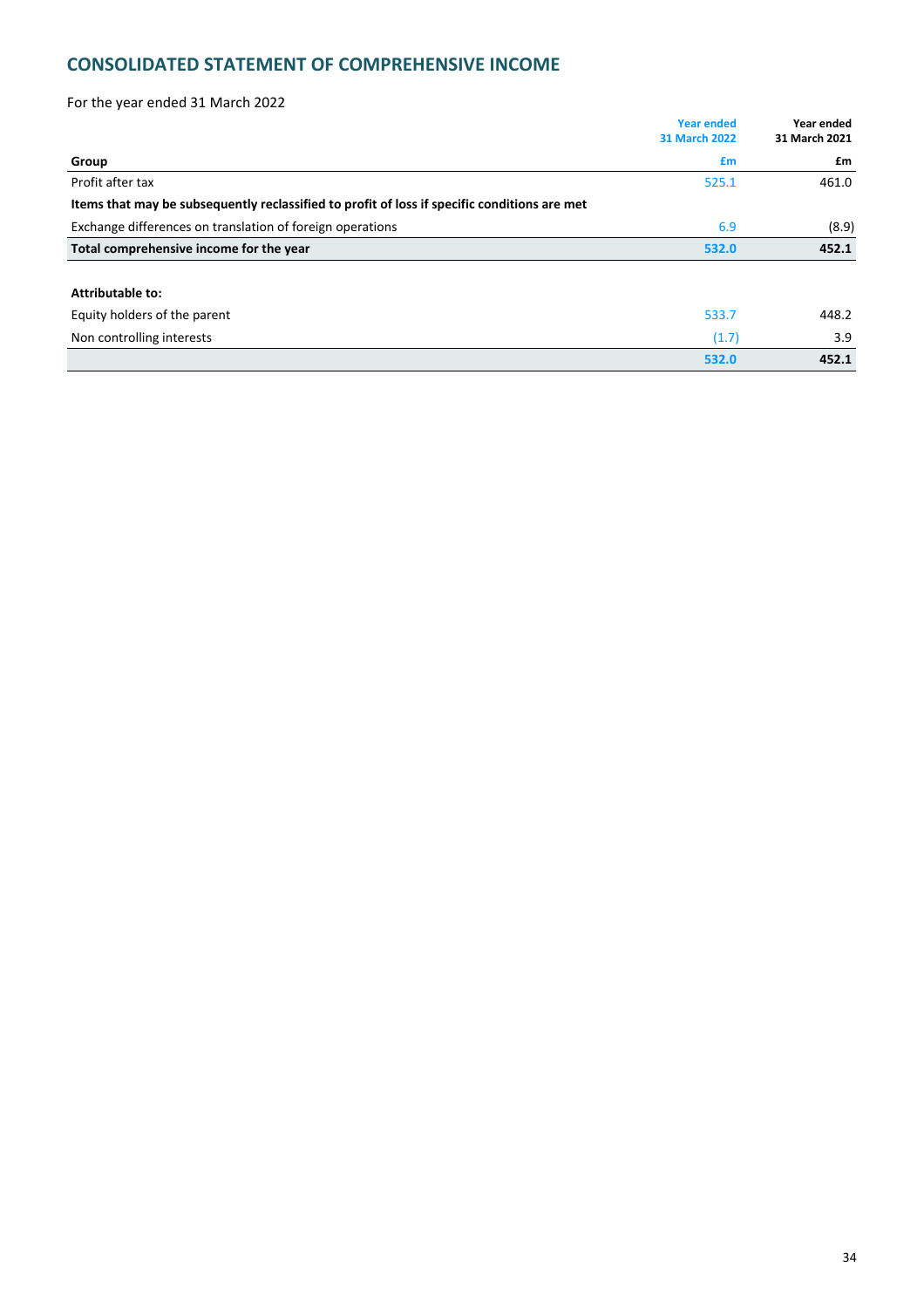## CONSOLIDATED STATEMENT OF COMPREHENSIVE INCOME

For the year ended 31 March 2022

| Group | Year ended 31 March 2022 £m | Year ended 31 March 2021 £m |
|---|---|---|
| Profit after tax | 525.1 | 461.0 |
| **Items that may be subsequently reclassified to profit of loss if specific conditions are met** | | |
| Exchange differences on translation of foreign operations | 6.9 | (8.9) |
| **Total comprehensive income for the year** | **532.0** | **452.1** |
| | | |
| **Attributable to:** | | |
| Equity holders of the parent | 533.7 | 448.2 |
| Non controlling interests | (1.7) | 3.9 |
| | **532.0** | **452.1** |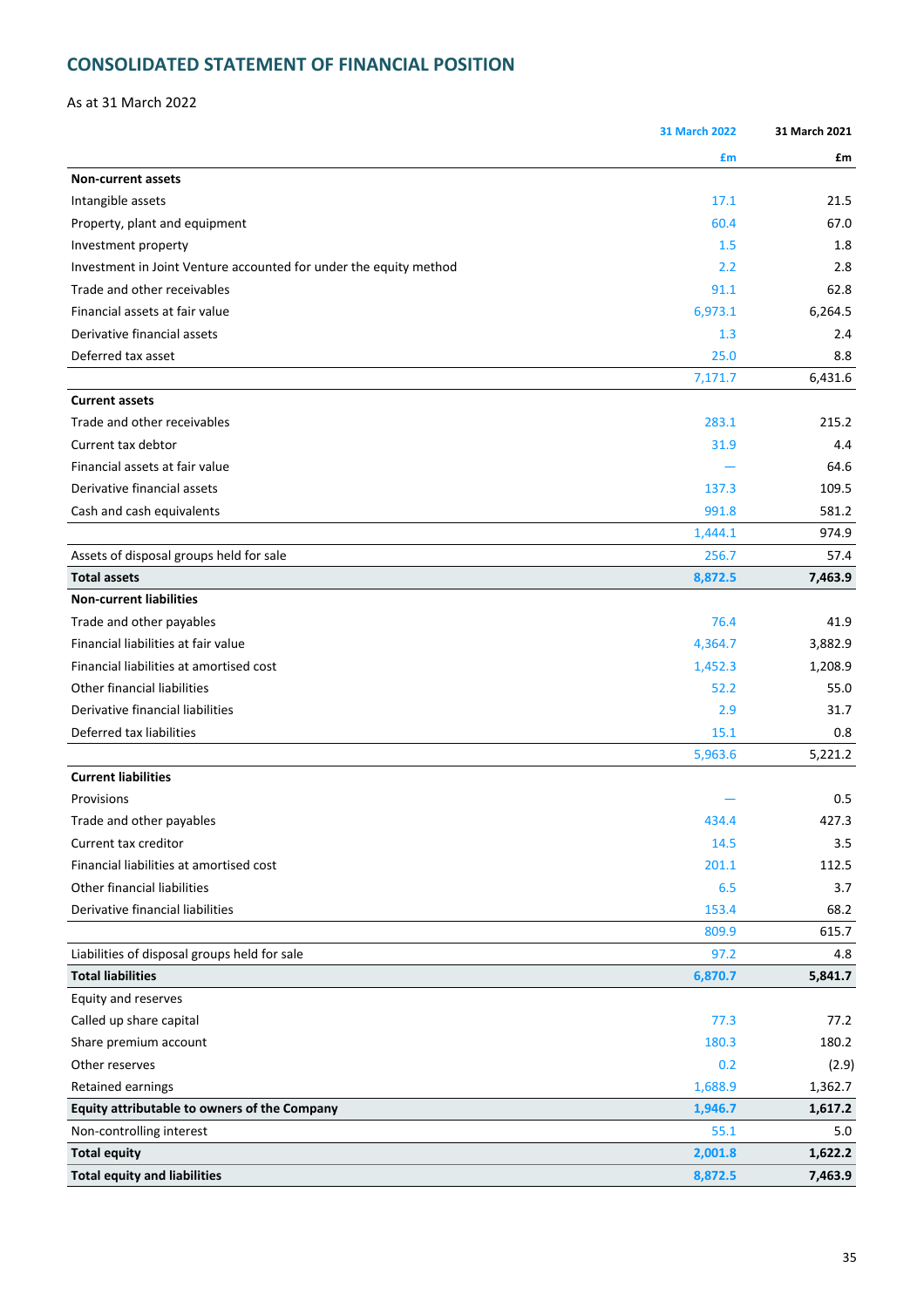## CONSOLIDATED STATEMENT OF FINANCIAL POSITION

As at 31 March 2022

| | 31 March 2022 | 31 March 2021 |
|---|---|---|
| | £m | £m |
| **Non-current assets** | | |
| Intangible assets | 17.1 | 21.5 |
| Property, plant and equipment | 60.4 | 67.0 |
| Investment property | 1.5 | 1.8 |
| Investment in Joint Venture accounted for under the equity method | 2.2 | 2.8 |
| Trade and other receivables | 91.1 | 62.8 |
| Financial assets at fair value | 6,973.1 | 6,264.5 |
| Derivative financial assets | 1.3 | 2.4 |
| Deferred tax asset | 25.0 | 8.8 |
| | 7,171.7 | 6,431.6 |
| **Current assets** | | |
| Trade and other receivables | 283.1 | 215.2 |
| Current tax debtor | 31.9 | 4.4 |
| Financial assets at fair value | — | 64.6 |
| Derivative financial assets | 137.3 | 109.5 |
| Cash and cash equivalents | 991.8 | 581.2 |
| | 1,444.1 | 974.9 |
| Assets of disposal groups held for sale | 256.7 | 57.4 |
| **Total assets** | **8,872.5** | **7,463.9** |
| **Non-current liabilities** | | |
| Trade and other payables | 76.4 | 41.9 |
| Financial liabilities at fair value | 4,364.7 | 3,882.9 |
| Financial liabilities at amortised cost | 1,452.3 | 1,208.9 |
| Other financial liabilities | 52.2 | 55.0 |
| Derivative financial liabilities | 2.9 | 31.7 |
| Deferred tax liabilities | 15.1 | 0.8 |
| | 5,963.6 | 5,221.2 |
| **Current liabilities** | | |
| Provisions | — | 0.5 |
| Trade and other payables | 434.4 | 427.3 |
| Current tax creditor | 14.5 | 3.5 |
| Financial liabilities at amortised cost | 201.1 | 112.5 |
| Other financial liabilities | 6.5 | 3.7 |
| Derivative financial liabilities | 153.4 | 68.2 |
| | 809.9 | 615.7 |
| Liabilities of disposal groups held for sale | 97.2 | 4.8 |
| **Total liabilities** | **6,870.7** | **5,841.7** |
| Equity and reserves | | |
| Called up share capital | 77.3 | 77.2 |
| Share premium account | 180.3 | 180.2 |
| Other reserves | 0.2 | (2.9) |
| Retained earnings | 1,688.9 | 1,362.7 |
| **Equity attributable to owners of the Company** | **1,946.7** | **1,617.2** |
| Non-controlling interest | 55.1 | 5.0 |
| **Total equity** | **2,001.8** | **1,622.2** |
| **Total equity and liabilities** | **8,872.5** | **7,463.9** |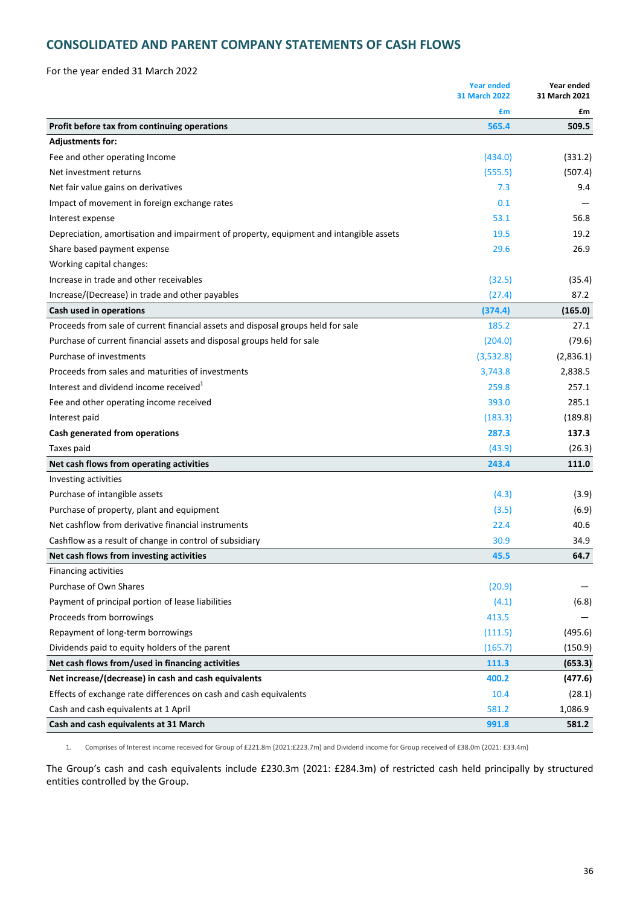## CONSOLIDATED AND PARENT COMPANY STATEMENTS OF CASH FLOWS

For the year ended 31 March 2022

| | Year ended 31 March 2022 | Year ended 31 March 2021 |
|---|---|---|
| | £m | £m |
| **Profit before tax from continuing operations** | **565.4** | **509.5** |
| **Adjustments for:** | | |
| Fee and other operating Income | (434.0) | (331.2) |
| Net investment returns | (555.5) | (507.4) |
| Net fair value gains on derivatives | 7.3 | 9.4 |
| Impact of movement in foreign exchange rates | 0.1 | — |
| Interest expense | 53.1 | 56.8 |
| Depreciation, amortisation and impairment of property, equipment and intangible assets | 19.5 | 19.2 |
| Share based payment expense | 29.6 | 26.9 |
| Working capital changes: | | |
| Increase in trade and other receivables | (32.5) | (35.4) |
| Increase/(Decrease) in trade and other payables | (27.4) | 87.2 |
| **Cash used in operations** | **(374.4)** | **(165.0)** |
| Proceeds from sale of current financial assets and disposal groups held for sale | 185.2 | 27.1 |
| Purchase of current financial assets and disposal groups held for sale | (204.0) | (79.6) |
| Purchase of investments | (3,532.8) | (2,836.1) |
| Proceeds from sales and maturities of investments | 3,743.8 | 2,838.5 |
| Interest and dividend income received[1] | 259.8 | 257.1 |
| Fee and other operating income received | 393.0 | 285.1 |
| Interest paid | (183.3) | (189.8) |
| **Cash generated from operations** | **287.3** | **137.3** |
| Taxes paid | (43.9) | (26.3) |
| **Net cash flows from operating activities** | **243.4** | **111.0** |
| Investing activities | | |
| Purchase of intangible assets | (4.3) | (3.9) |
| Purchase of property, plant and equipment | (3.5) | (6.9) |
| Net cashflow from derivative financial instruments | 22.4 | 40.6 |
| Cashflow as a result of change in control of subsidiary | 30.9 | 34.9 |
| **Net cash flows from investing activities** | **45.5** | **64.7** |
| Financing activities | | |
| Purchase of Own Shares | (20.9) | — |
| Payment of principal portion of lease liabilities | (4.1) | (6.8) |
| Proceeds from borrowings | 413.5 | — |
| Repayment of long-term borrowings | (111.5) | (495.6) |
| Dividends paid to equity holders of the parent | (165.7) | (150.9) |
| **Net cash flows from/used in financing activities** | **111.3** | **(653.3)** |
| **Net increase/(decrease) in cash and cash equivalents** | **400.2** | **(477.6)** |
| Effects of exchange rate differences on cash and cash equivalents | 10.4 | (28.1) |
| Cash and cash equivalents at 1 April | 581.2 | 1,086.9 |
| **Cash and cash equivalents at 31 March** | **991.8** | **581.2** |

1. Comprises of Interest income received for Group of £221.8m (2021:£223.7m) and Dividend income for Group received of £38.0m (2021: £33.4m)

The Group's cash and cash equivalents include £230.3m (2021: £284.3m) of restricted cash held principally by structured entities controlled by the Group.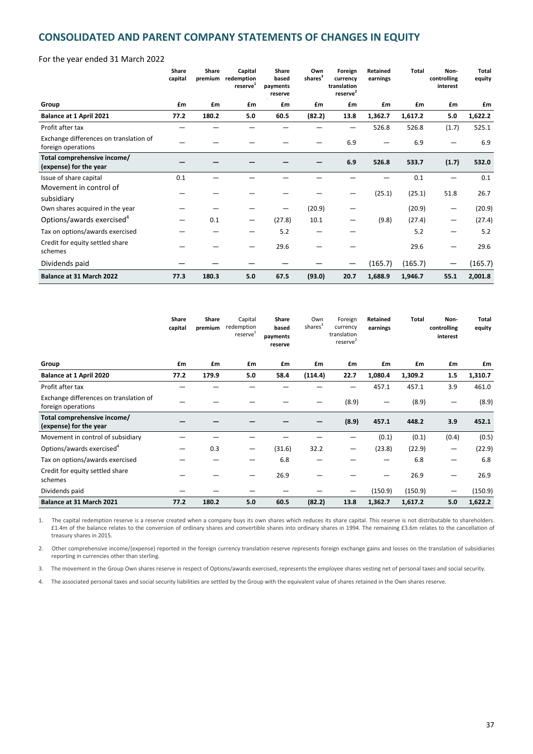## CONSOLIDATED AND PARENT COMPANY STATEMENTS OF CHANGES IN EQUITY

For the year ended 31 March 2022

| Group | Share capital | Share premium | Capital redemption reserve[1] | Share based payments reserve | Own shares[3] | Foreign currency translation reserve[2] | Retained earnings | Total | Non-controlling interest | Total equity |
|---|---|---|---|---|---|---|---|---|---|---|
| | £m | £m | £m | £m | £m | £m | £m | £m | £m | £m |
| **Balance at 1 April 2021** | **77.2** | **180.2** | **5.0** | **60.5** | **(82.2)** | **13.8** | **1,362.7** | **1,617.2** | **5.0** | **1,622.2** |
| Profit after tax | — | — | — | — | — | — | 526.8 | 526.8 | (1.7) | 525.1 |
| Exchange differences on translation of foreign operations | — | — | — | — | — | 6.9 | — | 6.9 | — | 6.9 |
| **Total comprehensive income/ (expense) for the year** | **—** | **—** | **—** | **—** | **—** | **6.9** | **526.8** | **533.7** | **(1.7)** | **532.0** |
| Issue of share capital | 0.1 | — | — | — | — | — | — | 0.1 | — | 0.1 |
| Movement in control of subsidiary | — | — | — | — | — | — | (25.1) | (25.1) | 51.8 | 26.7 |
| Own shares acquired in the year | — | — | — | — | (20.9) | — | | (20.9) | — | (20.9) |
| Options/awards exercised[4] | — | 0.1 | — | (27.8) | 10.1 | — | (9.8) | (27.4) | — | (27.4) |
| Tax on options/awards exercised | — | — | — | 5.2 | — | — | | 5.2 | — | 5.2 |
| Credit for equity settled share schemes | — | — | — | 29.6 | — | — | | 29.6 | — | 29.6 |
| Dividends paid | — | — | — | — | — | — | (165.7) | (165.7) | — | (165.7) |
| **Balance at 31 March 2022** | **77.3** | **180.3** | **5.0** | **67.5** | **(93.0)** | **20.7** | **1,688.9** | **1,946.7** | **55.1** | **2,001.8** |

| Group | Share capital | Share premium | Capital redemption reserve[1] | Share based payments reserve | Own shares[3] | Foreign currency translation reserve[2] | Retained earnings | Total | Non-controlling interest | Total equity |
|---|---|---|---|---|---|---|---|---|---|---|
| | £m | £m | £m | £m | £m | £m | £m | £m | £m | £m |
| **Balance at 1 April 2020** | **77.2** | **179.9** | **5.0** | **58.4** | **(114.4)** | **22.7** | **1,080.4** | **1,309.2** | **1.5** | **1,310.7** |
| Profit after tax | — | — | — | — | — | — | 457.1 | 457.1 | 3.9 | 461.0 |
| Exchange differences on translation of foreign operations | — | — | — | — | — | (8.9) | — | (8.9) | — | (8.9) |
| **Total comprehensive income/ (expense) for the year** | **—** | **—** | **—** | **—** | **—** | **(8.9)** | **457.1** | **448.2** | **3.9** | **452.1** |
| Movement in control of subsidiary | — | — | — | — | — | — | (0.1) | (0.1) | (0.4) | (0.5) |
| Options/awards exercised[4] | — | 0.3 | — | (31.6) | 32.2 | — | (23.8) | (22.9) | — | (22.9) |
| Tax on options/awards exercised | — | — | — | 6.8 | — | — | — | 6.8 | — | 6.8 |
| Credit for equity settled share schemes | — | — | — | 26.9 | — | — | — | 26.9 | — | 26.9 |
| Dividends paid | — | — | — | — | — | — | (150.9) | (150.9) | — | (150.9) |
| **Balance at 31 March 2021** | **77.2** | **180.2** | **5.0** | **60.5** | **(82.2)** | **13.8** | **1,362.7** | **1,617.2** | **5.0** | **1,622.2** |

1. The capital redemption reserve is a reserve created when a company buys its own shares which reduces its share capital. This reserve is not distributable to shareholders. £1.4m of the balance relates to the conversion of ordinary shares and convertible shares into ordinary shares in 1994. The remaining £3.6m relates to the cancellation of treasury shares in 2015.

2. Other comprehensive income/(expense) reported in the foreign currency translation reserve represents foreign exchange gains and losses on the translation of subsidiaries reporting in currencies other than sterling.

3. The movement in the Group Own shares reserve in respect of Options/awards exercised, represents the employee shares vesting net of personal taxes and social security.

4. The associated personal taxes and social security liabilities are settled by the Group with the equivalent value of shares retained in the Own shares reserve.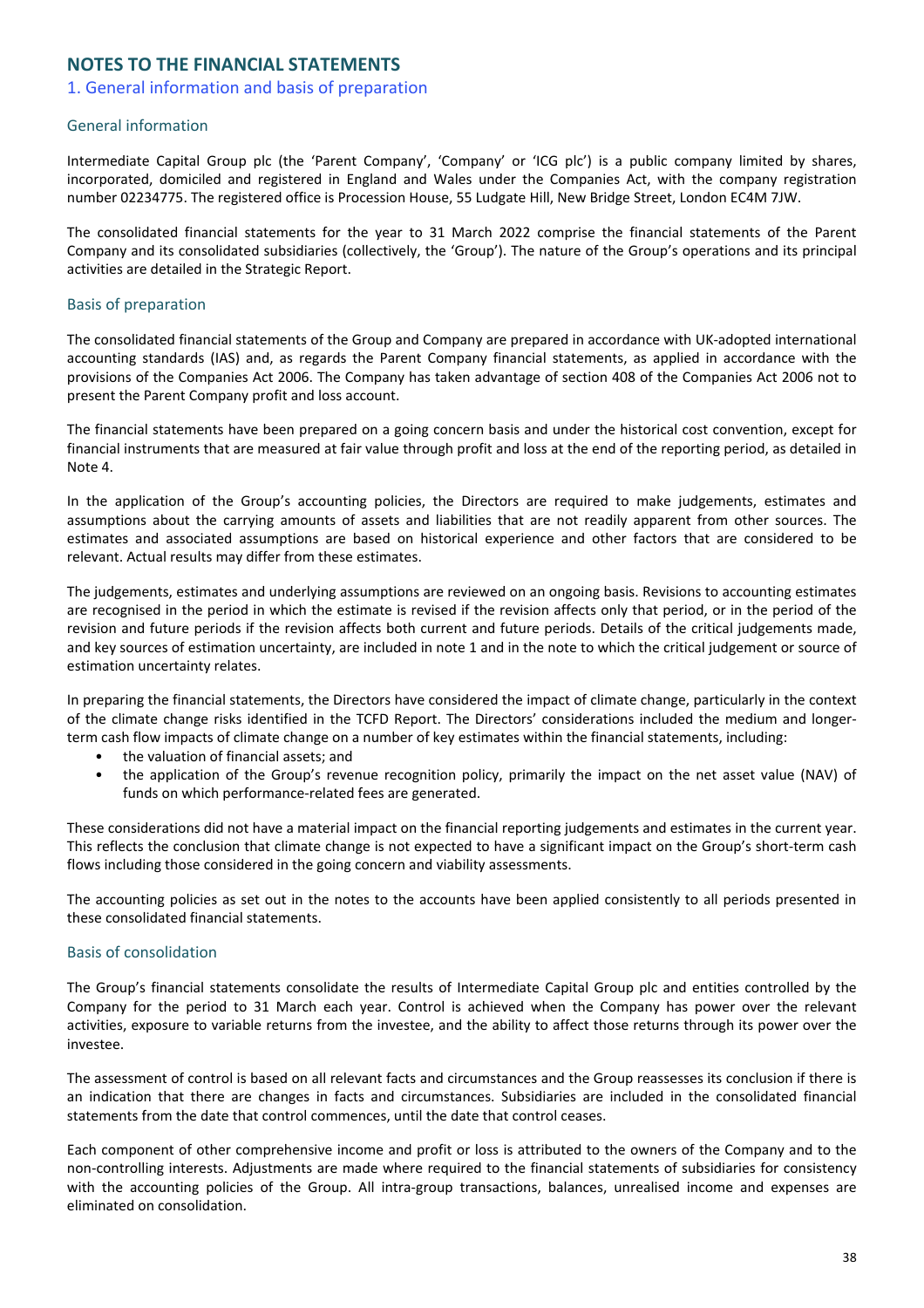# NOTES TO THE FINANCIAL STATEMENTS

## 1. General information and basis of preparation

### General information

Intermediate Capital Group plc (the 'Parent Company', 'Company' or 'ICG plc') is a public company limited by shares, incorporated, domiciled and registered in England and Wales under the Companies Act, with the company registration number 02234775. The registered office is Procession House, 55 Ludgate Hill, New Bridge Street, London EC4M 7JW.

The consolidated financial statements for the year to 31 March 2022 comprise the financial statements of the Parent Company and its consolidated subsidiaries (collectively, the 'Group'). The nature of the Group's operations and its principal activities are detailed in the Strategic Report.

### Basis of preparation

The consolidated financial statements of the Group and Company are prepared in accordance with UK-adopted international accounting standards (IAS) and, as regards the Parent Company financial statements, as applied in accordance with the provisions of the Companies Act 2006. The Company has taken advantage of section 408 of the Companies Act 2006 not to present the Parent Company profit and loss account.

The financial statements have been prepared on a going concern basis and under the historical cost convention, except for financial instruments that are measured at fair value through profit and loss at the end of the reporting period, as detailed in Note 4.

In the application of the Group's accounting policies, the Directors are required to make judgements, estimates and assumptions about the carrying amounts of assets and liabilities that are not readily apparent from other sources. The estimates and associated assumptions are based on historical experience and other factors that are considered to be relevant. Actual results may differ from these estimates.

The judgements, estimates and underlying assumptions are reviewed on an ongoing basis. Revisions to accounting estimates are recognised in the period in which the estimate is revised if the revision affects only that period, or in the period of the revision and future periods if the revision affects both current and future periods. Details of the critical judgements made, and key sources of estimation uncertainty, are included in note 1 and in the note to which the critical judgement or source of estimation uncertainty relates.

In preparing the financial statements, the Directors have considered the impact of climate change, particularly in the context of the climate change risks identified in the TCFD Report. The Directors' considerations included the medium and longer-term cash flow impacts of climate change on a number of key estimates within the financial statements, including:

- the valuation of financial assets; and
- the application of the Group's revenue recognition policy, primarily the impact on the net asset value (NAV) of funds on which performance-related fees are generated.

These considerations did not have a material impact on the financial reporting judgements and estimates in the current year. This reflects the conclusion that climate change is not expected to have a significant impact on the Group's short-term cash flows including those considered in the going concern and viability assessments.

The accounting policies as set out in the notes to the accounts have been applied consistently to all periods presented in these consolidated financial statements.

### Basis of consolidation

The Group's financial statements consolidate the results of Intermediate Capital Group plc and entities controlled by the Company for the period to 31 March each year. Control is achieved when the Company has power over the relevant activities, exposure to variable returns from the investee, and the ability to affect those returns through its power over the investee.

The assessment of control is based on all relevant facts and circumstances and the Group reassesses its conclusion if there is an indication that there are changes in facts and circumstances. Subsidiaries are included in the consolidated financial statements from the date that control commences, until the date that control ceases.

Each component of other comprehensive income and profit or loss is attributed to the owners of the Company and to the non-controlling interests. Adjustments are made where required to the financial statements of subsidiaries for consistency with the accounting policies of the Group. All intra-group transactions, balances, unrealised income and expenses are eliminated on consolidation.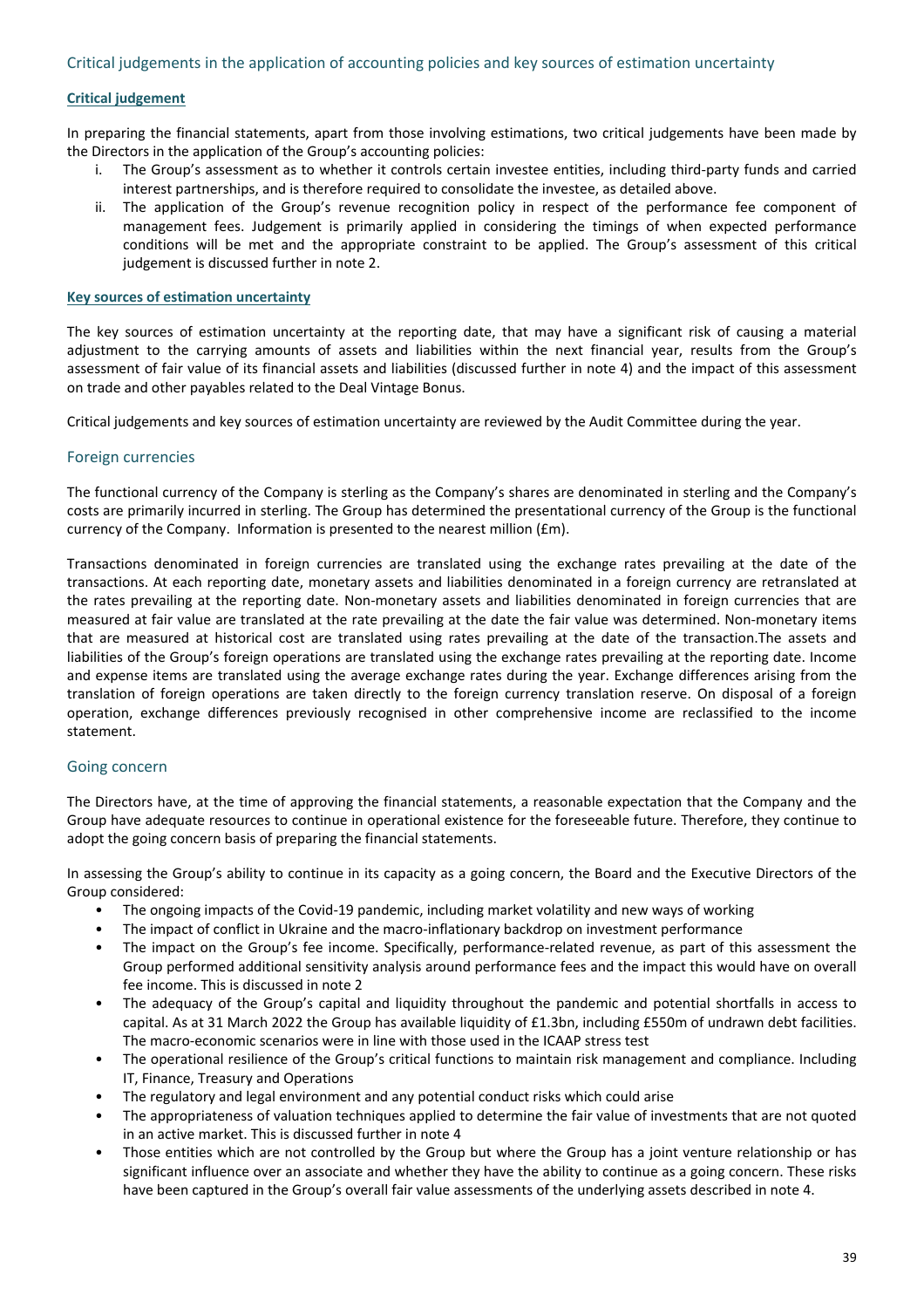## Critical judgements in the application of accounting policies and key sources of estimation uncertainty

**Critical judgement**

In preparing the financial statements, apart from those involving estimations, two critical judgements have been made by the Directors in the application of the Group's accounting policies:

i. The Group's assessment as to whether it controls certain investee entities, including third-party funds and carried interest partnerships, and is therefore required to consolidate the investee, as detailed above.
ii. The application of the Group's revenue recognition policy in respect of the performance fee component of management fees. Judgement is primarily applied in considering the timings of when expected performance conditions will be met and the appropriate constraint to be applied. The Group's assessment of this critical judgement is discussed further in note 2.

**Key sources of estimation uncertainty**

The key sources of estimation uncertainty at the reporting date, that may have a significant risk of causing a material adjustment to the carrying amounts of assets and liabilities within the next financial year, results from the Group's assessment of fair value of its financial assets and liabilities (discussed further in note 4) and the impact of this assessment on trade and other payables related to the Deal Vintage Bonus.

Critical judgements and key sources of estimation uncertainty are reviewed by the Audit Committee during the year.

## Foreign currencies

The functional currency of the Company is sterling as the Company's shares are denominated in sterling and the Company's costs are primarily incurred in sterling. The Group has determined the presentational currency of the Group is the functional currency of the Company. Information is presented to the nearest million (£m).

Transactions denominated in foreign currencies are translated using the exchange rates prevailing at the date of the transactions. At each reporting date, monetary assets and liabilities denominated in a foreign currency are retranslated at the rates prevailing at the reporting date. Non-monetary assets and liabilities denominated in foreign currencies that are measured at fair value are translated at the rate prevailing at the date the fair value was determined. Non-monetary items that are measured at historical cost are translated using rates prevailing at the date of the transaction.The assets and liabilities of the Group's foreign operations are translated using the exchange rates prevailing at the reporting date. Income and expense items are translated using the average exchange rates during the year. Exchange differences arising from the translation of foreign operations are taken directly to the foreign currency translation reserve. On disposal of a foreign operation, exchange differences previously recognised in other comprehensive income are reclassified to the income statement.

## Going concern

The Directors have, at the time of approving the financial statements, a reasonable expectation that the Company and the Group have adequate resources to continue in operational existence for the foreseeable future. Therefore, they continue to adopt the going concern basis of preparing the financial statements.

In assessing the Group's ability to continue in its capacity as a going concern, the Board and the Executive Directors of the Group considered:

- The ongoing impacts of the Covid-19 pandemic, including market volatility and new ways of working
- The impact of conflict in Ukraine and the macro-inflationary backdrop on investment performance
- The impact on the Group's fee income. Specifically, performance-related revenue, as part of this assessment the Group performed additional sensitivity analysis around performance fees and the impact this would have on overall fee income. This is discussed in note 2
- The adequacy of the Group's capital and liquidity throughout the pandemic and potential shortfalls in access to capital. As at 31 March 2022 the Group has available liquidity of £1.3bn, including £550m of undrawn debt facilities. The macro-economic scenarios were in line with those used in the ICAAP stress test
- The operational resilience of the Group's critical functions to maintain risk management and compliance. Including IT, Finance, Treasury and Operations
- The regulatory and legal environment and any potential conduct risks which could arise
- The appropriateness of valuation techniques applied to determine the fair value of investments that are not quoted in an active market. This is discussed further in note 4
- Those entities which are not controlled by the Group but where the Group has a joint venture relationship or has significant influence over an associate and whether they have the ability to continue as a going concern. These risks have been captured in the Group's overall fair value assessments of the underlying assets described in note 4.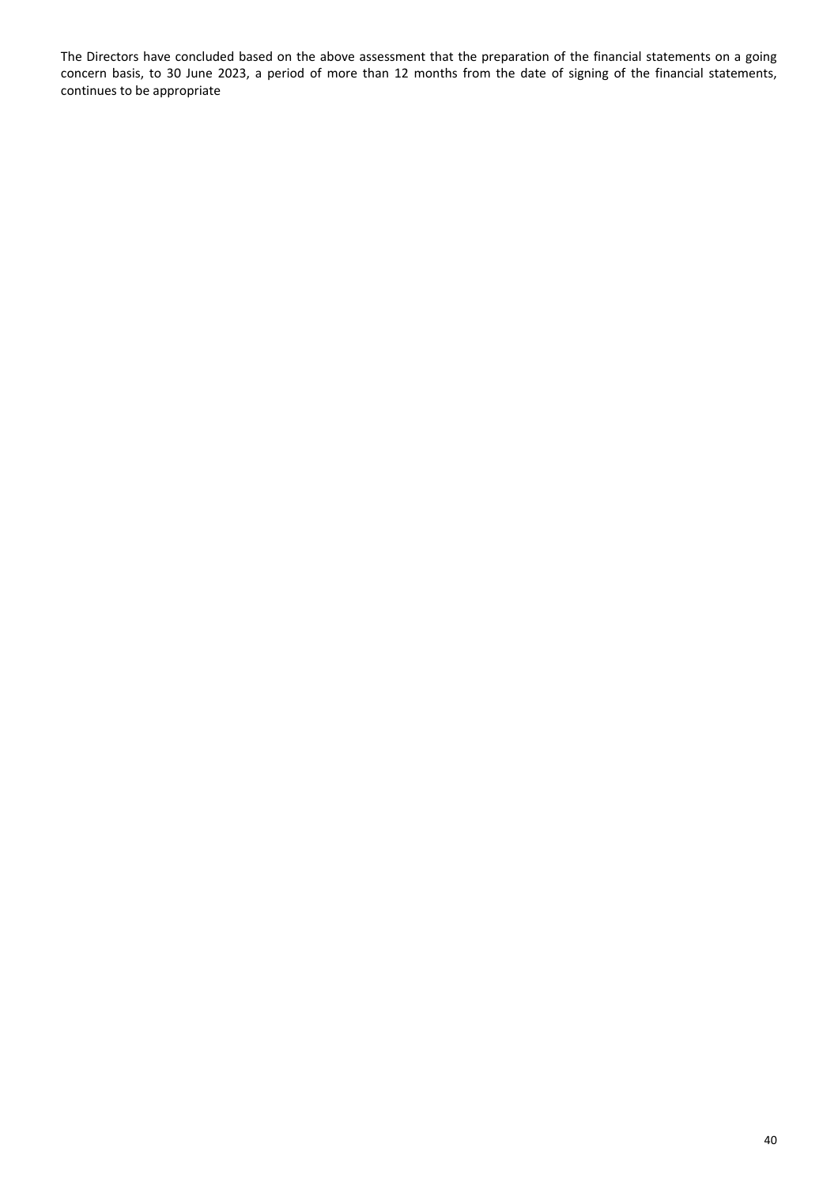The Directors have concluded based on the above assessment that the preparation of the financial statements on a going concern basis, to 30 June 2023, a period of more than 12 months from the date of signing of the financial statements, continues to be appropriate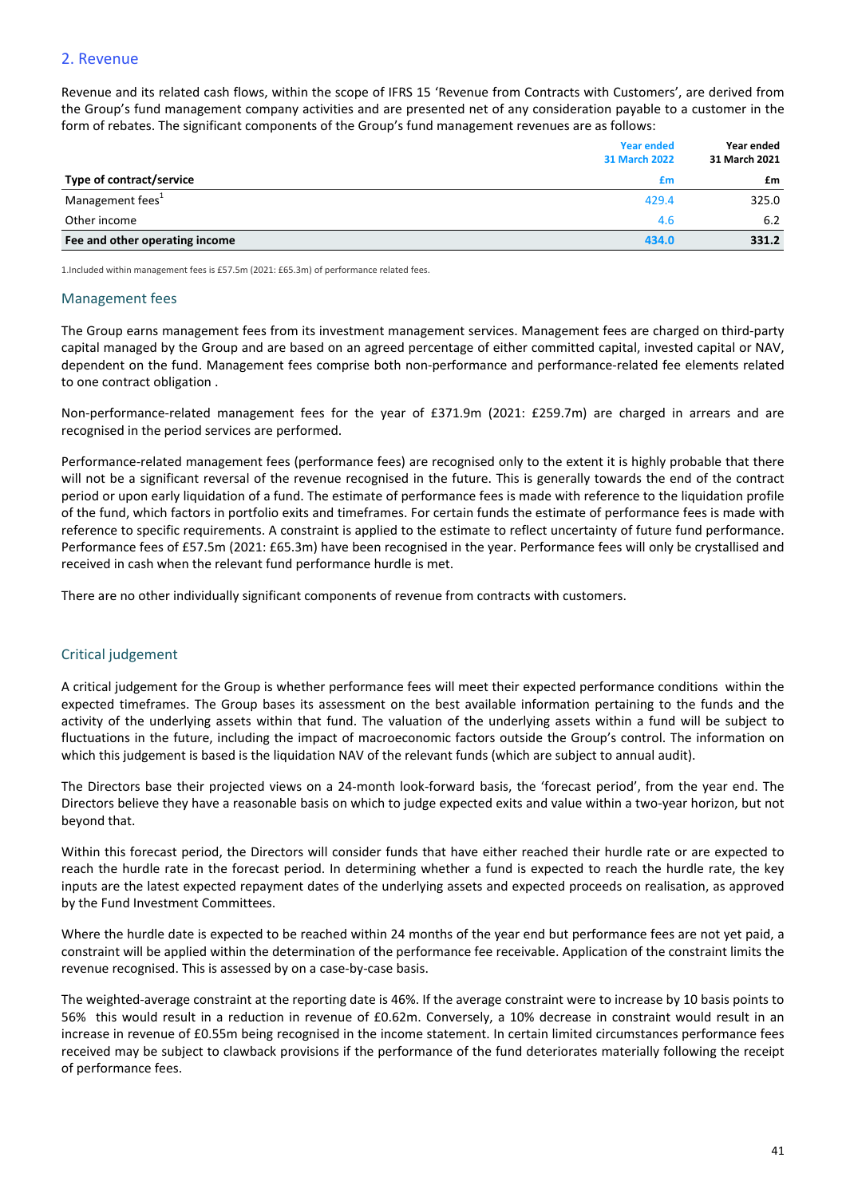## 2. Revenue

Revenue and its related cash flows, within the scope of IFRS 15 'Revenue from Contracts with Customers', are derived from the Group's fund management company activities and are presented net of any consideration payable to a customer in the form of rebates. The significant components of the Group's fund management revenues are as follows:

| Type of contract/service | Year ended 31 March 2022 £m | Year ended 31 March 2021 £m |
|---|---|---|
| Management fees[1] | 429.4 | 325.0 |
| Other income | 4.6 | 6.2 |
| **Fee and other operating income** | **434.0** | **331.2** |

1.Included within management fees is £57.5m (2021: £65.3m) of performance related fees.

### Management fees

The Group earns management fees from its investment management services. Management fees are charged on third-party capital managed by the Group and are based on an agreed percentage of either committed capital, invested capital or NAV, dependent on the fund. Management fees comprise both non-performance and performance-related fee elements related to one contract obligation .

Non-performance-related management fees for the year of £371.9m (2021: £259.7m) are charged in arrears and are recognised in the period services are performed.

Performance-related management fees (performance fees) are recognised only to the extent it is highly probable that there will not be a significant reversal of the revenue recognised in the future. This is generally towards the end of the contract period or upon early liquidation of a fund. The estimate of performance fees is made with reference to the liquidation profile of the fund, which factors in portfolio exits and timeframes. For certain funds the estimate of performance fees is made with reference to specific requirements. A constraint is applied to the estimate to reflect uncertainty of future fund performance. Performance fees of £57.5m (2021: £65.3m) have been recognised in the year. Performance fees will only be crystallised and received in cash when the relevant fund performance hurdle is met.

There are no other individually significant components of revenue from contracts with customers.

### Critical judgement

A critical judgement for the Group is whether performance fees will meet their expected performance conditions within the expected timeframes. The Group bases its assessment on the best available information pertaining to the funds and the activity of the underlying assets within that fund. The valuation of the underlying assets within a fund will be subject to fluctuations in the future, including the impact of macroeconomic factors outside the Group's control. The information on which this judgement is based is the liquidation NAV of the relevant funds (which are subject to annual audit).

The Directors base their projected views on a 24-month look-forward basis, the 'forecast period', from the year end. The Directors believe they have a reasonable basis on which to judge expected exits and value within a two-year horizon, but not beyond that.

Within this forecast period, the Directors will consider funds that have either reached their hurdle rate or are expected to reach the hurdle rate in the forecast period. In determining whether a fund is expected to reach the hurdle rate, the key inputs are the latest expected repayment dates of the underlying assets and expected proceeds on realisation, as approved by the Fund Investment Committees.

Where the hurdle date is expected to be reached within 24 months of the year end but performance fees are not yet paid, a constraint will be applied within the determination of the performance fee receivable. Application of the constraint limits the revenue recognised. This is assessed by on a case-by-case basis.

The weighted-average constraint at the reporting date is 46%. If the average constraint were to increase by 10 basis points to 56% this would result in a reduction in revenue of £0.62m. Conversely, a 10% decrease in constraint would result in an increase in revenue of £0.55m being recognised in the income statement. In certain limited circumstances performance fees received may be subject to clawback provisions if the performance of the fund deteriorates materially following the receipt of performance fees.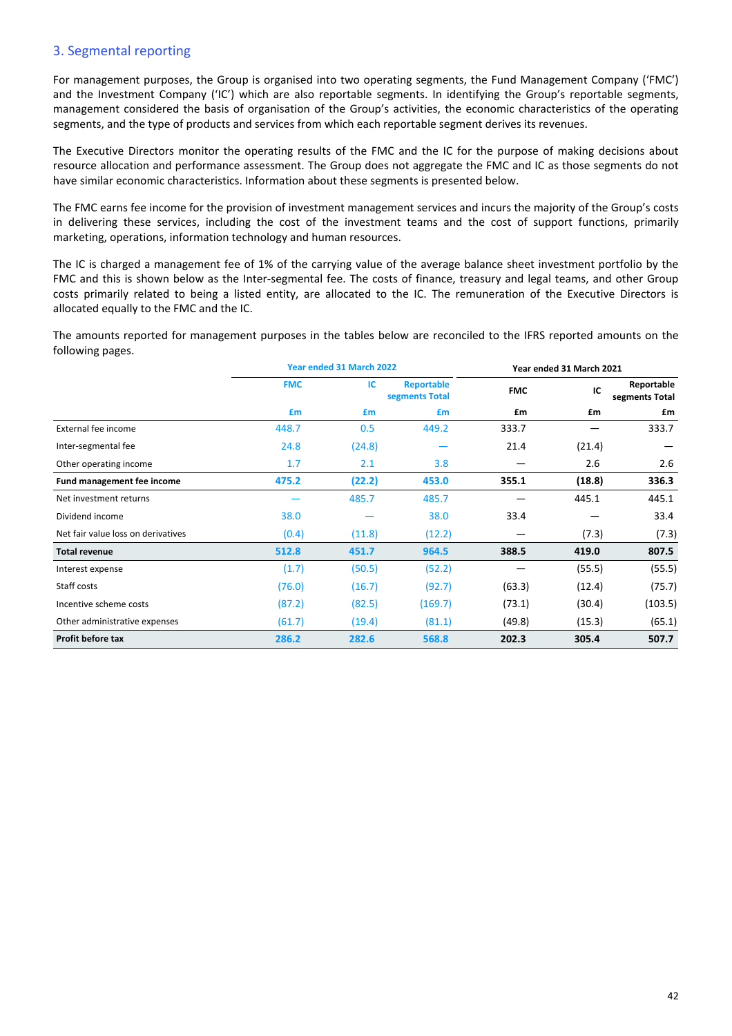## 3. Segmental reporting

For management purposes, the Group is organised into two operating segments, the Fund Management Company ('FMC') and the Investment Company ('IC') which are also reportable segments. In identifying the Group's reportable segments, management considered the basis of organisation of the Group's activities, the economic characteristics of the operating segments, and the type of products and services from which each reportable segment derives its revenues.

The Executive Directors monitor the operating results of the FMC and the IC for the purpose of making decisions about resource allocation and performance assessment. The Group does not aggregate the FMC and IC as those segments do not have similar economic characteristics. Information about these segments is presented below.

The FMC earns fee income for the provision of investment management services and incurs the majority of the Group's costs in delivering these services, including the cost of the investment teams and the cost of support functions, primarily marketing, operations, information technology and human resources.

The IC is charged a management fee of 1% of the carrying value of the average balance sheet investment portfolio by the FMC and this is shown below as the Inter-segmental fee. The costs of finance, treasury and legal teams, and other Group costs primarily related to being a listed entity, are allocated to the IC. The remuneration of the Executive Directors is allocated equally to the FMC and the IC.

The amounts reported for management purposes in the tables below are reconciled to the IFRS reported amounts on the following pages.

| | Year ended 31 March 2022 | | | Year ended 31 March 2021 | | |
|---|---|---|---|---|---|---|
| | FMC | IC | Reportable segments Total | FMC | IC | Reportable segments Total |
| | £m | £m | £m | £m | £m | £m |
| External fee income | 448.7 | 0.5 | 449.2 | 333.7 | — | 333.7 |
| Inter-segmental fee | 24.8 | (24.8) | — | 21.4 | (21.4) | — |
| Other operating income | 1.7 | 2.1 | 3.8 | — | 2.6 | 2.6 |
| **Fund management fee income** | **475.2** | **(22.2)** | **453.0** | **355.1** | **(18.8)** | **336.3** |
| Net investment returns | — | 485.7 | 485.7 | — | 445.1 | 445.1 |
| Dividend income | 38.0 | — | 38.0 | 33.4 | — | 33.4 |
| Net fair value loss on derivatives | (0.4) | (11.8) | (12.2) | — | (7.3) | (7.3) |
| **Total revenue** | **512.8** | **451.7** | **964.5** | **388.5** | **419.0** | **807.5** |
| Interest expense | (1.7) | (50.5) | (52.2) | — | (55.5) | (55.5) |
| Staff costs | (76.0) | (16.7) | (92.7) | (63.3) | (12.4) | (75.7) |
| Incentive scheme costs | (87.2) | (82.5) | (169.7) | (73.1) | (30.4) | (103.5) |
| Other administrative expenses | (61.7) | (19.4) | (81.1) | (49.8) | (15.3) | (65.1) |
| **Profit before tax** | **286.2** | **282.6** | **568.8** | **202.3** | **305.4** | **507.7** |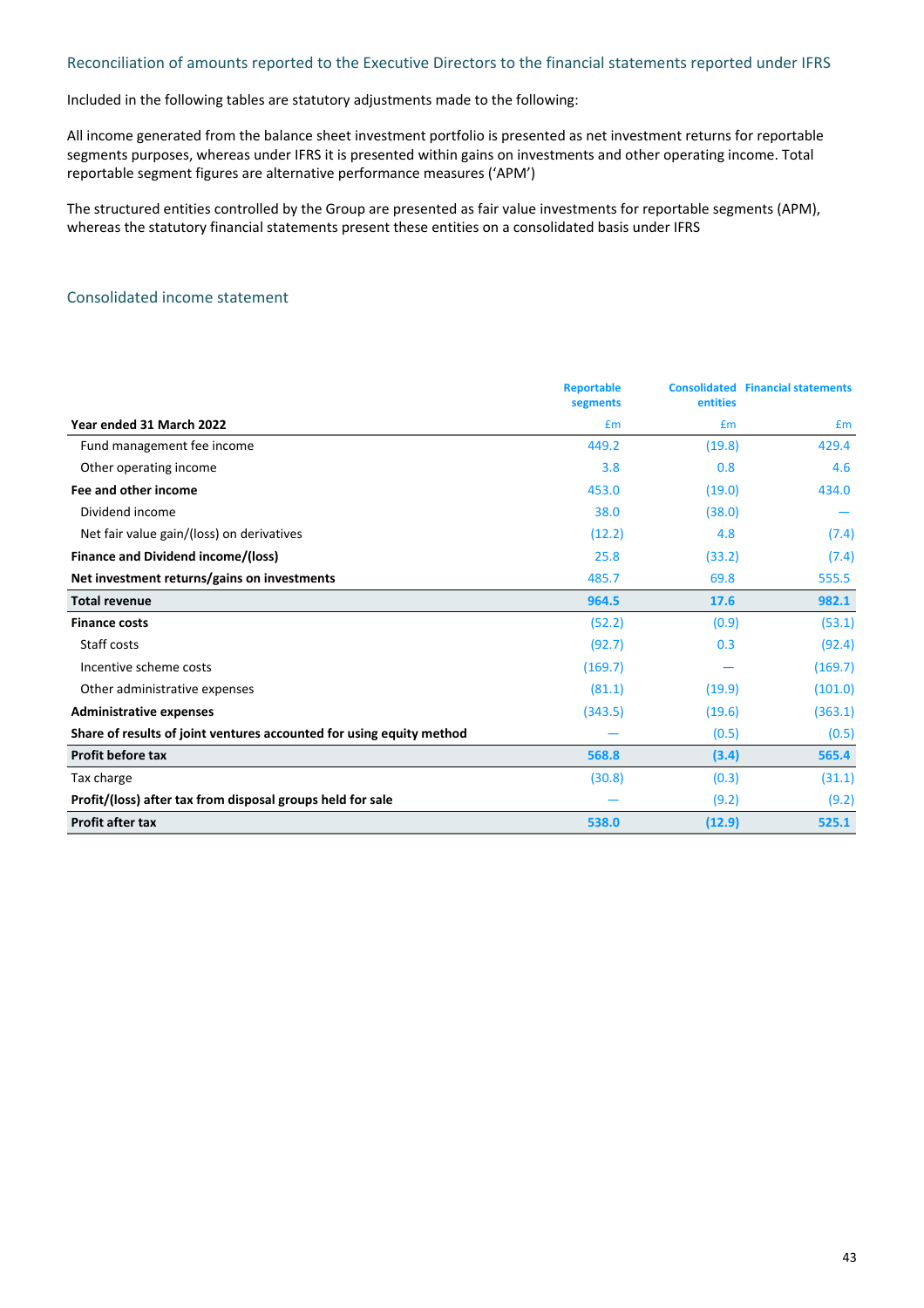## Reconciliation of amounts reported to the Executive Directors to the financial statements reported under IFRS

Included in the following tables are statutory adjustments made to the following:

All income generated from the balance sheet investment portfolio is presented as net investment returns for reportable segments purposes, whereas under IFRS it is presented within gains on investments and other operating income. Total reportable segment figures are alternative performance measures ('APM')

The structured entities controlled by the Group are presented as fair value investments for reportable segments (APM), whereas the statutory financial statements present these entities on a consolidated basis under IFRS

### Consolidated income statement

| | Reportable segments | Consolidated entities | Financial statements |
|---|---|---|---|
| **Year ended 31 March 2022** | £m | £m | £m |
| Fund management fee income | 449.2 | (19.8) | 429.4 |
| Other operating income | 3.8 | 0.8 | 4.6 |
| **Fee and other income** | 453.0 | (19.0) | 434.0 |
| Dividend income | 38.0 | (38.0) | — |
| Net fair value gain/(loss) on derivatives | (12.2) | 4.8 | (7.4) |
| **Finance and Dividend income/(loss)** | 25.8 | (33.2) | (7.4) |
| **Net investment returns/gains on investments** | 485.7 | 69.8 | 555.5 |
| **Total revenue** | **964.5** | **17.6** | **982.1** |
| **Finance costs** | (52.2) | (0.9) | (53.1) |
| Staff costs | (92.7) | 0.3 | (92.4) |
| Incentive scheme costs | (169.7) | — | (169.7) |
| Other administrative expenses | (81.1) | (19.9) | (101.0) |
| **Administrative expenses** | (343.5) | (19.6) | (363.1) |
| **Share of results of joint ventures accounted for using equity method** | — | (0.5) | (0.5) |
| **Profit before tax** | **568.8** | **(3.4)** | **565.4** |
| Tax charge | (30.8) | (0.3) | (31.1) |
| **Profit/(loss) after tax from disposal groups held for sale** | — | (9.2) | (9.2) |
| **Profit after tax** | **538.0** | **(12.9)** | **525.1** |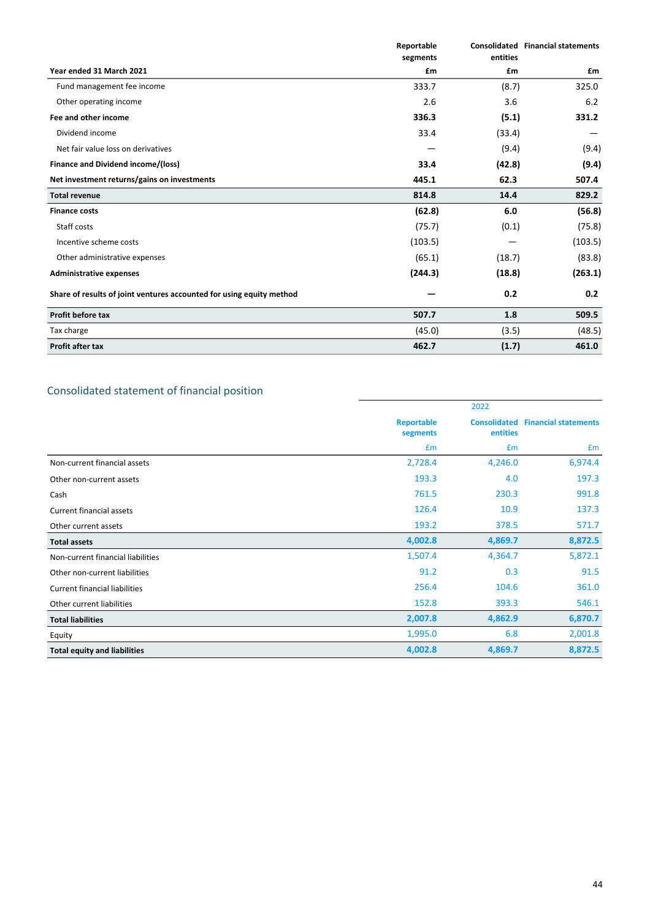| Year ended 31 March 2021 | Reportable segments £m | Consolidated entities £m | Financial statements £m |
|---|---|---|---|
| Fund management fee income | 333.7 | (8.7) | 325.0 |
| Other operating income | 2.6 | 3.6 | 6.2 |
| **Fee and other income** | **336.3** | **(5.1)** | **331.2** |
| Dividend income | 33.4 | (33.4) | — |
| Net fair value loss on derivatives | — | (9.4) | (9.4) |
| **Finance and Dividend income/(loss)** | **33.4** | **(42.8)** | **(9.4)** |
| **Net investment returns/gains on investments** | **445.1** | **62.3** | **507.4** |
| **Total revenue** | **814.8** | **14.4** | **829.2** |
| **Finance costs** | **(62.8)** | **6.0** | **(56.8)** |
| Staff costs | (75.7) | (0.1) | (75.8) |
| Incentive scheme costs | (103.5) | — | (103.5) |
| Other administrative expenses | (65.1) | (18.7) | (83.8) |
| **Administrative expenses** | **(244.3)** | **(18.8)** | **(263.1)** |
| **Share of results of joint ventures accounted for using equity method** | **—** | **0.2** | **0.2** |
| **Profit before tax** | **507.7** | **1.8** | **509.5** |
| Tax charge | (45.0) | (3.5) | (48.5) |
| **Profit after tax** | **462.7** | **(1.7)** | **461.0** |

## Consolidated statement of financial position

| | 2022 | | |
|---|---|---|---|
| | **Reportable segments** £m | **Consolidated entities** £m | **Financial statements** £m |
| Non-current financial assets | 2,728.4 | 4,246.0 | 6,974.4 |
| Other non-current assets | 193.3 | 4.0 | 197.3 |
| Cash | 761.5 | 230.3 | 991.8 |
| Current financial assets | 126.4 | 10.9 | 137.3 |
| Other current assets | 193.2 | 378.5 | 571.7 |
| **Total assets** | **4,002.8** | **4,869.7** | **8,872.5** |
| Non-current financial liabilities | 1,507.4 | 4,364.7 | 5,872.1 |
| Other non-current liabilities | 91.2 | 0.3 | 91.5 |
| Current financial liabilities | 256.4 | 104.6 | 361.0 |
| Other current liabilities | 152.8 | 393.3 | 546.1 |
| **Total liabilities** | **2,007.8** | **4,862.9** | **6,870.7** |
| Equity | 1,995.0 | 6.8 | 2,001.8 |
| **Total equity and liabilities** | **4,002.8** | **4,869.7** | **8,872.5** |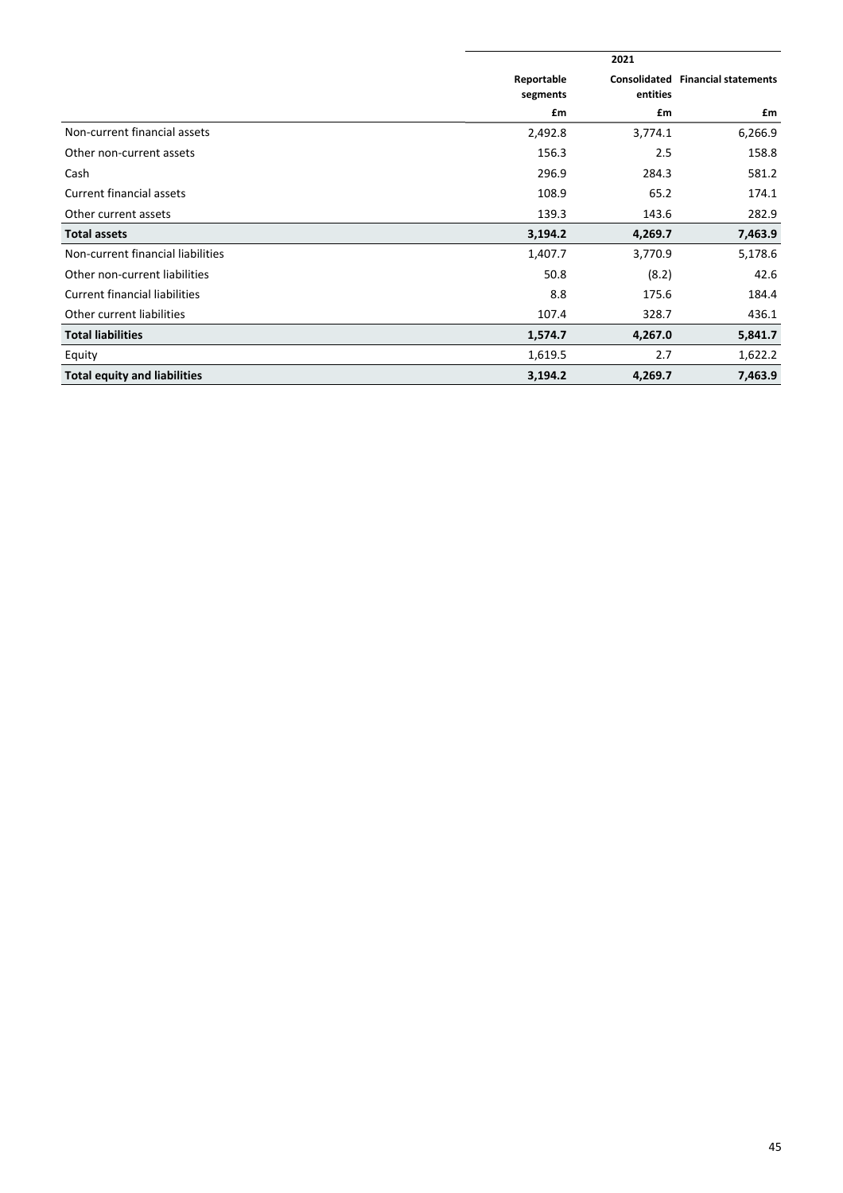| | 2021 | | |
|---|---|---|---|
| | Reportable segments | Consolidated entities | Financial statements |
| | £m | £m | £m |
| Non-current financial assets | 2,492.8 | 3,774.1 | 6,266.9 |
| Other non-current assets | 156.3 | 2.5 | 158.8 |
| Cash | 296.9 | 284.3 | 581.2 |
| Current financial assets | 108.9 | 65.2 | 174.1 |
| Other current assets | 139.3 | 143.6 | 282.9 |
| **Total assets** | **3,194.2** | **4,269.7** | **7,463.9** |
| Non-current financial liabilities | 1,407.7 | 3,770.9 | 5,178.6 |
| Other non-current liabilities | 50.8 | (8.2) | 42.6 |
| Current financial liabilities | 8.8 | 175.6 | 184.4 |
| Other current liabilities | 107.4 | 328.7 | 436.1 |
| **Total liabilities** | **1,574.7** | **4,267.0** | **5,841.7** |
| Equity | 1,619.5 | 2.7 | 1,622.2 |
| **Total equity and liabilities** | **3,194.2** | **4,269.7** | **7,463.9** |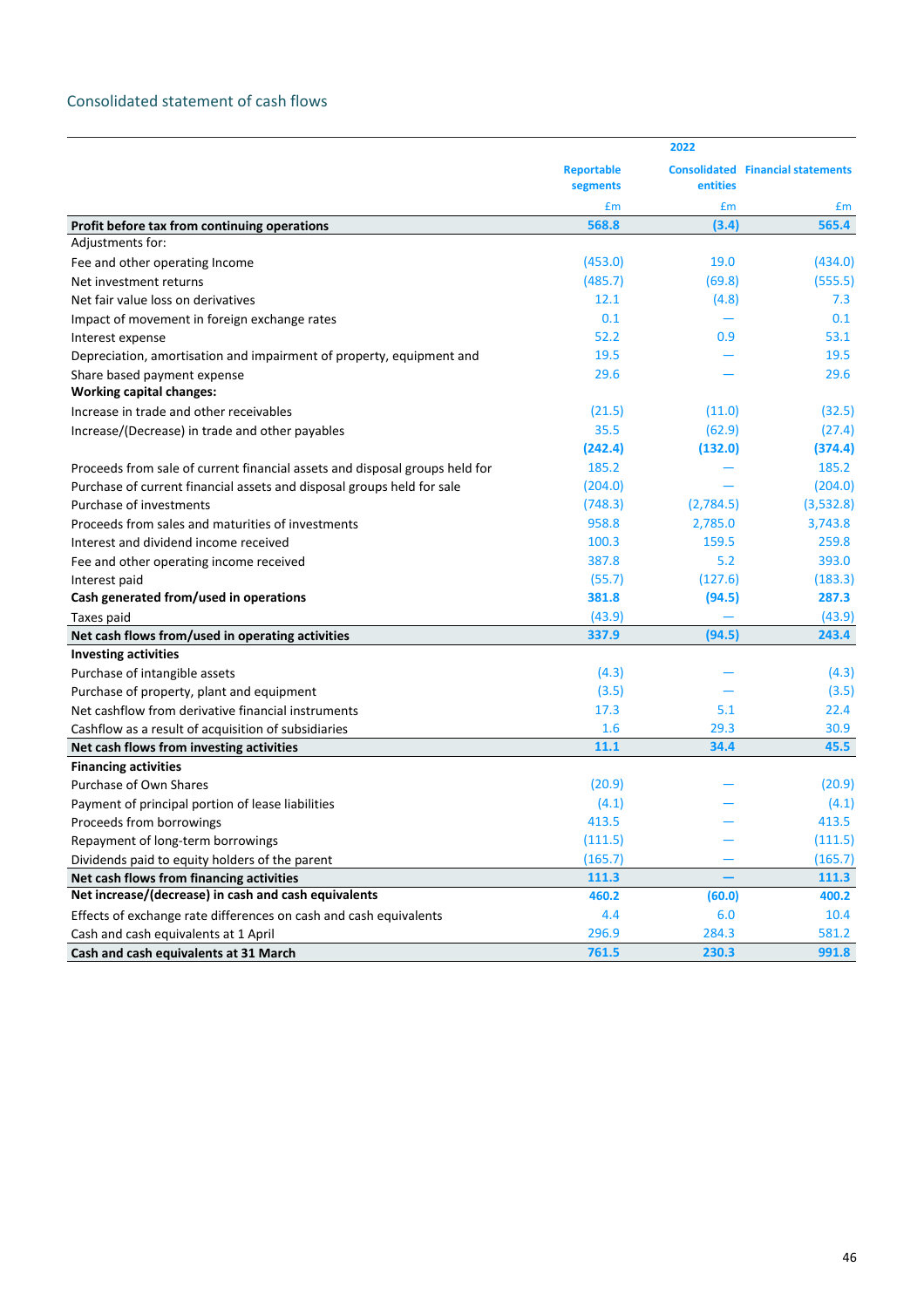## Consolidated statement of cash flows

| | 2022 | | |
|---|---|---|---|
| | Reportable segments | Consolidated entities | Financial statements |
| | £m | £m | £m |
| **Profit before tax from continuing operations** | **568.8** | **(3.4)** | **565.4** |
| Adjustments for: | | | |
| Fee and other operating Income | (453.0) | 19.0 | (434.0) |
| Net investment returns | (485.7) | (69.8) | (555.5) |
| Net fair value loss on derivatives | 12.1 | (4.8) | 7.3 |
| Impact of movement in foreign exchange rates | 0.1 | — | 0.1 |
| Interest expense | 52.2 | 0.9 | 53.1 |
| Depreciation, amortisation and impairment of property, equipment and | 19.5 | — | 19.5 |
| Share based payment expense | 29.6 | — | 29.6 |
| **Working capital changes:** | | | |
| Increase in trade and other receivables | (21.5) | (11.0) | (32.5) |
| Increase/(Decrease) in trade and other payables | 35.5 | (62.9) | (27.4) |
| | **(242.4)** | **(132.0)** | **(374.4)** |
| Proceeds from sale of current financial assets and disposal groups held for | 185.2 | — | 185.2 |
| Purchase of current financial assets and disposal groups held for sale | (204.0) | — | (204.0) |
| Purchase of investments | (748.3) | (2,784.5) | (3,532.8) |
| Proceeds from sales and maturities of investments | 958.8 | 2,785.0 | 3,743.8 |
| Interest and dividend income received | 100.3 | 159.5 | 259.8 |
| Fee and other operating income received | 387.8 | 5.2 | 393.0 |
| Interest paid | (55.7) | (127.6) | (183.3) |
| **Cash generated from/used in operations** | **381.8** | **(94.5)** | **287.3** |
| Taxes paid | (43.9) | — | (43.9) |
| **Net cash flows from/used in operating activities** | **337.9** | **(94.5)** | **243.4** |
| **Investing activities** | | | |
| Purchase of intangible assets | (4.3) | — | (4.3) |
| Purchase of property, plant and equipment | (3.5) | — | (3.5) |
| Net cashflow from derivative financial instruments | 17.3 | 5.1 | 22.4 |
| Cashflow as a result of acquisition of subsidiaries | 1.6 | 29.3 | 30.9 |
| **Net cash flows from investing activities** | **11.1** | **34.4** | **45.5** |
| **Financing activities** | | | |
| Purchase of Own Shares | (20.9) | — | (20.9) |
| Payment of principal portion of lease liabilities | (4.1) | — | (4.1) |
| Proceeds from borrowings | 413.5 | — | 413.5 |
| Repayment of long-term borrowings | (111.5) | — | (111.5) |
| Dividends paid to equity holders of the parent | (165.7) | — | (165.7) |
| **Net cash flows from financing activities** | **111.3** | **—** | **111.3** |
| **Net increase/(decrease) in cash and cash equivalents** | **460.2** | **(60.0)** | **400.2** |
| Effects of exchange rate differences on cash and cash equivalents | 4.4 | 6.0 | 10.4 |
| Cash and cash equivalents at 1 April | 296.9 | 284.3 | 581.2 |
| **Cash and cash equivalents at 31 March** | **761.5** | **230.3** | **991.8** |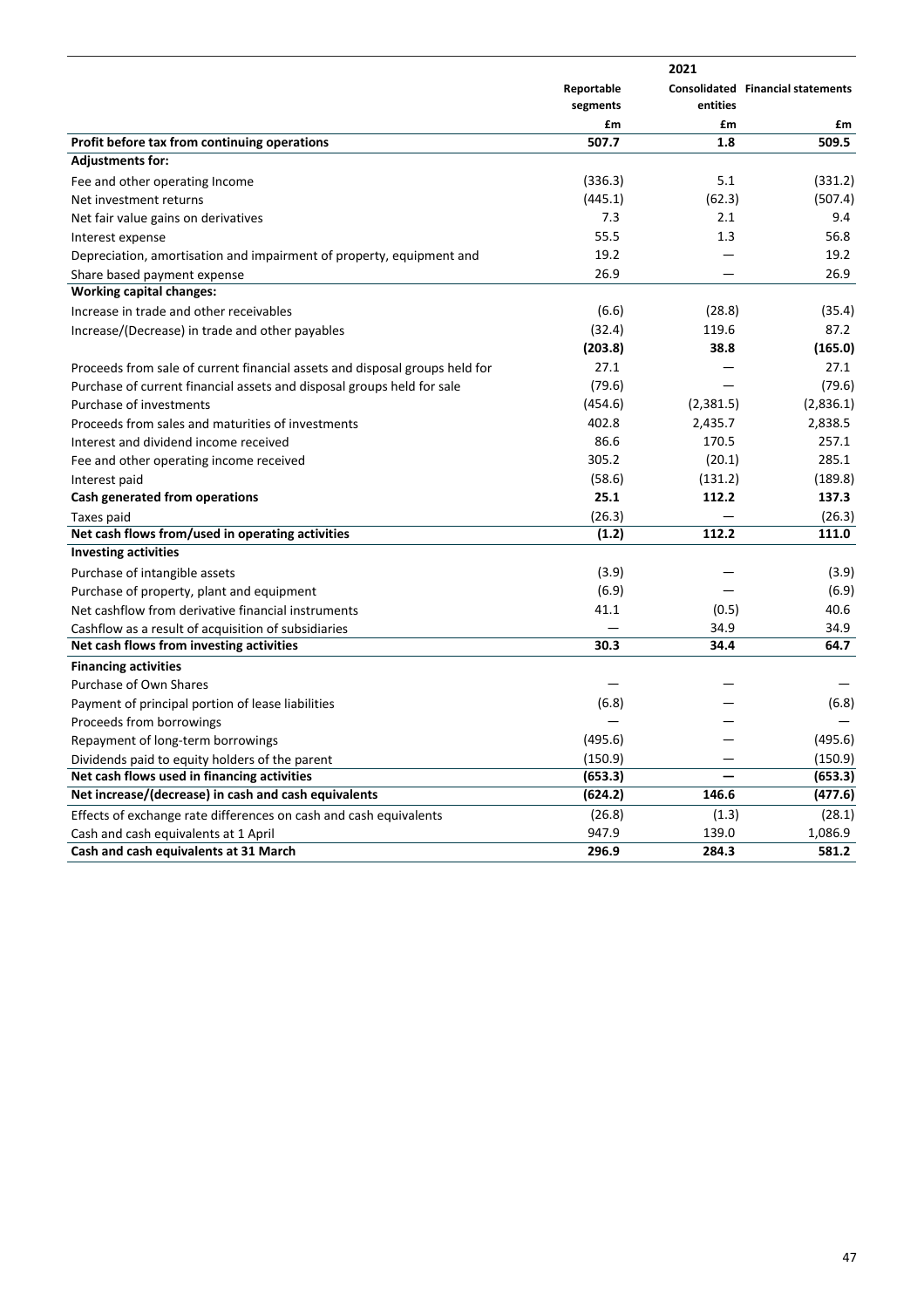| | 2021 | | |
|---|---|---|---|
| | Reportable segments | Consolidated entities | Financial statements |
| | £m | £m | £m |
| **Profit before tax from continuing operations** | **507.7** | **1.8** | **509.5** |
| **Adjustments for:** | | | |
| Fee and other operating Income | (336.3) | 5.1 | (331.2) |
| Net investment returns | (445.1) | (62.3) | (507.4) |
| Net fair value gains on derivatives | 7.3 | 2.1 | 9.4 |
| Interest expense | 55.5 | 1.3 | 56.8 |
| Depreciation, amortisation and impairment of property, equipment and | 19.2 | — | 19.2 |
| Share based payment expense | 26.9 | — | 26.9 |
| **Working capital changes:** | | | |
| Increase in trade and other receivables | (6.6) | (28.8) | (35.4) |
| Increase/(Decrease) in trade and other payables | (32.4) | 119.6 | 87.2 |
| | **(203.8)** | **38.8** | **(165.0)** |
| Proceeds from sale of current financial assets and disposal groups held for | 27.1 | — | 27.1 |
| Purchase of current financial assets and disposal groups held for sale | (79.6) | — | (79.6) |
| Purchase of investments | (454.6) | (2,381.5) | (2,836.1) |
| Proceeds from sales and maturities of investments | 402.8 | 2,435.7 | 2,838.5 |
| Interest and dividend income received | 86.6 | 170.5 | 257.1 |
| Fee and other operating income received | 305.2 | (20.1) | 285.1 |
| Interest paid | (58.6) | (131.2) | (189.8) |
| **Cash generated from operations** | **25.1** | **112.2** | **137.3** |
| Taxes paid | (26.3) | — | (26.3) |
| **Net cash flows from/used in operating activities** | **(1.2)** | **112.2** | **111.0** |
| **Investing activities** | | | |
| Purchase of intangible assets | (3.9) | — | (3.9) |
| Purchase of property, plant and equipment | (6.9) | — | (6.9) |
| Net cashflow from derivative financial instruments | 41.1 | (0.5) | 40.6 |
| Cashflow as a result of acquisition of subsidiaries | — | 34.9 | 34.9 |
| **Net cash flows from investing activities** | **30.3** | **34.4** | **64.7** |
| **Financing activities** | | | |
| Purchase of Own Shares | — | — | — |
| Payment of principal portion of lease liabilities | (6.8) | — | (6.8) |
| Proceeds from borrowings | — | — | — |
| Repayment of long-term borrowings | (495.6) | — | (495.6) |
| Dividends paid to equity holders of the parent | (150.9) | — | (150.9) |
| **Net cash flows used in financing activities** | **(653.3)** | **—** | **(653.3)** |
| **Net increase/(decrease) in cash and cash equivalents** | **(624.2)** | **146.6** | **(477.6)** |
| Effects of exchange rate differences on cash and cash equivalents | (26.8) | (1.3) | (28.1) |
| Cash and cash equivalents at 1 April | 947.9 | 139.0 | 1,086.9 |
| **Cash and cash equivalents at 31 March** | **296.9** | **284.3** | **581.2** |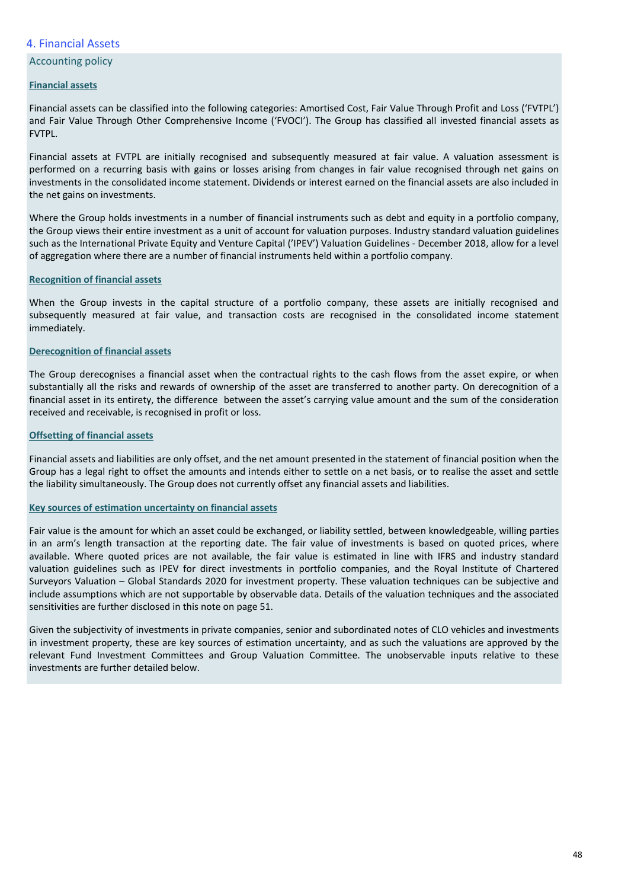## 4. Financial Assets

### Accounting policy

**Financial assets**

Financial assets can be classified into the following categories: Amortised Cost, Fair Value Through Profit and Loss ('FVTPL') and Fair Value Through Other Comprehensive Income ('FVOCI'). The Group has classified all invested financial assets as FVTPL.

Financial assets at FVTPL are initially recognised and subsequently measured at fair value. A valuation assessment is performed on a recurring basis with gains or losses arising from changes in fair value recognised through net gains on investments in the consolidated income statement. Dividends or interest earned on the financial assets are also included in the net gains on investments.

Where the Group holds investments in a number of financial instruments such as debt and equity in a portfolio company, the Group views their entire investment as a unit of account for valuation purposes. Industry standard valuation guidelines such as the International Private Equity and Venture Capital ('IPEV') Valuation Guidelines - December 2018, allow for a level of aggregation where there are a number of financial instruments held within a portfolio company.

**Recognition of financial assets**

When the Group invests in the capital structure of a portfolio company, these assets are initially recognised and subsequently measured at fair value, and transaction costs are recognised in the consolidated income statement immediately.

**Derecognition of financial assets**

The Group derecognises a financial asset when the contractual rights to the cash flows from the asset expire, or when substantially all the risks and rewards of ownership of the asset are transferred to another party. On derecognition of a financial asset in its entirety, the difference between the asset's carrying value amount and the sum of the consideration received and receivable, is recognised in profit or loss.

**Offsetting of financial assets**

Financial assets and liabilities are only offset, and the net amount presented in the statement of financial position when the Group has a legal right to offset the amounts and intends either to settle on a net basis, or to realise the asset and settle the liability simultaneously. The Group does not currently offset any financial assets and liabilities.

**Key sources of estimation uncertainty on financial assets**

Fair value is the amount for which an asset could be exchanged, or liability settled, between knowledgeable, willing parties in an arm's length transaction at the reporting date. The fair value of investments is based on quoted prices, where available. Where quoted prices are not available, the fair value is estimated in line with IFRS and industry standard valuation guidelines such as IPEV for direct investments in portfolio companies, and the Royal Institute of Chartered Surveyors Valuation – Global Standards 2020 for investment property. These valuation techniques can be subjective and include assumptions which are not supportable by observable data. Details of the valuation techniques and the associated sensitivities are further disclosed in this note on page 51.

Given the subjectivity of investments in private companies, senior and subordinated notes of CLO vehicles and investments in investment property, these are key sources of estimation uncertainty, and as such the valuations are approved by the relevant Fund Investment Committees and Group Valuation Committee. The unobservable inputs relative to these investments are further detailed below.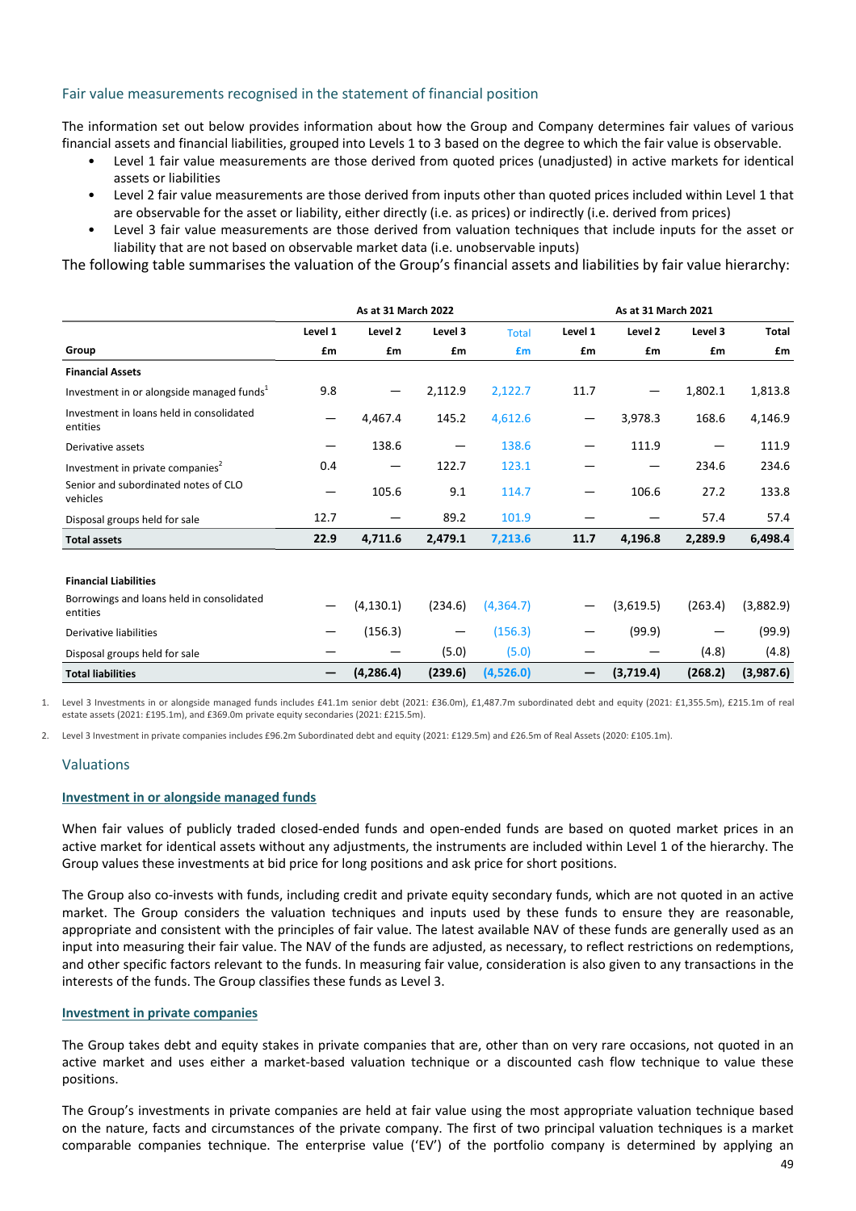## Fair value measurements recognised in the statement of financial position

The information set out below provides information about how the Group and Company determines fair values of various financial assets and financial liabilities, grouped into Levels 1 to 3 based on the degree to which the fair value is observable.

- Level 1 fair value measurements are those derived from quoted prices (unadjusted) in active markets for identical assets or liabilities
- Level 2 fair value measurements are those derived from inputs other than quoted prices included within Level 1 that are observable for the asset or liability, either directly (i.e. as prices) or indirectly (i.e. derived from prices)
- Level 3 fair value measurements are those derived from valuation techniques that include inputs for the asset or liability that are not based on observable market data (i.e. unobservable inputs)

The following table summarises the valuation of the Group's financial assets and liabilities by fair value hierarchy:

| | As at 31 March 2022 | | | | As at 31 March 2021 | | | |
|---|---|---|---|---|---|---|---|---|
| | Level 1 | Level 2 | Level 3 | Total | Level 1 | Level 2 | Level 3 | Total |
| **Group** | **£m** | **£m** | **£m** | **£m** | **£m** | **£m** | **£m** | **£m** |
| **Financial Assets** | | | | | | | | |
| Investment in or alongside managed funds[1] | 9.8 | — | 2,112.9 | 2,122.7 | 11.7 | — | 1,802.1 | 1,813.8 |
| Investment in loans held in consolidated entities | — | 4,467.4 | 145.2 | 4,612.6 | — | 3,978.3 | 168.6 | 4,146.9 |
| Derivative assets | — | 138.6 | — | 138.6 | — | 111.9 | — | 111.9 |
| Investment in private companies[2] | 0.4 | — | 122.7 | 123.1 | — | — | 234.6 | 234.6 |
| Senior and subordinated notes of CLO vehicles | — | 105.6 | 9.1 | 114.7 | — | 106.6 | 27.2 | 133.8 |
| Disposal groups held for sale | 12.7 | — | 89.2 | 101.9 | — | — | 57.4 | 57.4 |
| **Total assets** | **22.9** | **4,711.6** | **2,479.1** | **7,213.6** | **11.7** | **4,196.8** | **2,289.9** | **6,498.4** |
| | | | | | | | | |
| **Financial Liabilities** | | | | | | | | |
| Borrowings and loans held in consolidated entities | — | (4,130.1) | (234.6) | (4,364.7) | — | (3,619.5) | (263.4) | (3,882.9) |
| Derivative liabilities | — | (156.3) | — | (156.3) | — | (99.9) | — | (99.9) |
| Disposal groups held for sale | — | — | (5.0) | (5.0) | — | — | (4.8) | (4.8) |
| **Total liabilities** | **—** | **(4,286.4)** | **(239.6)** | **(4,526.0)** | **—** | **(3,719.4)** | **(268.2)** | **(3,987.6)** |

1. Level 3 Investments in or alongside managed funds includes £41.1m senior debt (2021: £36.0m), £1,487.7m subordinated debt and equity (2021: £1,355.5m), £215.1m of real estate assets (2021: £195.1m), and £369.0m private equity secondaries (2021: £215.5m).

2. Level 3 Investment in private companies includes £96.2m Subordinated debt and equity (2021: £129.5m) and £26.5m of Real Assets (2020: £105.1m).

## Valuations

### Investment in or alongside managed funds

When fair values of publicly traded closed-ended funds and open-ended funds are based on quoted market prices in an active market for identical assets without any adjustments, the instruments are included within Level 1 of the hierarchy. The Group values these investments at bid price for long positions and ask price for short positions.

The Group also co-invests with funds, including credit and private equity secondary funds, which are not quoted in an active market. The Group considers the valuation techniques and inputs used by these funds to ensure they are reasonable, appropriate and consistent with the principles of fair value. The latest available NAV of these funds are generally used as an input into measuring their fair value. The NAV of the funds are adjusted, as necessary, to reflect restrictions on redemptions, and other specific factors relevant to the funds. In measuring fair value, consideration is also given to any transactions in the interests of the funds. The Group classifies these funds as Level 3.

### Investment in private companies

The Group takes debt and equity stakes in private companies that are, other than on very rare occasions, not quoted in an active market and uses either a market-based valuation technique or a discounted cash flow technique to value these positions.

The Group's investments in private companies are held at fair value using the most appropriate valuation technique based on the nature, facts and circumstances of the private company. The first of two principal valuation techniques is a market comparable companies technique. The enterprise value ('EV') of the portfolio company is determined by applying an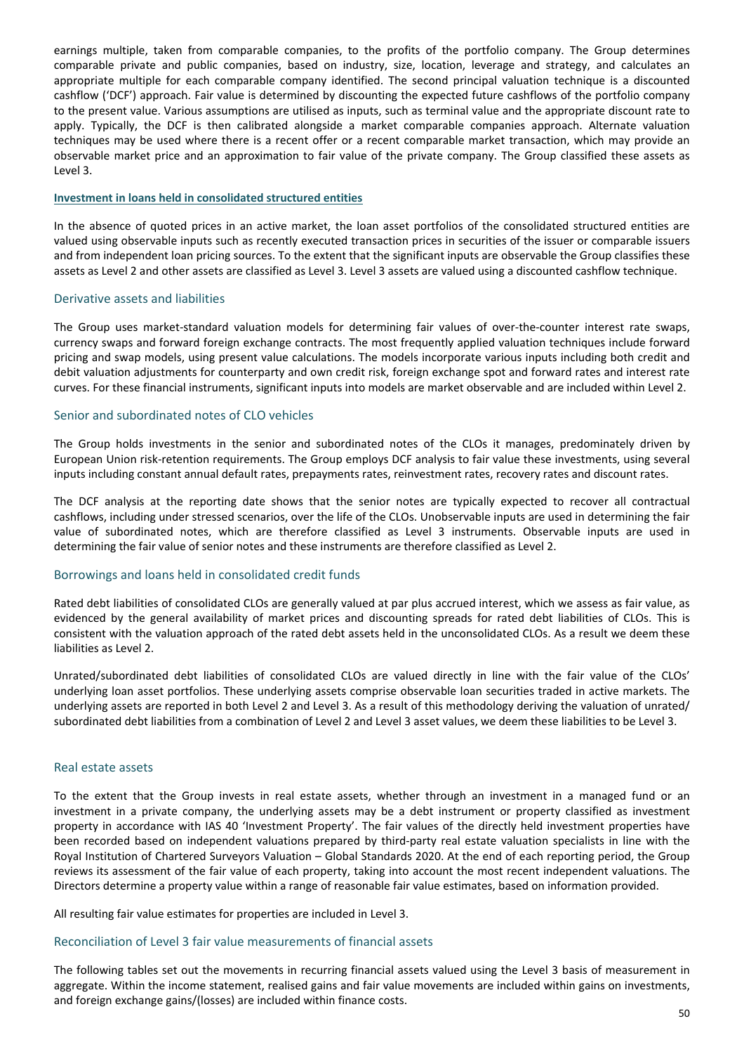earnings multiple, taken from comparable companies, to the profits of the portfolio company. The Group determines comparable private and public companies, based on industry, size, location, leverage and strategy, and calculates an appropriate multiple for each comparable company identified. The second principal valuation technique is a discounted cashflow ('DCF') approach. Fair value is determined by discounting the expected future cashflows of the portfolio company to the present value. Various assumptions are utilised as inputs, such as terminal value and the appropriate discount rate to apply. Typically, the DCF is then calibrated alongside a market comparable companies approach. Alternate valuation techniques may be used where there is a recent offer or a recent comparable market transaction, which may provide an observable market price and an approximation to fair value of the private company. The Group classified these assets as Level 3.

**Investment in loans held in consolidated structured entities**

In the absence of quoted prices in an active market, the loan asset portfolios of the consolidated structured entities are valued using observable inputs such as recently executed transaction prices in securities of the issuer or comparable issuers and from independent loan pricing sources. To the extent that the significant inputs are observable the Group classifies these assets as Level 2 and other assets are classified as Level 3. Level 3 assets are valued using a discounted cashflow technique.

## Derivative assets and liabilities

The Group uses market-standard valuation models for determining fair values of over-the-counter interest rate swaps, currency swaps and forward foreign exchange contracts. The most frequently applied valuation techniques include forward pricing and swap models, using present value calculations. The models incorporate various inputs including both credit and debit valuation adjustments for counterparty and own credit risk, foreign exchange spot and forward rates and interest rate curves. For these financial instruments, significant inputs into models are market observable and are included within Level 2.

## Senior and subordinated notes of CLO vehicles

The Group holds investments in the senior and subordinated notes of the CLOs it manages, predominately driven by European Union risk-retention requirements. The Group employs DCF analysis to fair value these investments, using several inputs including constant annual default rates, prepayments rates, reinvestment rates, recovery rates and discount rates.

The DCF analysis at the reporting date shows that the senior notes are typically expected to recover all contractual cashflows, including under stressed scenarios, over the life of the CLOs. Unobservable inputs are used in determining the fair value of subordinated notes, which are therefore classified as Level 3 instruments. Observable inputs are used in determining the fair value of senior notes and these instruments are therefore classified as Level 2.

## Borrowings and loans held in consolidated credit funds

Rated debt liabilities of consolidated CLOs are generally valued at par plus accrued interest, which we assess as fair value, as evidenced by the general availability of market prices and discounting spreads for rated debt liabilities of CLOs. This is consistent with the valuation approach of the rated debt assets held in the unconsolidated CLOs. As a result we deem these liabilities as Level 2.

Unrated/subordinated debt liabilities of consolidated CLOs are valued directly in line with the fair value of the CLOs' underlying loan asset portfolios. These underlying assets comprise observable loan securities traded in active markets. The underlying assets are reported in both Level 2 and Level 3. As a result of this methodology deriving the valuation of unrated/ subordinated debt liabilities from a combination of Level 2 and Level 3 asset values, we deem these liabilities to be Level 3.

## Real estate assets

To the extent that the Group invests in real estate assets, whether through an investment in a managed fund or an investment in a private company, the underlying assets may be a debt instrument or property classified as investment property in accordance with IAS 40 'Investment Property'. The fair values of the directly held investment properties have been recorded based on independent valuations prepared by third-party real estate valuation specialists in line with the Royal Institution of Chartered Surveyors Valuation – Global Standards 2020. At the end of each reporting period, the Group reviews its assessment of the fair value of each property, taking into account the most recent independent valuations. The Directors determine a property value within a range of reasonable fair value estimates, based on information provided.

All resulting fair value estimates for properties are included in Level 3.

## Reconciliation of Level 3 fair value measurements of financial assets

The following tables set out the movements in recurring financial assets valued using the Level 3 basis of measurement in aggregate. Within the income statement, realised gains and fair value movements are included within gains on investments, and foreign exchange gains/(losses) are included within finance costs.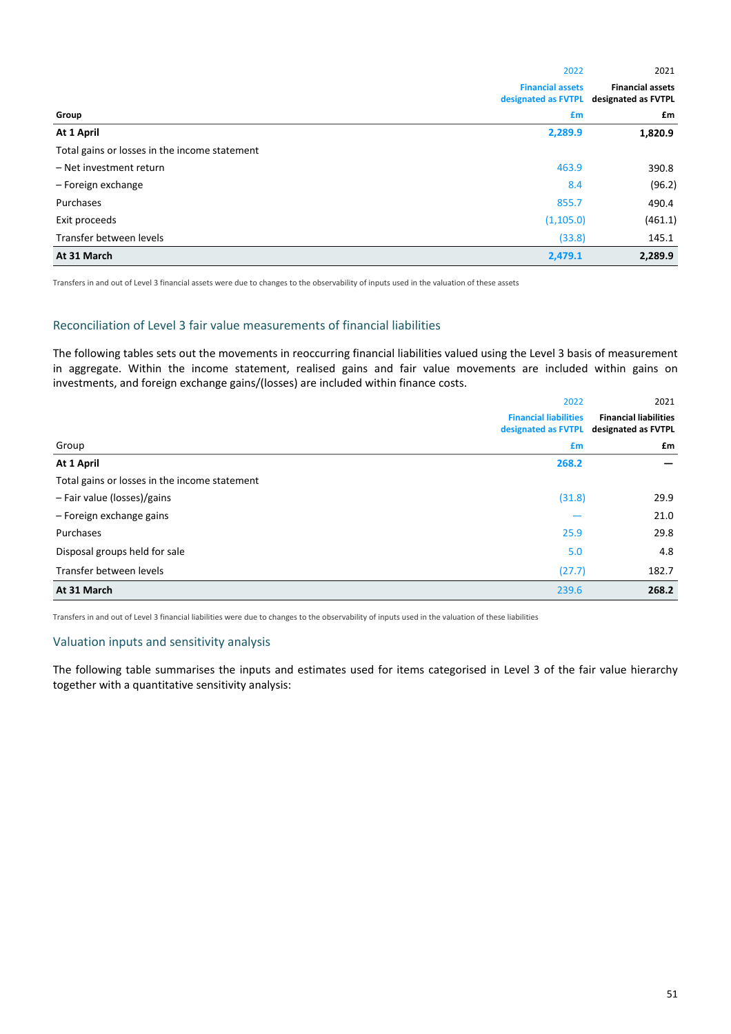| Group | 2022<br>Financial assets designated as FVTPL<br>£m | 2021<br>Financial assets designated as FVTPL<br>£m |
|---|---|---|
| **At 1 April** | **2,289.9** | **1,820.9** |
| Total gains or losses in the income statement | | |
| – Net investment return | 463.9 | 390.8 |
| – Foreign exchange | 8.4 | (96.2) |
| Purchases | 855.7 | 490.4 |
| Exit proceeds | (1,105.0) | (461.1) |
| Transfer between levels | (33.8) | 145.1 |
| **At 31 March** | **2,479.1** | **2,289.9** |

Transfers in and out of Level 3 financial assets were due to changes to the observability of inputs used in the valuation of these assets

## Reconciliation of Level 3 fair value measurements of financial liabilities

The following tables sets out the movements in reoccurring financial liabilities valued using the Level 3 basis of measurement in aggregate. Within the income statement, realised gains and fair value movements are included within gains on investments, and foreign exchange gains/(losses) are included within finance costs.

| Group | 2022<br>Financial liabilities designated as FVTPL<br>£m | 2021<br>Financial liabilities designated as FVTPL<br>£m |
|---|---|---|
| **At 1 April** | **268.2** | — |
| Total gains or losses in the income statement | | |
| – Fair value (losses)/gains | (31.8) | 29.9 |
| – Foreign exchange gains | — | 21.0 |
| Purchases | 25.9 | 29.8 |
| Disposal groups held for sale | 5.0 | 4.8 |
| Transfer between levels | (27.7) | 182.7 |
| **At 31 March** | 239.6 | **268.2** |

Transfers in and out of Level 3 financial liabilities were due to changes to the observability of inputs used in the valuation of these liabilities

## Valuation inputs and sensitivity analysis

The following table summarises the inputs and estimates used for items categorised in Level 3 of the fair value hierarchy together with a quantitative sensitivity analysis: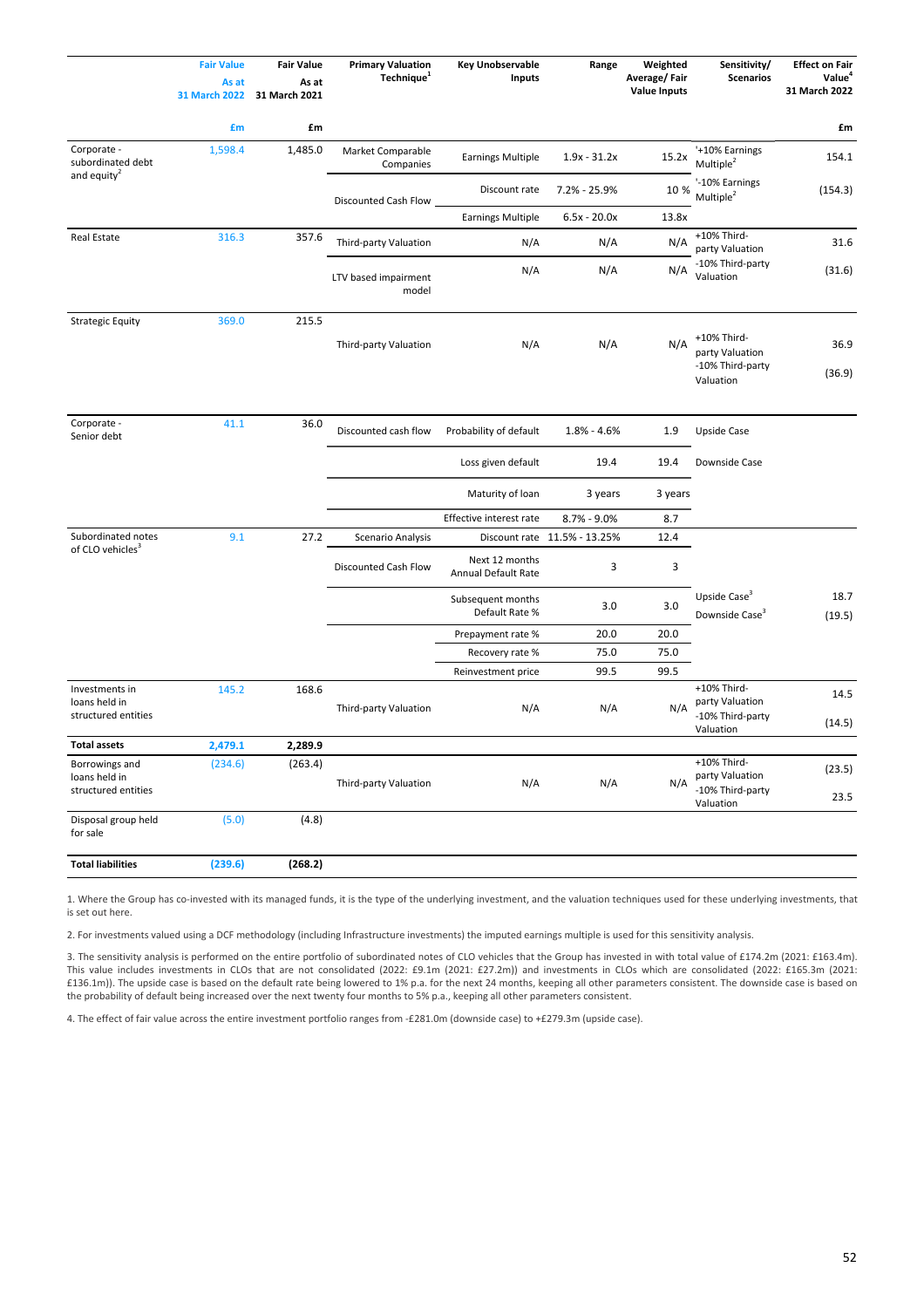| | Fair Value As at 31 March 2022 | Fair Value As at 31 March 2021 | Primary Valuation Technique[1] | Key Unobservable Inputs | Range | Weighted Average/ Fair Value Inputs | Sensitivity/ Scenarios | Effect on Fair Value[4] 31 March 2022 |
|---|---|---|---|---|---|---|---|---|
| | £m | £m | | | | | | £m |
| Corporate - subordinated debt and equity[2] | 1,598.4 | 1,485.0 | Market Comparable Companies | Earnings Multiple | 1.9x - 31.2x | 15.2x | '+10% Earnings Multiple[2] | 154.1 |
| | | | Discounted Cash Flow | Discount rate | 7.2% - 25.9% | 10 % | '-10% Earnings Multiple[2] | (154.3) |
| | | | | Earnings Multiple | 6.5x - 20.0x | 13.8x | | |
| Real Estate | 316.3 | 357.6 | Third-party Valuation | N/A | N/A | N/A | +10% Third-party Valuation | 31.6 |
| | | | LTV based impairment model | N/A | N/A | N/A | -10% Third-party Valuation | (31.6) |
| Strategic Equity | 369.0 | 215.5 | Third-party Valuation | N/A | N/A | N/A | +10% Third-party Valuation | 36.9 |
| | | | | | | | -10% Third-party Valuation | (36.9) |
| Corporate - Senior debt | 41.1 | 36.0 | Discounted cash flow | Probability of default | 1.8% - 4.6% | 1.9 | Upside Case | |
| | | | | Loss given default | 19.4 | 19.4 | Downside Case | |
| | | | | Maturity of loan | 3 years | 3 years | | |
| | | | | Effective interest rate | 8.7% - 9.0% | 8.7 | | |
| Subordinated notes of CLO vehicles[3] | 9.1 | 27.2 | Scenario Analysis | Discount rate | 11.5% - 13.25% | 12.4 | | |
| | | | Discounted Cash Flow | Next 12 months Annual Default Rate | 3 | 3 | | |
| | | | | Subsequent months Default Rate % | 3.0 | 3.0 | Upside Case[3] | 18.7 |
| | | | | | | | Downside Case[3] | (19.5) |
| | | | | Prepayment rate % | 20.0 | 20.0 | | |
| | | | | Recovery rate % | 75.0 | 75.0 | | |
| | | | | Reinvestment price | 99.5 | 99.5 | | |
| Investments in loans held in structured entities | 145.2 | 168.6 | Third-party Valuation | N/A | N/A | N/A | +10% Third-party Valuation | 14.5 |
| | | | | | | | -10% Third-party Valuation | (14.5) |
| **Total assets** | **2,479.1** | **2,289.9** | | | | | | |
| Borrowings and loans held in structured entities | (234.6) | (263.4) | Third-party Valuation | N/A | N/A | N/A | +10% Third-party Valuation | (23.5) |
| | | | | | | | -10% Third-party Valuation | 23.5 |
| Disposal group held for sale | (5.0) | (4.8) | | | | | | |
| **Total liabilities** | **(239.6)** | **(268.2)** | | | | | | |

1. Where the Group has co-invested with its managed funds, it is the type of the underlying investment, and the valuation techniques used for these underlying investments, that is set out here.

2. For investments valued using a DCF methodology (including Infrastructure investments) the imputed earnings multiple is used for this sensitivity analysis.

3. The sensitivity analysis is performed on the entire portfolio of subordinated notes of CLO vehicles that the Group has invested in with total value of £174.2m (2021: £163.4m). This value includes investments in CLOs that are not consolidated (2022: £9.1m (2021: £27.2m)) and investments in CLOs which are consolidated (2022: £165.3m (2021: £136.1m)). The upside case is based on the default rate being lowered to 1% p.a. for the next 24 months, keeping all other parameters consistent. The downside case is based on the probability of default being increased over the next twenty four months to 5% p.a., keeping all other parameters consistent.

4. The effect of fair value across the entire investment portfolio ranges from -£281.0m (downside case) to +£279.3m (upside case).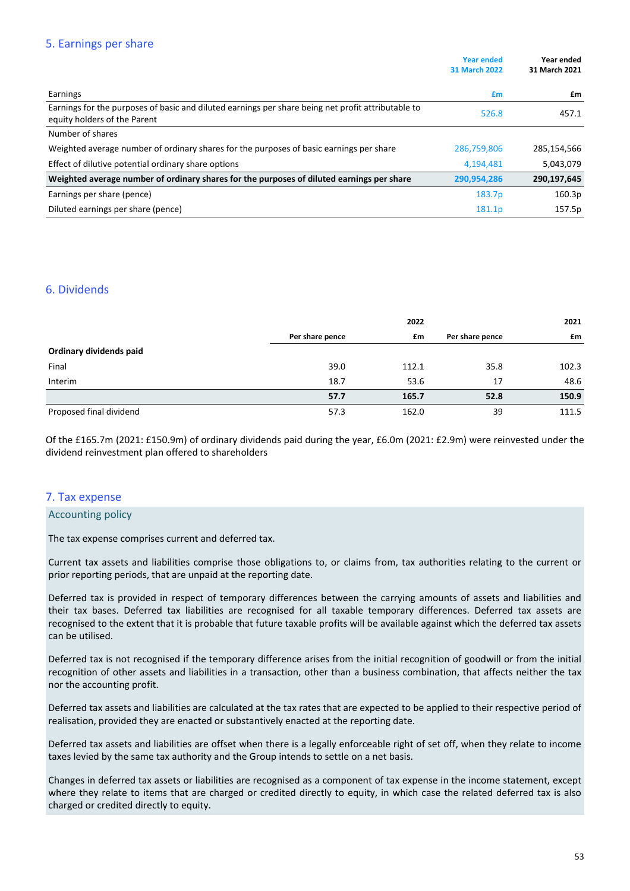## 5. Earnings per share

| | Year ended 31 March 2022 | Year ended 31 March 2021 |
|---|---|---|
| Earnings | £m | £m |
| Earnings for the purposes of basic and diluted earnings per share being net profit attributable to equity holders of the Parent | 526.8 | 457.1 |
| Number of shares | | |
| Weighted average number of ordinary shares for the purposes of basic earnings per share | 286,759,806 | 285,154,566 |
| Effect of dilutive potential ordinary share options | 4,194,481 | 5,043,079 |
| **Weighted average number of ordinary shares for the purposes of diluted earnings per share** | **290,954,286** | **290,197,645** |
| Earnings per share (pence) | 183.7p | 160.3p |
| Diluted earnings per share (pence) | 181.1p | 157.5p |

## 6. Dividends

| | | 2022 | | 2021 |
|---|---|---|---|---|
| | Per share pence | £m | Per share pence | £m |
| **Ordinary dividends paid** | | | | |
| Final | 39.0 | 112.1 | 35.8 | 102.3 |
| Interim | 18.7 | 53.6 | 17 | 48.6 |
| | **57.7** | **165.7** | **52.8** | **150.9** |
| Proposed final dividend | 57.3 | 162.0 | 39 | 111.5 |

Of the £165.7m (2021: £150.9m) of ordinary dividends paid during the year, £6.0m (2021: £2.9m) were reinvested under the dividend reinvestment plan offered to shareholders

## 7. Tax expense

### Accounting policy

The tax expense comprises current and deferred tax.

Current tax assets and liabilities comprise those obligations to, or claims from, tax authorities relating to the current or prior reporting periods, that are unpaid at the reporting date.

Deferred tax is provided in respect of temporary differences between the carrying amounts of assets and liabilities and their tax bases. Deferred tax liabilities are recognised for all taxable temporary differences. Deferred tax assets are recognised to the extent that it is probable that future taxable profits will be available against which the deferred tax assets can be utilised.

Deferred tax is not recognised if the temporary difference arises from the initial recognition of goodwill or from the initial recognition of other assets and liabilities in a transaction, other than a business combination, that affects neither the tax nor the accounting profit.

Deferred tax assets and liabilities are calculated at the tax rates that are expected to be applied to their respective period of realisation, provided they are enacted or substantively enacted at the reporting date.

Deferred tax assets and liabilities are offset when there is a legally enforceable right of set off, when they relate to income taxes levied by the same tax authority and the Group intends to settle on a net basis.

Changes in deferred tax assets or liabilities are recognised as a component of tax expense in the income statement, except where they relate to items that are charged or credited directly to equity, in which case the related deferred tax is also charged or credited directly to equity.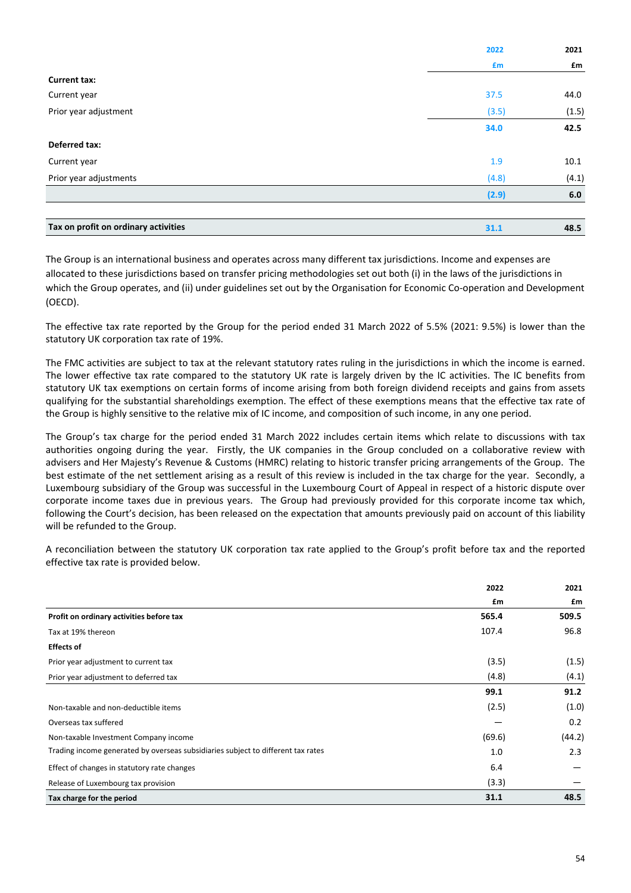| | 2022 | 2021 |
|---|---|---|
| | £m | £m |
| **Current tax:** | | |
| Current year | 37.5 | 44.0 |
| Prior year adjustment | (3.5) | (1.5) |
| | **34.0** | **42.5** |
| **Deferred tax:** | | |
| Current year | 1.9 | 10.1 |
| Prior year adjustments | (4.8) | (4.1) |
| | **(2.9)** | **6.0** |
| **Tax on profit on ordinary activities** | **31.1** | **48.5** |

The Group is an international business and operates across many different tax jurisdictions. Income and expenses are allocated to these jurisdictions based on transfer pricing methodologies set out both (i) in the laws of the jurisdictions in which the Group operates, and (ii) under guidelines set out by the Organisation for Economic Co-operation and Development (OECD).

The effective tax rate reported by the Group for the period ended 31 March 2022 of 5.5% (2021: 9.5%) is lower than the statutory UK corporation tax rate of 19%.

The FMC activities are subject to tax at the relevant statutory rates ruling in the jurisdictions in which the income is earned. The lower effective tax rate compared to the statutory UK rate is largely driven by the IC activities. The IC benefits from statutory UK tax exemptions on certain forms of income arising from both foreign dividend receipts and gains from assets qualifying for the substantial shareholdings exemption. The effect of these exemptions means that the effective tax rate of the Group is highly sensitive to the relative mix of IC income, and composition of such income, in any one period.

The Group's tax charge for the period ended 31 March 2022 includes certain items which relate to discussions with tax authorities ongoing during the year. Firstly, the UK companies in the Group concluded on a collaborative review with advisers and Her Majesty's Revenue & Customs (HMRC) relating to historic transfer pricing arrangements of the Group. The best estimate of the net settlement arising as a result of this review is included in the tax charge for the year. Secondly, a Luxembourg subsidiary of the Group was successful in the Luxembourg Court of Appeal in respect of a historic dispute over corporate income taxes due in previous years. The Group had previously provided for this corporate income tax which, following the Court's decision, has been released on the expectation that amounts previously paid on account of this liability will be refunded to the Group.

A reconciliation between the statutory UK corporation tax rate applied to the Group's profit before tax and the reported effective tax rate is provided below.

| | 2022 | 2021 |
|---|---|---|
| | £m | £m |
| **Profit on ordinary activities before tax** | **565.4** | **509.5** |
| Tax at 19% thereon | 107.4 | 96.8 |
| **Effects of** | | |
| Prior year adjustment to current tax | (3.5) | (1.5) |
| Prior year adjustment to deferred tax | (4.8) | (4.1) |
| | **99.1** | **91.2** |
| Non-taxable and non-deductible items | (2.5) | (1.0) |
| Overseas tax suffered | — | 0.2 |
| Non-taxable Investment Company income | (69.6) | (44.2) |
| Trading income generated by overseas subsidiaries subject to different tax rates | 1.0 | 2.3 |
| Effect of changes in statutory rate changes | 6.4 | — |
| Release of Luxembourg tax provision | (3.3) | — |
| **Tax charge for the period** | **31.1** | **48.5** |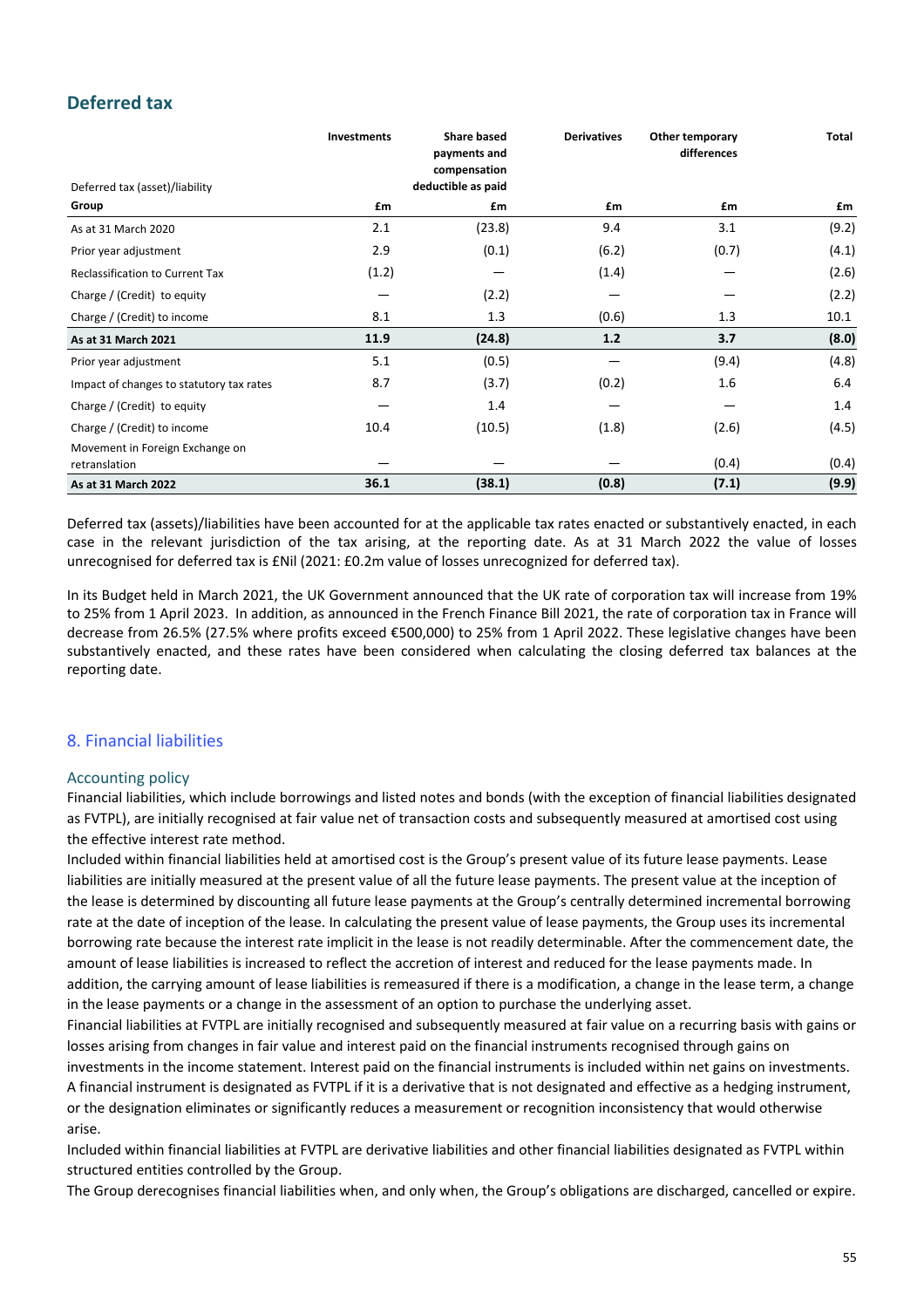## Deferred tax

| Deferred tax (asset)/liability | Investments | Share based payments and compensation deductible as paid | Derivatives | Other temporary differences | Total |
|---|---|---|---|---|---|
| **Group** | **£m** | **£m** | **£m** | **£m** | **£m** |
| As at 31 March 2020 | 2.1 | (23.8) | 9.4 | 3.1 | (9.2) |
| Prior year adjustment | 2.9 | (0.1) | (6.2) | (0.7) | (4.1) |
| Reclassification to Current Tax | (1.2) | — | (1.4) | — | (2.6) |
| Charge / (Credit) to equity | — | (2.2) | — | — | (2.2) |
| Charge / (Credit) to income | 8.1 | 1.3 | (0.6) | 1.3 | 10.1 |
| **As at 31 March 2021** | **11.9** | **(24.8)** | **1.2** | **3.7** | **(8.0)** |
| Prior year adjustment | 5.1 | (0.5) | — | (9.4) | (4.8) |
| Impact of changes to statutory tax rates | 8.7 | (3.7) | (0.2) | 1.6 | 6.4 |
| Charge / (Credit) to equity | — | 1.4 | — | — | 1.4 |
| Charge / (Credit) to income | 10.4 | (10.5) | (1.8) | (2.6) | (4.5) |
| Movement in Foreign Exchange on retranslation | — | — | — | (0.4) | (0.4) |
| **As at 31 March 2022** | **36.1** | **(38.1)** | **(0.8)** | **(7.1)** | **(9.9)** |

Deferred tax (assets)/liabilities have been accounted for at the applicable tax rates enacted or substantively enacted, in each case in the relevant jurisdiction of the tax arising, at the reporting date. As at 31 March 2022 the value of losses unrecognised for deferred tax is £Nil (2021: £0.2m value of losses unrecognized for deferred tax).

In its Budget held in March 2021, the UK Government announced that the UK rate of corporation tax will increase from 19% to 25% from 1 April 2023. In addition, as announced in the French Finance Bill 2021, the rate of corporation tax in France will decrease from 26.5% (27.5% where profits exceed €500,000) to 25% from 1 April 2022. These legislative changes have been substantively enacted, and these rates have been considered when calculating the closing deferred tax balances at the reporting date.

## 8. Financial liabilities

### Accounting policy

Financial liabilities, which include borrowings and listed notes and bonds (with the exception of financial liabilities designated as FVTPL), are initially recognised at fair value net of transaction costs and subsequently measured at amortised cost using the effective interest rate method.

Included within financial liabilities held at amortised cost is the Group's present value of its future lease payments. Lease liabilities are initially measured at the present value of all the future lease payments. The present value at the inception of the lease is determined by discounting all future lease payments at the Group's centrally determined incremental borrowing rate at the date of inception of the lease. In calculating the present value of lease payments, the Group uses its incremental borrowing rate because the interest rate implicit in the lease is not readily determinable. After the commencement date, the amount of lease liabilities is increased to reflect the accretion of interest and reduced for the lease payments made. In addition, the carrying amount of lease liabilities is remeasured if there is a modification, a change in the lease term, a change in the lease payments or a change in the assessment of an option to purchase the underlying asset.

Financial liabilities at FVTPL are initially recognised and subsequently measured at fair value on a recurring basis with gains or losses arising from changes in fair value and interest paid on the financial instruments recognised through gains on investments in the income statement. Interest paid on the financial instruments is included within net gains on investments.

A financial instrument is designated as FVTPL if it is a derivative that is not designated and effective as a hedging instrument, or the designation eliminates or significantly reduces a measurement or recognition inconsistency that would otherwise arise.

Included within financial liabilities at FVTPL are derivative liabilities and other financial liabilities designated as FVTPL within structured entities controlled by the Group.

The Group derecognises financial liabilities when, and only when, the Group's obligations are discharged, cancelled or expire.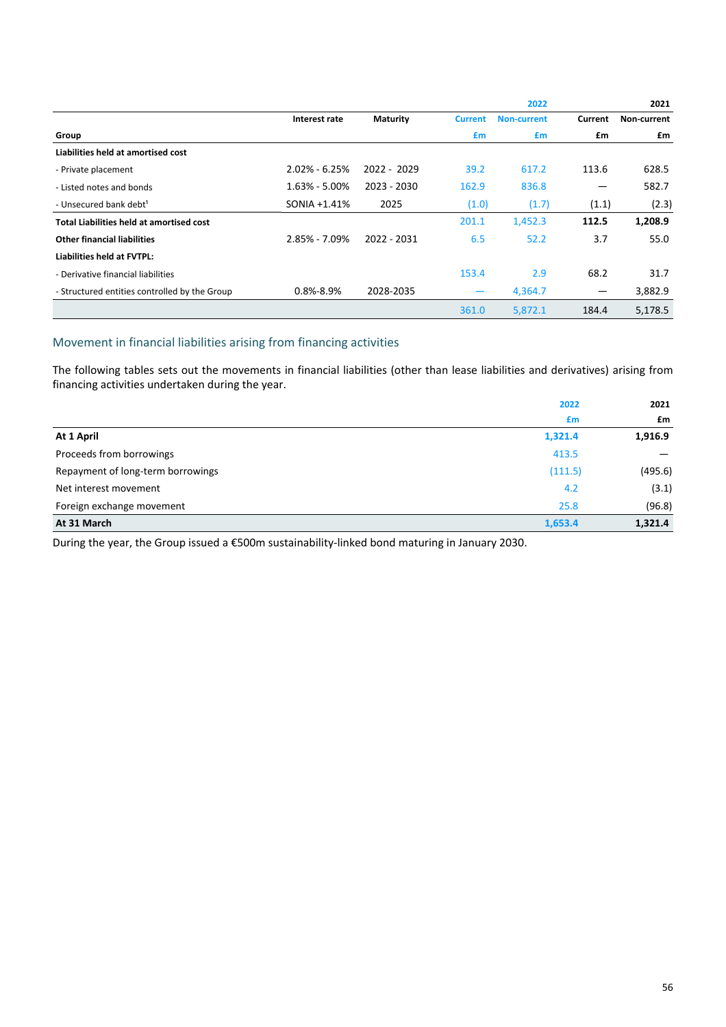| Group | Interest rate | Maturity | 2022 Current £m | 2022 Non-current £m | 2021 Current £m | 2021 Non-current £m |
|---|---|---|---|---|---|---|
| **Liabilities held at amortised cost** | | | | | | |
| - Private placement | 2.02% - 6.25% | 2022 - 2029 | 39.2 | 617.2 | 113.6 | 628.5 |
| - Listed notes and bonds | 1.63% - 5.00% | 2023 - 2030 | 162.9 | 836.8 | — | 582.7 |
| - Unsecured bank debt[1] | SONIA +1.41% | 2025 | (1.0) | (1.7) | (1.1) | (2.3) |
| **Total Liabilities held at amortised cost** | | | 201.1 | 1,452.3 | **112.5** | **1,208.9** |
| **Other financial liabilities** | 2.85% - 7.09% | 2022 - 2031 | 6.5 | 52.2 | 3.7 | 55.0 |
| **Liabilities held at FVTPL:** | | | | | | |
| - Derivative financial liabilities | | | 153.4 | 2.9 | 68.2 | 31.7 |
| - Structured entities controlled by the Group | 0.8%-8.9% | 2028-2035 | — | 4,364.7 | — | 3,882.9 |
| | | | 361.0 | 5,872.1 | 184.4 | 5,178.5 |

## Movement in financial liabilities arising from financing activities

The following tables sets out the movements in financial liabilities (other than lease liabilities and derivatives) arising from financing activities undertaken during the year.

| | 2022 £m | 2021 £m |
|---|---|---|
| **At 1 April** | **1,321.4** | **1,916.9** |
| Proceeds from borrowings | 413.5 | — |
| Repayment of long-term borrowings | (111.5) | (495.6) |
| Net interest movement | 4.2 | (3.1) |
| Foreign exchange movement | 25.8 | (96.8) |
| **At 31 March** | **1,653.4** | **1,321.4** |

During the year, the Group issued a €500m sustainability-linked bond maturing in January 2030.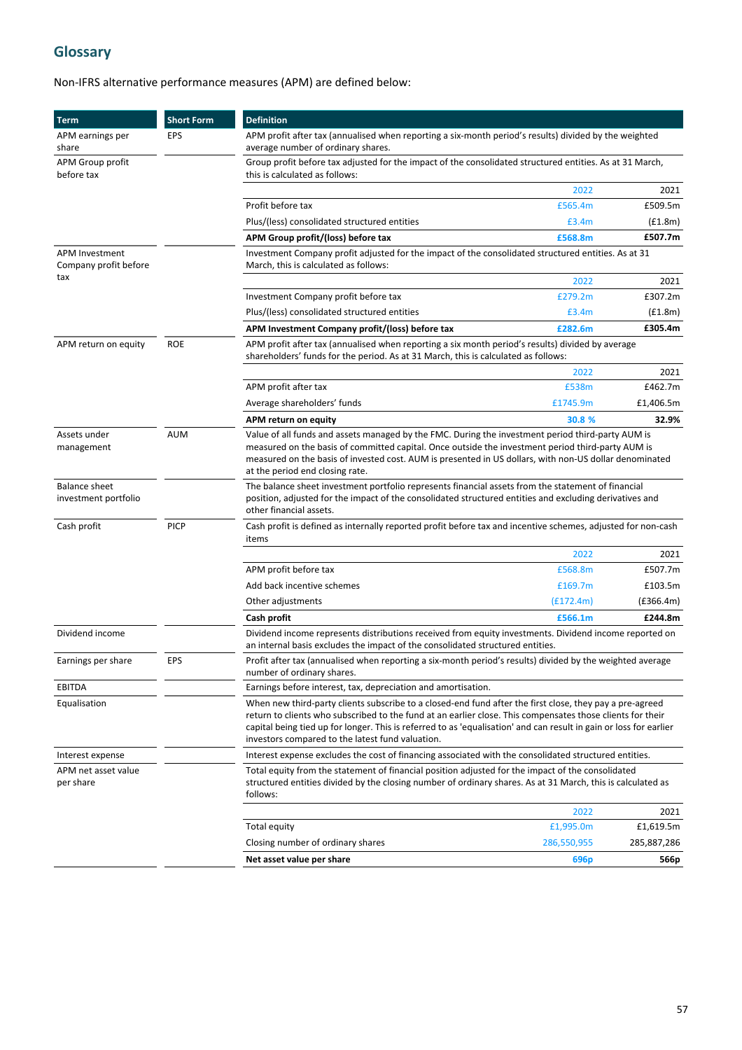## Glossary

Non-IFRS alternative performance measures (APM) are defined below:

| Term | Short Form | Definition | | |
|---|---|---|---|---|
| APM earnings per share | EPS | APM profit after tax (annualised when reporting a six-month period's results) divided by the weighted average number of ordinary shares. | | |
| APM Group profit before tax | | Group profit before tax adjusted for the impact of the consolidated structured entities. As at 31 March, this is calculated as follows: | | |
| | | | 2022 | 2021 |
| | | Profit before tax | £565.4m | £509.5m |
| | | Plus/(less) consolidated structured entities | £3.4m | (£1.8m) |
| | | **APM Group profit/(loss) before tax** | **£568.8m** | **£507.7m** |
| APM Investment Company profit before tax | | Investment Company profit adjusted for the impact of the consolidated structured entities. As at 31 March, this is calculated as follows: | | |
| | | | 2022 | 2021 |
| | | Investment Company profit before tax | £279.2m | £307.2m |
| | | Plus/(less) consolidated structured entities | £3.4m | (£1.8m) |
| | | **APM Investment Company profit/(loss) before tax** | **£282.6m** | **£305.4m** |
| APM return on equity | ROE | APM profit after tax (annualised when reporting a six month period's results) divided by average shareholders' funds for the period. As at 31 March, this is calculated as follows: | | |
| | | | 2022 | 2021 |
| | | APM profit after tax | £538m | £462.7m |
| | | Average shareholders' funds | £1745.9m | £1,406.5m |
| | | **APM return on equity** | **30.8 %** | **32.9%** |
| Assets under management | AUM | Value of all funds and assets managed by the FMC. During the investment period third-party AUM is measured on the basis of committed capital. Once outside the investment period third-party AUM is measured on the basis of invested cost. AUM is presented in US dollars, with non-US dollar denominated at the period end closing rate. | | |
| Balance sheet investment portfolio | | The balance sheet investment portfolio represents financial assets from the statement of financial position, adjusted for the impact of the consolidated structured entities and excluding derivatives and other financial assets. | | |
| Cash profit | PICP | Cash profit is defined as internally reported profit before tax and incentive schemes, adjusted for non-cash items | | |
| | | | 2022 | 2021 |
| | | APM profit before tax | £568.8m | £507.7m |
| | | Add back incentive schemes | £169.7m | £103.5m |
| | | Other adjustments | (£172.4m) | (£366.4m) |
| | | **Cash profit** | **£566.1m** | **£244.8m** |
| Dividend income | | Dividend income represents distributions received from equity investments. Dividend income reported on an internal basis excludes the impact of the consolidated structured entities. | | |
| Earnings per share | EPS | Profit after tax (annualised when reporting a six-month period's results) divided by the weighted average number of ordinary shares. | | |
| EBITDA | | Earnings before interest, tax, depreciation and amortisation. | | |
| Equalisation | | When new third-party clients subscribe to a closed-end fund after the first close, they pay a pre-agreed return to clients who subscribed to the fund at an earlier close. This compensates those clients for their capital being tied up for longer. This is referred to as 'equalisation' and can result in gain or loss for earlier investors compared to the latest fund valuation. | | |
| Interest expense | | Interest expense excludes the cost of financing associated with the consolidated structured entities. | | |
| APM net asset value per share | | Total equity from the statement of financial position adjusted for the impact of the consolidated structured entities divided by the closing number of ordinary shares. As at 31 March, this is calculated as follows: | | |
| | | | 2022 | 2021 |
| | | Total equity | £1,995.0m | £1,619.5m |
| | | Closing number of ordinary shares | 286,550,955 | 285,887,286 |
| | | **Net asset value per share** | **696p** | **566p** |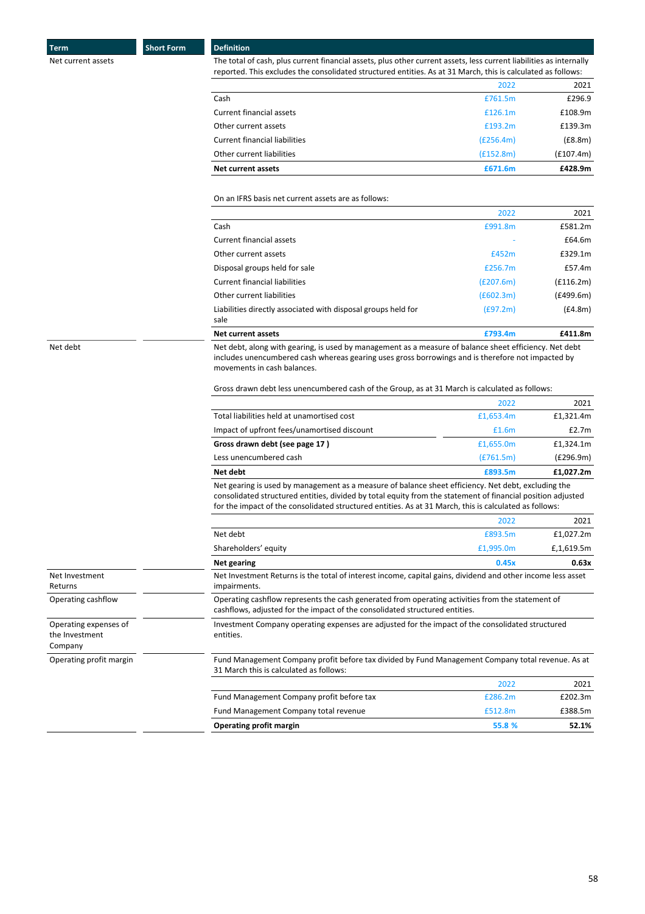| Term | Short Form | Definition |
|---|---|---|
| Net current assets | | The total of cash, plus current financial assets, plus other current assets, less current liabilities as internally reported. This excludes the consolidated structured entities. As at 31 March, this is calculated as follows: |

| | 2022 | 2021 |
|---|---|---|
| Cash | £761.5m | £296.9 |
| Current financial assets | £126.1m | £108.9m |
| Other current assets | £193.2m | £139.3m |
| Current financial liabilities | (£256.4m) | (£8.8m) |
| Other current liabilities | (£152.8m) | (£107.4m) |
| **Net current assets** | **£671.6m** | **£428.9m** |

On an IFRS basis net current assets are as follows:

| | 2022 | 2021 |
|---|---|---|
| Cash | £991.8m | £581.2m |
| Current financial assets | - | £64.6m |
| Other current assets | £452m | £329.1m |
| Disposal groups held for sale | £256.7m | £57.4m |
| Current financial liabilities | (£207.6m) | (£116.2m) |
| Other current liabilities | (£602.3m) | (£499.6m) |
| Liabilities directly associated with disposal groups held for sale | (£97.2m) | (£4.8m) |
| **Net current assets** | **£793.4m** | **£411.8m** |

| Term | Short Form | Definition |
|---|---|---|
| Net debt | | Net debt, along with gearing, is used by management as a measure of balance sheet efficiency. Net debt includes unencumbered cash whereas gearing uses gross borrowings and is therefore not impacted by movements in cash balances. |

Gross drawn debt less unencumbered cash of the Group, as at 31 March is calculated as follows:

| | 2022 | 2021 |
|---|---|---|
| Total liabilities held at unamortised cost | £1,653.4m | £1,321.4m |
| Impact of upfront fees/unamortised discount | £1.6m | £2.7m |
| **Gross drawn debt (see page 17 )** | £1,655.0m | £1,324.1m |
| Less unencumbered cash | (£761.5m) | (£296.9m) |
| **Net debt** | **£893.5m** | **£1,027.2m** |

Net gearing is used by management as a measure of balance sheet efficiency. Net debt, excluding the consolidated structured entities, divided by total equity from the statement of financial position adjusted for the impact of the consolidated structured entities. As at 31 March, this is calculated as follows:

| | 2022 | 2021 |
|---|---|---|
| Net debt | £893.5m | £1,027.2m |
| Shareholders' equity | £1,995.0m | £,1,619.5m |
| **Net gearing** | **0.45x** | **0.63x** |

| Term | Short Form | Definition |
|---|---|---|
| Net Investment Returns | | Net Investment Returns is the total of interest income, capital gains, dividend and other income less asset impairments. |
| Operating cashflow | | Operating cashflow represents the cash generated from operating activities from the statement of cashflows, adjusted for the impact of the consolidated structured entities. |
| Operating expenses of the Investment Company | | Investment Company operating expenses are adjusted for the impact of the consolidated structured entities. |
| Operating profit margin | | Fund Management Company profit before tax divided by Fund Management Company total revenue. As at 31 March this is calculated as follows: |

| | 2022 | 2021 |
|---|---|---|
| Fund Management Company profit before tax | £286.2m | £202.3m |
| Fund Management Company total revenue | £512.8m | £388.5m |
| **Operating profit margin** | **55.8 %** | **52.1%** |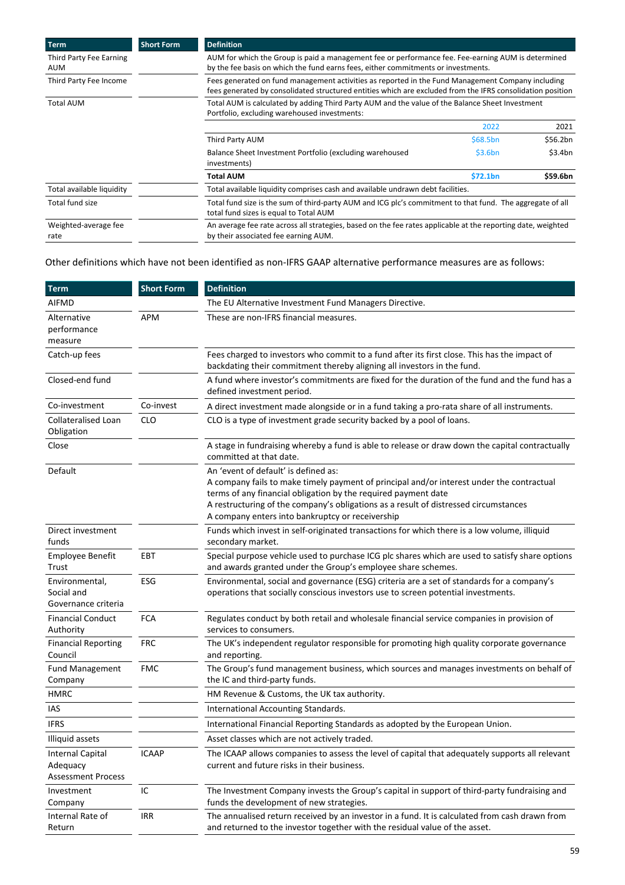| Term | Short Form | Definition | | |
|---|---|---|---|---|
| Third Party Fee Earning AUM | | AUM for which the Group is paid a management fee or performance fee. Fee-earning AUM is determined by the fee basis on which the fund earns fees, either commitments or investments. | | |
| Third Party Fee Income | | Fees generated on fund management activities as reported in the Fund Management Company including fees generated by consolidated structured entities which are excluded from the IFRS consolidation position | | |
| Total AUM | | Total AUM is calculated by adding Third Party AUM and the value of the Balance Sheet Investment Portfolio, excluding warehoused investments: | | |
| | | | 2022 | 2021 |
| | | Third Party AUM | $68.5bn | $56.2bn |
| | | Balance Sheet Investment Portfolio (excluding warehoused investments) | $3.6bn | $3.4bn |
| | | **Total AUM** | **$72.1bn** | **$59.6bn** |
| Total available liquidity | | Total available liquidity comprises cash and available undrawn debt facilities. | | |
| Total fund size | | Total fund size is the sum of third-party AUM and ICG plc's commitment to that fund. The aggregate of all total fund sizes is equal to Total AUM | | |
| Weighted-average fee rate | | An average fee rate across all strategies, based on the fee rates applicable at the reporting date, weighted by their associated fee earning AUM. | | |

Other definitions which have not been identified as non-IFRS GAAP alternative performance measures are as follows:

| Term | Short Form | Definition |
|---|---|---|
| AIFMD | | The EU Alternative Investment Fund Managers Directive. |
| Alternative performance measure | APM | These are non-IFRS financial measures. |
| Catch-up fees | | Fees charged to investors who commit to a fund after its first close. This has the impact of backdating their commitment thereby aligning all investors in the fund. |
| Closed-end fund | | A fund where investor's commitments are fixed for the duration of the fund and the fund has a defined investment period. |
| Co-investment | Co-invest | A direct investment made alongside or in a fund taking a pro-rata share of all instruments. |
| Collateralised Loan Obligation | CLO | CLO is a type of investment grade security backed by a pool of loans. |
| Close | | A stage in fundraising whereby a fund is able to release or draw down the capital contractually committed at that date. |
| Default | | An 'event of default' is defined as:<br>A company fails to make timely payment of principal and/or interest under the contractual terms of any financial obligation by the required payment date<br>A restructuring of the company's obligations as a result of distressed circumstances<br>A company enters into bankruptcy or receivership |
| Direct investment funds | | Funds which invest in self-originated transactions for which there is a low volume, illiquid secondary market. |
| Employee Benefit Trust | EBT | Special purpose vehicle used to purchase ICG plc shares which are used to satisfy share options and awards granted under the Group's employee share schemes. |
| Environmental, Social and Governance criteria | ESG | Environmental, social and governance (ESG) criteria are a set of standards for a company's operations that socially conscious investors use to screen potential investments. |
| Financial Conduct Authority | FCA | Regulates conduct by both retail and wholesale financial service companies in provision of services to consumers. |
| Financial Reporting Council | FRC | The UK's independent regulator responsible for promoting high quality corporate governance and reporting. |
| Fund Management Company | FMC | The Group's fund management business, which sources and manages investments on behalf of the IC and third-party funds. |
| HMRC | | HM Revenue & Customs, the UK tax authority. |
| IAS | | International Accounting Standards. |
| IFRS | | International Financial Reporting Standards as adopted by the European Union. |
| Illiquid assets | | Asset classes which are not actively traded. |
| Internal Capital Adequacy Assessment Process | ICAAP | The ICAAP allows companies to assess the level of capital that adequately supports all relevant current and future risks in their business. |
| Investment Company | IC | The Investment Company invests the Group's capital in support of third-party fundraising and funds the development of new strategies. |
| Internal Rate of Return | IRR | The annualised return received by an investor in a fund. It is calculated from cash drawn from and returned to the investor together with the residual value of the asset. |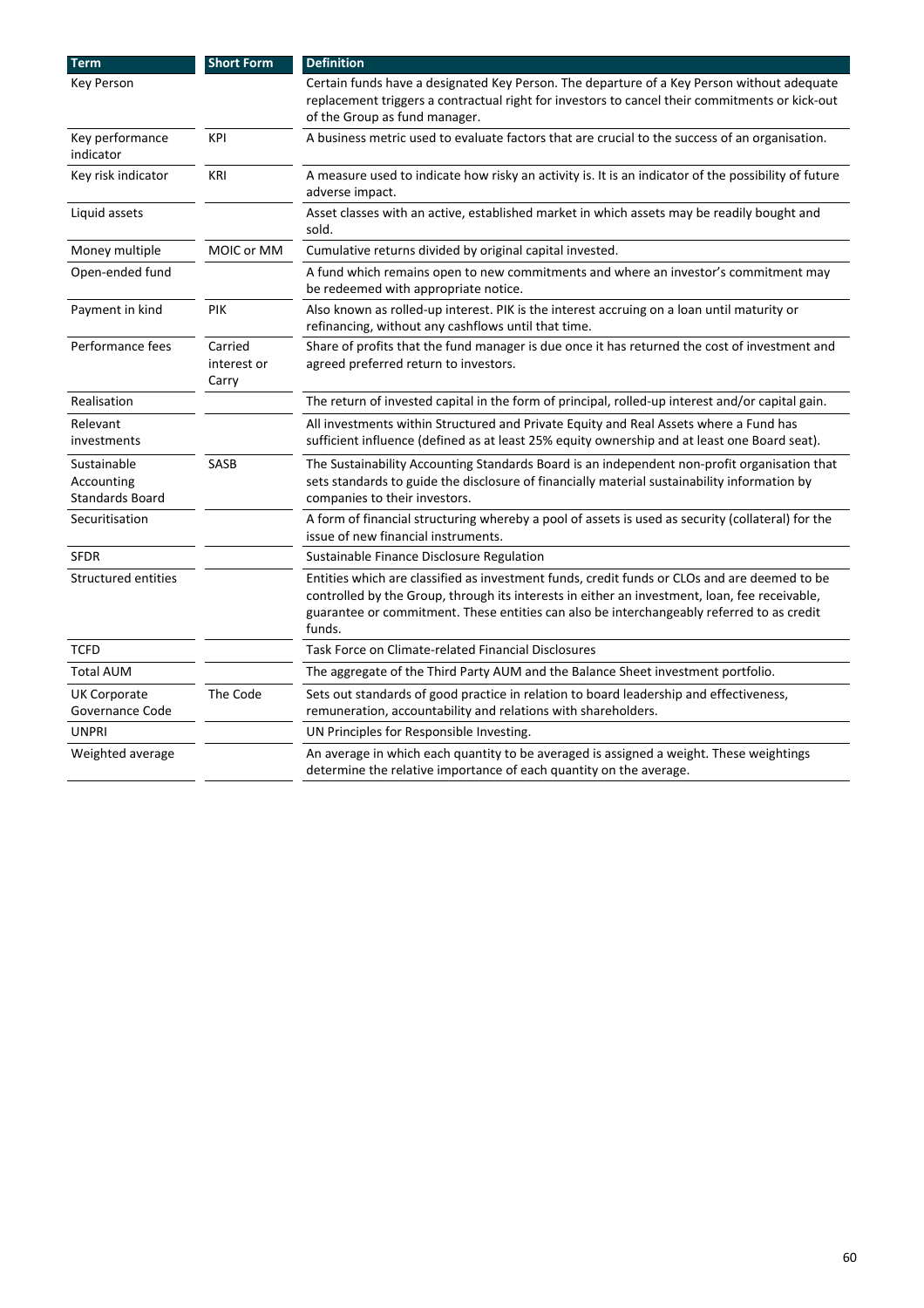| Term | Short Form | Definition |
|---|---|---|
| Key Person | | Certain funds have a designated Key Person. The departure of a Key Person without adequate replacement triggers a contractual right for investors to cancel their commitments or kick-out of the Group as fund manager. |
| Key performance indicator | KPI | A business metric used to evaluate factors that are crucial to the success of an organisation. |
| Key risk indicator | KRI | A measure used to indicate how risky an activity is. It is an indicator of the possibility of future adverse impact. |
| Liquid assets | | Asset classes with an active, established market in which assets may be readily bought and sold. |
| Money multiple | MOIC or MM | Cumulative returns divided by original capital invested. |
| Open-ended fund | | A fund which remains open to new commitments and where an investor's commitment may be redeemed with appropriate notice. |
| Payment in kind | PIK | Also known as rolled-up interest. PIK is the interest accruing on a loan until maturity or refinancing, without any cashflows until that time. |
| Performance fees | Carried interest or Carry | Share of profits that the fund manager is due once it has returned the cost of investment and agreed preferred return to investors. |
| Realisation | | The return of invested capital in the form of principal, rolled-up interest and/or capital gain. |
| Relevant investments | | All investments within Structured and Private Equity and Real Assets where a Fund has sufficient influence (defined as at least 25% equity ownership and at least one Board seat). |
| Sustainable Accounting Standards Board | SASB | The Sustainability Accounting Standards Board is an independent non-profit organisation that sets standards to guide the disclosure of financially material sustainability information by companies to their investors. |
| Securitisation | | A form of financial structuring whereby a pool of assets is used as security (collateral) for the issue of new financial instruments. |
| SFDR | | Sustainable Finance Disclosure Regulation |
| Structured entities | | Entities which are classified as investment funds, credit funds or CLOs and are deemed to be controlled by the Group, through its interests in either an investment, loan, fee receivable, guarantee or commitment. These entities can also be interchangeably referred to as credit funds. |
| TCFD | | Task Force on Climate-related Financial Disclosures |
| Total AUM | | The aggregate of the Third Party AUM and the Balance Sheet investment portfolio. |
| UK Corporate Governance Code | The Code | Sets out standards of good practice in relation to board leadership and effectiveness, remuneration, accountability and relations with shareholders. |
| UNPRI | | UN Principles for Responsible Investing. |
| Weighted average | | An average in which each quantity to be averaged is assigned a weight. These weightings determine the relative importance of each quantity on the average. |